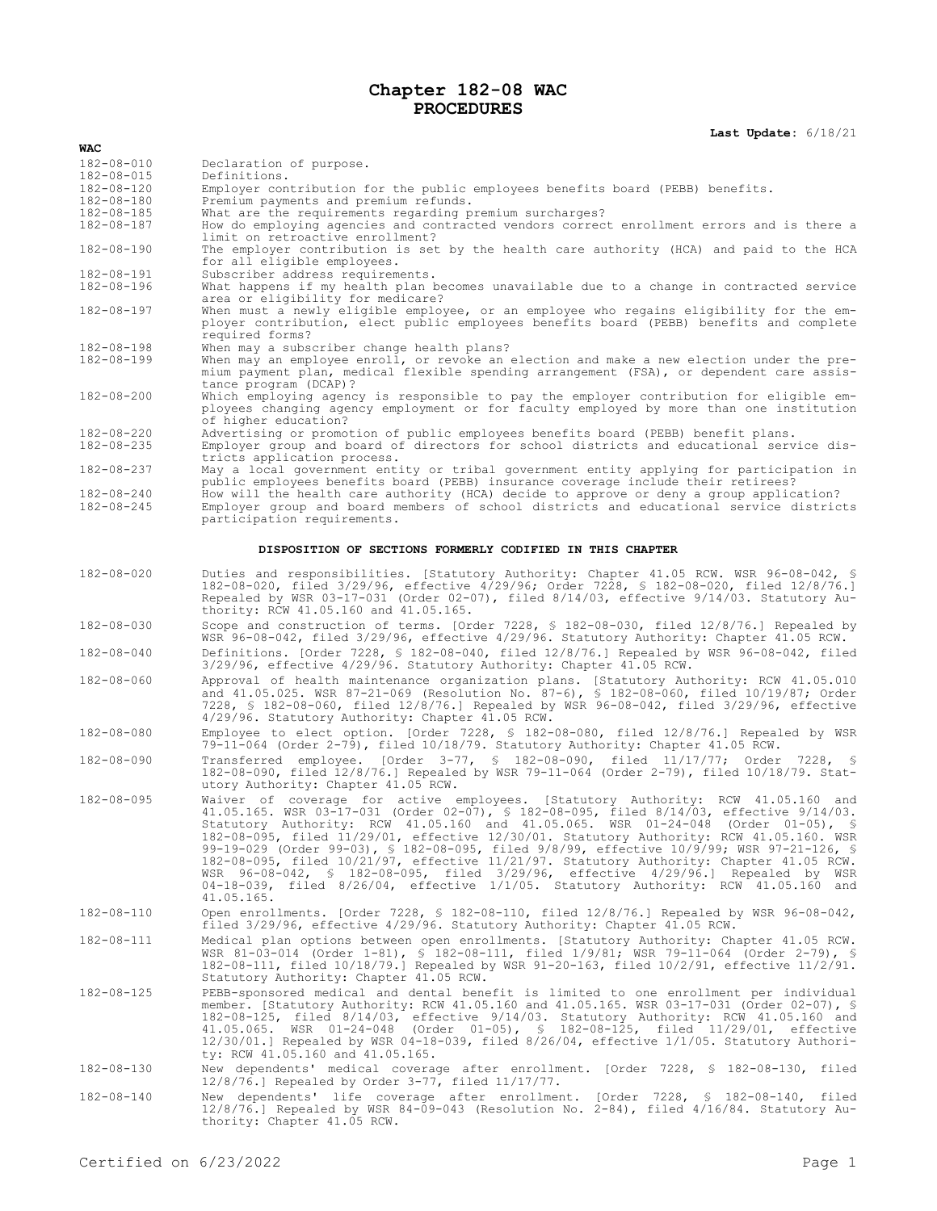# Chapter 182-08 WAC
## PROCEDURES

**Last Update:** 6/18/21

**WAC**

| | |
|---|---|
| 182-08-010 | Declaration of purpose. |
| 182-08-015 | Definitions. |
| 182-08-120 | Employer contribution for the public employees benefits board (PEBB) benefits. |
| 182-08-180 | Premium payments and premium refunds. |
| 182-08-185 | What are the requirements regarding premium surcharges? |
| 182-08-187 | How do employing agencies and contracted vendors correct enrollment errors and is there a limit on retroactive enrollment? |
| 182-08-190 | The employer contribution is set by the health care authority (HCA) and paid to the HCA for all eligible employees. |
| 182-08-191 | Subscriber address requirements. |
| 182-08-196 | What happens if my health plan becomes unavailable due to a change in contracted service area or eligibility for medicare? |
| 182-08-197 | When must a newly eligible employee, or an employee who regains eligibility for the employer contribution, elect public employees benefits board (PEBB) benefits and complete required forms? |
| 182-08-198 | When may a subscriber change health plans? |
| 182-08-199 | When may an employee enroll, or revoke an election and make a new election under the premium payment plan, medical flexible spending arrangement (FSA), or dependent care assistance program (DCAP)? |
| 182-08-200 | Which employing agency is responsible to pay the employer contribution for eligible employees changing agency employment or for faculty employed by more than one institution of higher education? |
| 182-08-220 | Advertising or promotion of public employees benefits board (PEBB) benefit plans. |
| 182-08-235 | Employer group and board of directors for school districts and educational service districts application process. |
| 182-08-237 | May a local government entity or tribal government entity applying for participation in public employees benefits board (PEBB) insurance coverage include their retirees? |
| 182-08-240 | How will the health care authority (HCA) decide to approve or deny a group application? |
| 182-08-245 | Employer group and board members of school districts and educational service districts participation requirements. |

### DISPOSITION OF SECTIONS FORMERLY CODIFIED IN THIS CHAPTER

| | |
|---|---|
| 182-08-020 | Duties and responsibilities. [Statutory Authority: Chapter 41.05 RCW. WSR 96-08-042, § 182-08-020, filed 3/29/96, effective 4/29/96; Order 7228, § 182-08-020, filed 12/8/76.] Repealed by WSR 03-17-031 (Order 02-07), filed 8/14/03, effective 9/14/03. Statutory Authority: RCW 41.05.160 and 41.05.165. |
| 182-08-030 | Scope and construction of terms. [Order 7228, § 182-08-030, filed 12/8/76.] Repealed by WSR 96-08-042, filed 3/29/96, effective 4/29/96. Statutory Authority: Chapter 41.05 RCW. |
| 182-08-040 | Definitions. [Order 7228, § 182-08-040, filed 12/8/76.] Repealed by WSR 96-08-042, filed 3/29/96, effective 4/29/96. Statutory Authority: Chapter 41.05 RCW. |
| 182-08-060 | Approval of health maintenance organization plans. [Statutory Authority: RCW 41.05.010 and 41.05.025. WSR 87-21-069 (Resolution No. 87-6), § 182-08-060, filed 10/19/87; Order 7228, § 182-08-060, filed 12/8/76.] Repealed by WSR 96-08-042, filed 3/29/96, effective 4/29/96. Statutory Authority: Chapter 41.05 RCW. |
| 182-08-080 | Employee to elect option. [Order 7228, § 182-08-080, filed 12/8/76.] Repealed by WSR 79-11-064 (Order 2-79), filed 10/18/79. Statutory Authority: Chapter 41.05 RCW. |
| 182-08-090 | Transferred employee. [Order 3-77, § 182-08-090, filed 11/17/77; Order 7228, § 182-08-090, filed 12/8/76.] Repealed by WSR 79-11-064 (Order 2-79), filed 10/18/79. Statutory Authority: Chapter 41.05 RCW. |
| 182-08-095 | Waiver of coverage for active employees. [Statutory Authority: RCW 41.05.160 and 41.05.165. WSR 03-17-031 (Order 02-07), § 182-08-095, filed 8/14/03, effective 9/14/03. Statutory Authority: RCW 41.05.160 and 41.05.065. WSR 01-24-048 (Order 01-05), § 182-08-095, filed 11/29/01, effective 12/30/01. Statutory Authority: RCW 41.05.160. WSR 99-19-029 (Order 99-03), § 182-08-095, filed 9/8/99, effective 10/9/99; WSR 97-21-126, § 182-08-095, filed 10/21/97, effective 11/21/97. Statutory Authority: Chapter 41.05 RCW. WSR 96-08-042, § 182-08-095, filed 3/29/96, effective 4/29/96.] Repealed by WSR 04-18-039, filed 8/26/04, effective 1/1/05. Statutory Authority: RCW 41.05.160 and 41.05.165. |
| 182-08-110 | Open enrollments. [Order 7228, § 182-08-110, filed 12/8/76.] Repealed by WSR 96-08-042, filed 3/29/96, effective 4/29/96. Statutory Authority: Chapter 41.05 RCW. |
| 182-08-111 | Medical plan options between open enrollments. [Statutory Authority: Chapter 41.05 RCW. WSR 81-03-014 (Order 1-81), § 182-08-111, filed 1/9/81; WSR 79-11-064 (Order 2-79), § 182-08-111, filed 10/18/79.] Repealed by WSR 91-20-163, filed 10/2/91, effective 11/2/91. Statutory Authority: Chapter 41.05 RCW. |
| 182-08-125 | PEBB-sponsored medical and dental benefit is limited to one enrollment per individual member. [Statutory Authority: RCW 41.05.160 and 41.05.165. WSR 03-17-031 (Order 02-07), § 182-08-125, filed 8/14/03, effective 9/14/03. Statutory Authority: RCW 41.05.160 and 41.05.065. WSR 01-24-048 (Order 01-05), § 182-08-125, filed 11/29/01, effective 12/30/01.] Repealed by WSR 04-18-039, filed 8/26/04, effective 1/1/05. Statutory Authority: RCW 41.05.160 and 41.05.165. |
| 182-08-130 | New dependents' medical coverage after enrollment. [Order 7228, § 182-08-130, filed 12/8/76.] Repealed by Order 3-77, filed 11/17/77. |
| 182-08-140 | New dependents' life coverage after enrollment. [Order 7228, § 182-08-140, filed 12/8/76.] Repealed by WSR 84-09-043 (Resolution No. 2-84), filed 4/16/84. Statutory Authority: Chapter 41.05 RCW. |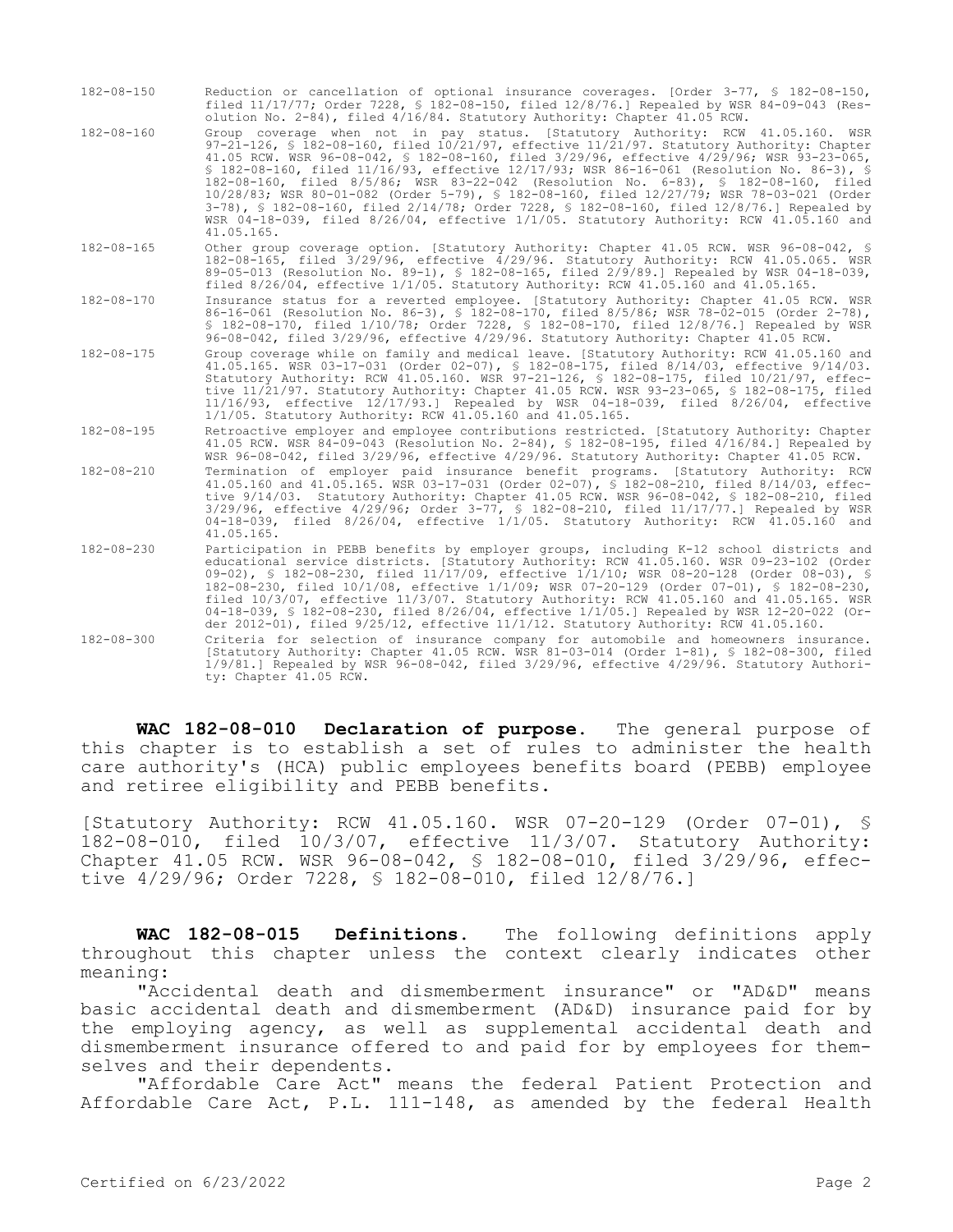| | |
|---|---|
| 182-08-150 | Reduction or cancellation of optional insurance coverages. [Order 3-77, § 182-08-150, filed 11/17/77; Order 7228, § 182-08-150, filed 12/8/76.] Repealed by WSR 84-09-043 (Resolution No. 2-84), filed 4/16/84. Statutory Authority: Chapter 41.05 RCW. |
| 182-08-160 | Group coverage when not in pay status. [Statutory Authority: RCW 41.05.160. WSR 97-21-126, § 182-08-160, filed 10/21/97, effective 11/21/97. Statutory Authority: Chapter 41.05 RCW. WSR 96-08-042, § 182-08-160, filed 3/29/96, effective 4/29/96; WSR 93-23-065, § 182-08-160, filed 11/16/93, effective 12/17/93; WSR 86-16-061 (Resolution No. 86-3), § 182-08-160, filed 8/5/86; WSR 83-22-042 (Resolution No. 6-83), § 182-08-160, filed 10/28/83; WSR 80-01-082 (Order 5-79), § 182-08-160, filed 12/27/79; WSR 78-03-021 (Order 3-78), § 182-08-160, filed 2/14/78; Order 7228, § 182-08-160, filed 12/8/76.] Repealed by WSR 04-18-039, filed 8/26/04, effective 1/1/05. Statutory Authority: RCW 41.05.160 and 41.05.165. |
| 182-08-165 | Other group coverage option. [Statutory Authority: Chapter 41.05 RCW. WSR 96-08-042, § 182-08-165, filed 3/29/96, effective 4/29/96. Statutory Authority: RCW 41.05.065. WSR 89-05-013 (Resolution No. 89-1), § 182-08-165, filed 2/9/89.] Repealed by WSR 04-18-039, filed 8/26/04, effective 1/1/05. Statutory Authority: RCW 41.05.160 and 41.05.165. |
| 182-08-170 | Insurance status for a reverted employee. [Statutory Authority: Chapter 41.05 RCW. WSR 86-16-061 (Resolution No. 86-3), § 182-08-170, filed 8/5/86; WSR 78-02-015 (Order 2-78), § 182-08-170, filed 1/10/78; Order 7228, § 182-08-170, filed 12/8/76.] Repealed by WSR 96-08-042, filed 3/29/96, effective 4/29/96. Statutory Authority: Chapter 41.05 RCW. |
| 182-08-175 | Group coverage while on family and medical leave. [Statutory Authority: RCW 41.05.160 and 41.05.165. WSR 03-17-031 (Order 02-07), § 182-08-175, filed 8/14/03, effective 9/14/03. Statutory Authority: RCW 41.05.160. WSR 97-21-126, § 182-08-175, filed 10/21/97, effective 11/21/97. Statutory Authority: Chapter 41.05 RCW. WSR 93-23-065, § 182-08-175, filed 11/16/93, effective 12/17/93.] Repealed by WSR 04-18-039, filed 8/26/04, effective 1/1/05. Statutory Authority: RCW 41.05.160 and 41.05.165. |
| 182-08-195 | Retroactive employer and employee contributions restricted. [Statutory Authority: Chapter 41.05 RCW. WSR 84-09-043 (Resolution No. 2-84), § 182-08-195, filed 4/16/84.] Repealed by WSR 96-08-042, filed 3/29/96, effective 4/29/96. Statutory Authority: Chapter 41.05 RCW. |
| 182-08-210 | Termination of employer paid insurance benefit programs. [Statutory Authority: RCW 41.05.160 and 41.05.165. WSR 03-17-031 (Order 02-07), § 182-08-210, filed 8/14/03, effective 9/14/03. Statutory Authority: Chapter 41.05 RCW. WSR 96-08-042, § 182-08-210, filed 3/29/96, effective 4/29/96; Order 3-77, § 182-08-210, filed 11/17/77.] Repealed by WSR 04-18-039, filed 8/26/04, effective 1/1/05. Statutory Authority: RCW 41.05.160 and 41.05.165. |
| 182-08-230 | Participation in PEBB benefits by employer groups, including K-12 school districts and educational service districts. [Statutory Authority: RCW 41.05.160. WSR 09-23-102 (Order 09-02), § 182-08-230, filed 11/17/09, effective 1/1/10; WSR 08-20-128 (Order 08-03), § 182-08-230, filed 10/1/08, effective 1/1/09; WSR 07-20-129 (Order 07-01), § 182-08-230, filed 10/3/07, effective 11/3/07. Statutory Authority: RCW 41.05.160 and 41.05.165. WSR 04-18-039, § 182-08-230, filed 8/26/04, effective 1/1/05.] Repealed by WSR 12-20-022 (Order 2012-01), filed 9/25/12, effective 11/1/12. Statutory Authority: RCW 41.05.160. |
| 182-08-300 | Criteria for selection of insurance company for automobile and homeowners insurance. [Statutory Authority: Chapter 41.05 RCW. WSR 81-03-014 (Order 1-81), § 182-08-300, filed 1/9/81.] Repealed by WSR 96-08-042, filed 3/29/96, effective 4/29/96. Statutory Authority: Chapter 41.05 RCW. |

**WAC 182-08-010 Declaration of purpose.** The general purpose of this chapter is to establish a set of rules to administer the health care authority's (HCA) public employees benefits board (PEBB) employee and retiree eligibility and PEBB benefits.

[Statutory Authority: RCW 41.05.160. WSR 07-20-129 (Order 07-01), § 182-08-010, filed 10/3/07, effective 11/3/07. Statutory Authority: Chapter 41.05 RCW. WSR 96-08-042, § 182-08-010, filed 3/29/96, effective 4/29/96; Order 7228, § 182-08-010, filed 12/8/76.]

**WAC 182-08-015 Definitions.** The following definitions apply throughout this chapter unless the context clearly indicates other meaning:

"Accidental death and dismemberment insurance" or "AD&D" means basic accidental death and dismemberment (AD&D) insurance paid for by the employing agency, as well as supplemental accidental death and dismemberment insurance offered to and paid for by employees for themselves and their dependents.

"Affordable Care Act" means the federal Patient Protection and Affordable Care Act, P.L. 111-148, as amended by the federal Health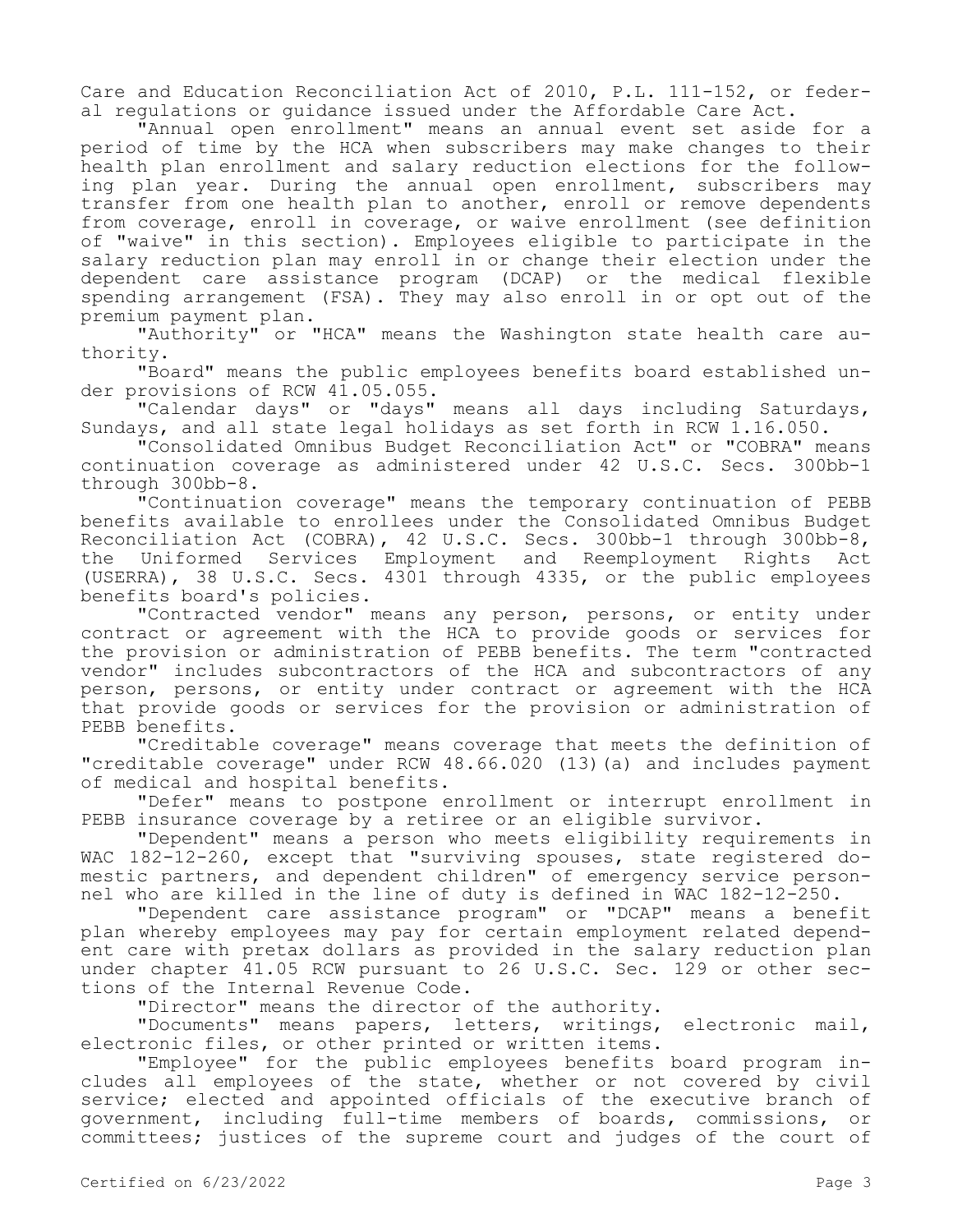Care and Education Reconciliation Act of 2010, P.L. 111-152, or federal regulations or guidance issued under the Affordable Care Act.

"Annual open enrollment" means an annual event set aside for a period of time by the HCA when subscribers may make changes to their health plan enrollment and salary reduction elections for the following plan year. During the annual open enrollment, subscribers may transfer from one health plan to another, enroll or remove dependents from coverage, enroll in coverage, or waive enrollment (see definition of "waive" in this section). Employees eligible to participate in the salary reduction plan may enroll in or change their election under the dependent care assistance program (DCAP) or the medical flexible spending arrangement (FSA). They may also enroll in or opt out of the premium payment plan.

"Authority" or "HCA" means the Washington state health care authority.

"Board" means the public employees benefits board established under provisions of RCW 41.05.055.

"Calendar days" or "days" means all days including Saturdays, Sundays, and all state legal holidays as set forth in RCW 1.16.050.

"Consolidated Omnibus Budget Reconciliation Act" or "COBRA" means continuation coverage as administered under 42 U.S.C. Secs. 300bb-1 through 300bb-8.

"Continuation coverage" means the temporary continuation of PEBB benefits available to enrollees under the Consolidated Omnibus Budget Reconciliation Act (COBRA), 42 U.S.C. Secs. 300bb-1 through 300bb-8, the Uniformed Services Employment and Reemployment Rights Act (USERRA), 38 U.S.C. Secs. 4301 through 4335, or the public employees benefits board's policies.

"Contracted vendor" means any person, persons, or entity under contract or agreement with the HCA to provide goods or services for the provision or administration of PEBB benefits. The term "contracted vendor" includes subcontractors of the HCA and subcontractors of any person, persons, or entity under contract or agreement with the HCA that provide goods or services for the provision or administration of PEBB benefits.

"Creditable coverage" means coverage that meets the definition of "creditable coverage" under RCW 48.66.020 (13)(a) and includes payment of medical and hospital benefits.

"Defer" means to postpone enrollment or interrupt enrollment in PEBB insurance coverage by a retiree or an eligible survivor.

"Dependent" means a person who meets eligibility requirements in WAC 182-12-260, except that "surviving spouses, state registered domestic partners, and dependent children" of emergency service personnel who are killed in the line of duty is defined in WAC 182-12-250.

"Dependent care assistance program" or "DCAP" means a benefit plan whereby employees may pay for certain employment related dependent care with pretax dollars as provided in the salary reduction plan under chapter 41.05 RCW pursuant to 26 U.S.C. Sec. 129 or other sections of the Internal Revenue Code.

"Director" means the director of the authority.

"Documents" means papers, letters, writings, electronic mail, electronic files, or other printed or written items.

"Employee" for the public employees benefits board program includes all employees of the state, whether or not covered by civil service; elected and appointed officials of the executive branch of government, including full-time members of boards, commissions, or committees; justices of the supreme court and judges of the court of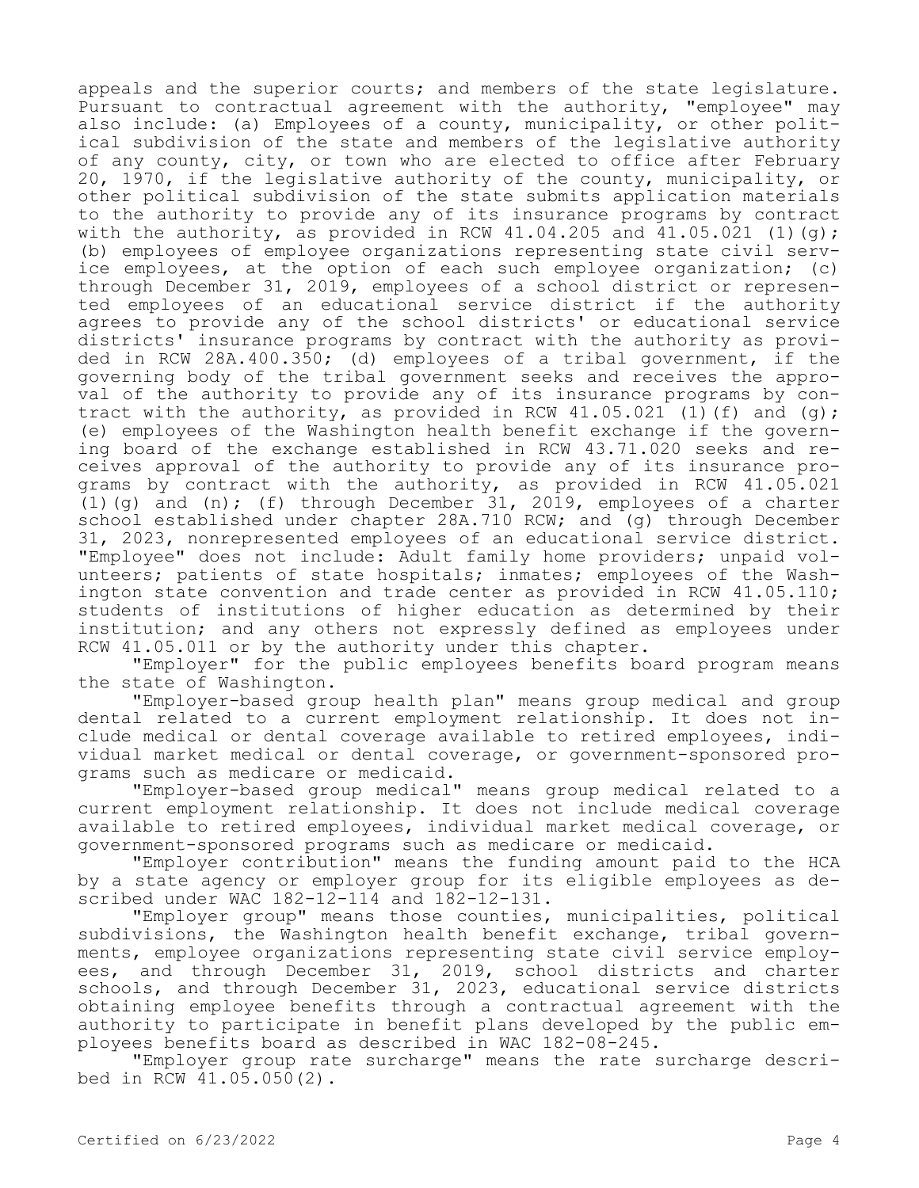appeals and the superior courts; and members of the state legislature. Pursuant to contractual agreement with the authority, "employee" may also include: (a) Employees of a county, municipality, or other political subdivision of the state and members of the legislative authority of any county, city, or town who are elected to office after February 20, 1970, if the legislative authority of the county, municipality, or other political subdivision of the state submits application materials to the authority to provide any of its insurance programs by contract with the authority, as provided in RCW 41.04.205 and 41.05.021 (1)(g); (b) employees of employee organizations representing state civil service employees, at the option of each such employee organization; (c) through December 31, 2019, employees of a school district or represented employees of an educational service district if the authority agrees to provide any of the school districts' or educational service districts' insurance programs by contract with the authority as provided in RCW 28A.400.350; (d) employees of a tribal government, if the governing body of the tribal government seeks and receives the approval of the authority to provide any of its insurance programs by contract with the authority, as provided in RCW 41.05.021 (1)(f) and (g); (e) employees of the Washington health benefit exchange if the governing board of the exchange established in RCW 43.71.020 seeks and receives approval of the authority to provide any of its insurance programs by contract with the authority, as provided in RCW 41.05.021 (1)(g) and (n); (f) through December 31, 2019, employees of a charter school established under chapter 28A.710 RCW; and (g) through December 31, 2023, nonrepresented employees of an educational service district. "Employee" does not include: Adult family home providers; unpaid volunteers; patients of state hospitals; inmates; employees of the Washington state convention and trade center as provided in RCW 41.05.110; students of institutions of higher education as determined by their institution; and any others not expressly defined as employees under RCW 41.05.011 or by the authority under this chapter.

"Employer" for the public employees benefits board program means the state of Washington.

"Employer-based group health plan" means group medical and group dental related to a current employment relationship. It does not include medical or dental coverage available to retired employees, individual market medical or dental coverage, or government-sponsored programs such as medicare or medicaid.

"Employer-based group medical" means group medical related to a current employment relationship. It does not include medical coverage available to retired employees, individual market medical coverage, or government-sponsored programs such as medicare or medicaid.

"Employer contribution" means the funding amount paid to the HCA by a state agency or employer group for its eligible employees as described under WAC 182-12-114 and 182-12-131.

"Employer group" means those counties, municipalities, political subdivisions, the Washington health benefit exchange, tribal governments, employee organizations representing state civil service employees, and through December 31, 2019, school districts and charter schools, and through December 31, 2023, educational service districts obtaining employee benefits through a contractual agreement with the authority to participate in benefit plans developed by the public employees benefits board as described in WAC 182-08-245.

"Employer group rate surcharge" means the rate surcharge described in RCW 41.05.050(2).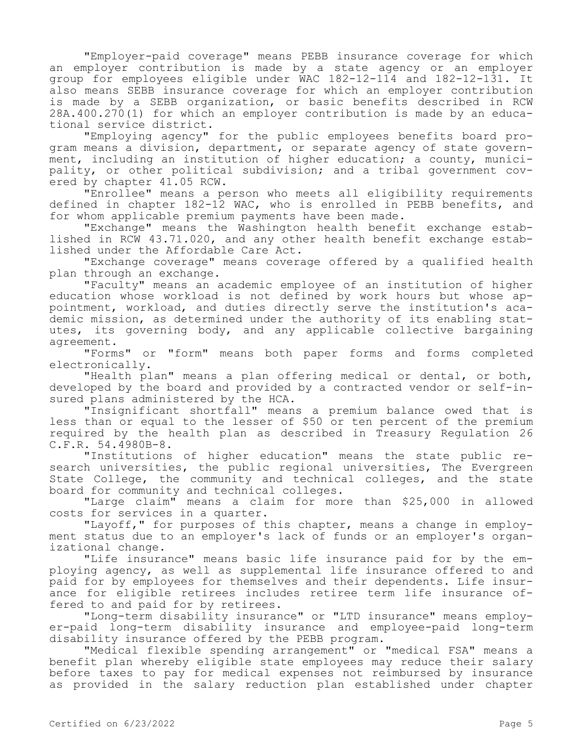"Employer-paid coverage" means PEBB insurance coverage for which an employer contribution is made by a state agency or an employer group for employees eligible under WAC 182-12-114 and 182-12-131. It also means SEBB insurance coverage for which an employer contribution is made by a SEBB organization, or basic benefits described in RCW 28A.400.270(1) for which an employer contribution is made by an educational service district.

"Employing agency" for the public employees benefits board program means a division, department, or separate agency of state government, including an institution of higher education; a county, municipality, or other political subdivision; and a tribal government covered by chapter 41.05 RCW.

"Enrollee" means a person who meets all eligibility requirements defined in chapter 182-12 WAC, who is enrolled in PEBB benefits, and for whom applicable premium payments have been made.

"Exchange" means the Washington health benefit exchange established in RCW 43.71.020, and any other health benefit exchange established under the Affordable Care Act.

"Exchange coverage" means coverage offered by a qualified health plan through an exchange.

"Faculty" means an academic employee of an institution of higher education whose workload is not defined by work hours but whose appointment, workload, and duties directly serve the institution's academic mission, as determined under the authority of its enabling statutes, its governing body, and any applicable collective bargaining agreement.

"Forms" or "form" means both paper forms and forms completed electronically.

"Health plan" means a plan offering medical or dental, or both, developed by the board and provided by a contracted vendor or self-insured plans administered by the HCA.

"Insignificant shortfall" means a premium balance owed that is less than or equal to the lesser of $50 or ten percent of the premium required by the health plan as described in Treasury Regulation 26 C.F.R. 54.4980B-8.

"Institutions of higher education" means the state public research universities, the public regional universities, The Evergreen State College, the community and technical colleges, and the state board for community and technical colleges.

"Large claim" means a claim for more than $25,000 in allowed costs for services in a quarter.

"Layoff," for purposes of this chapter, means a change in employment status due to an employer's lack of funds or an employer's organizational change.

"Life insurance" means basic life insurance paid for by the employing agency, as well as supplemental life insurance offered to and paid for by employees for themselves and their dependents. Life insurance for eligible retirees includes retiree term life insurance offered to and paid for by retirees.

"Long-term disability insurance" or "LTD insurance" means employer-paid long-term disability insurance and employee-paid long-term disability insurance offered by the PEBB program.

"Medical flexible spending arrangement" or "medical FSA" means a benefit plan whereby eligible state employees may reduce their salary before taxes to pay for medical expenses not reimbursed by insurance as provided in the salary reduction plan established under chapter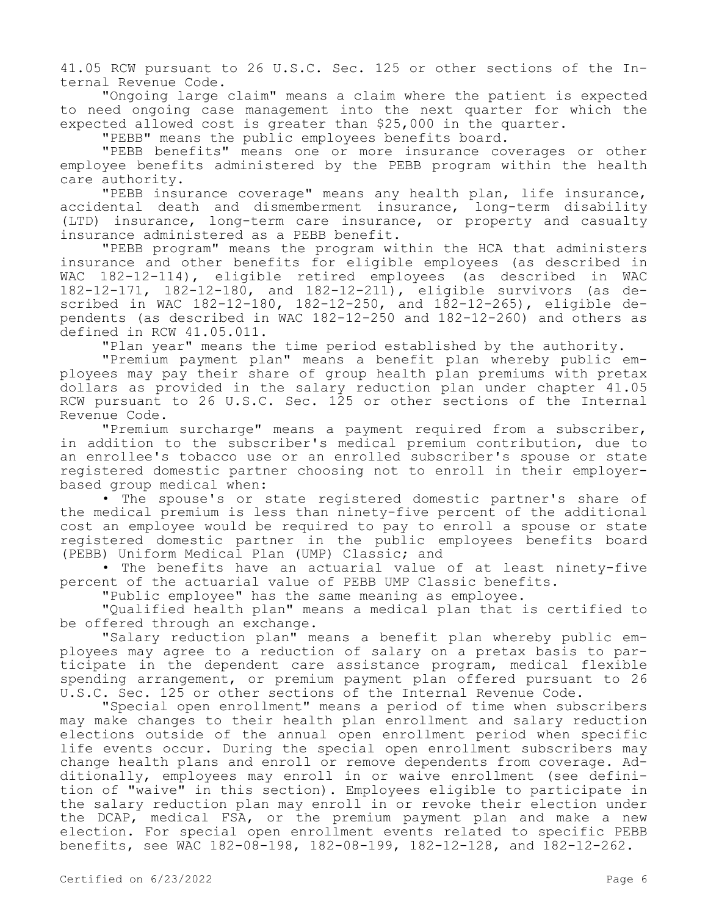41.05 RCW pursuant to 26 U.S.C. Sec. 125 or other sections of the Internal Revenue Code.

"Ongoing large claim" means a claim where the patient is expected to need ongoing case management into the next quarter for which the expected allowed cost is greater than $25,000 in the quarter.

"PEBB" means the public employees benefits board.

"PEBB benefits" means one or more insurance coverages or other employee benefits administered by the PEBB program within the health care authority.

"PEBB insurance coverage" means any health plan, life insurance, accidental death and dismemberment insurance, long-term disability (LTD) insurance, long-term care insurance, or property and casualty insurance administered as a PEBB benefit.

"PEBB program" means the program within the HCA that administers insurance and other benefits for eligible employees (as described in WAC 182-12-114), eligible retired employees (as described in WAC 182-12-171, 182-12-180, and 182-12-211), eligible survivors (as described in WAC 182-12-180, 182-12-250, and 182-12-265), eligible dependents (as described in WAC 182-12-250 and 182-12-260) and others as defined in RCW 41.05.011.

"Plan year" means the time period established by the authority.

"Premium payment plan" means a benefit plan whereby public employees may pay their share of group health plan premiums with pretax dollars as provided in the salary reduction plan under chapter 41.05 RCW pursuant to 26 U.S.C. Sec. 125 or other sections of the Internal Revenue Code.

"Premium surcharge" means a payment required from a subscriber, in addition to the subscriber's medical premium contribution, due to an enrollee's tobacco use or an enrolled subscriber's spouse or state registered domestic partner choosing not to enroll in their employer-based group medical when:

- The spouse's or state registered domestic partner's share of the medical premium is less than ninety-five percent of the additional cost an employee would be required to pay to enroll a spouse or state registered domestic partner in the public employees benefits board (PEBB) Uniform Medical Plan (UMP) Classic; and
- The benefits have an actuarial value of at least ninety-five percent of the actuarial value of PEBB UMP Classic benefits.

"Public employee" has the same meaning as employee.

"Qualified health plan" means a medical plan that is certified to be offered through an exchange.

"Salary reduction plan" means a benefit plan whereby public employees may agree to a reduction of salary on a pretax basis to participate in the dependent care assistance program, medical flexible spending arrangement, or premium payment plan offered pursuant to 26 U.S.C. Sec. 125 or other sections of the Internal Revenue Code.

"Special open enrollment" means a period of time when subscribers may make changes to their health plan enrollment and salary reduction elections outside of the annual open enrollment period when specific life events occur. During the special open enrollment subscribers may change health plans and enroll or remove dependents from coverage. Additionally, employees may enroll in or waive enrollment (see definition of "waive" in this section). Employees eligible to participate in the salary reduction plan may enroll in or revoke their election under the DCAP, medical FSA, or the premium payment plan and make a new election. For special open enrollment events related to specific PEBB benefits, see WAC 182-08-198, 182-08-199, 182-12-128, and 182-12-262.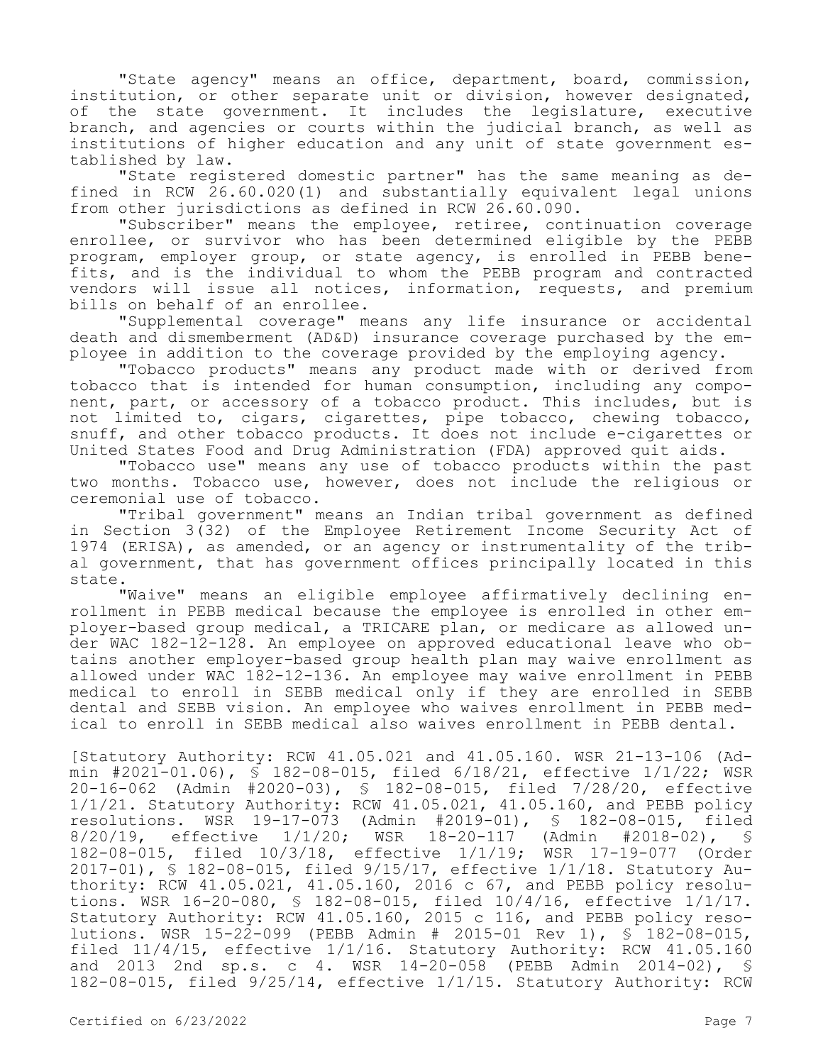"State agency" means an office, department, board, commission, institution, or other separate unit or division, however designated, of the state government. It includes the legislature, executive branch, and agencies or courts within the judicial branch, as well as institutions of higher education and any unit of state government established by law.

"State registered domestic partner" has the same meaning as defined in RCW 26.60.020(1) and substantially equivalent legal unions from other jurisdictions as defined in RCW 26.60.090.

"Subscriber" means the employee, retiree, continuation coverage enrollee, or survivor who has been determined eligible by the PEBB program, employer group, or state agency, is enrolled in PEBB benefits, and is the individual to whom the PEBB program and contracted vendors will issue all notices, information, requests, and premium bills on behalf of an enrollee.

"Supplemental coverage" means any life insurance or accidental death and dismemberment (AD&D) insurance coverage purchased by the employee in addition to the coverage provided by the employing agency.

"Tobacco products" means any product made with or derived from tobacco that is intended for human consumption, including any component, part, or accessory of a tobacco product. This includes, but is not limited to, cigars, cigarettes, pipe tobacco, chewing tobacco, snuff, and other tobacco products. It does not include e-cigarettes or United States Food and Drug Administration (FDA) approved quit aids.

"Tobacco use" means any use of tobacco products within the past two months. Tobacco use, however, does not include the religious or ceremonial use of tobacco.

"Tribal government" means an Indian tribal government as defined in Section 3(32) of the Employee Retirement Income Security Act of 1974 (ERISA), as amended, or an agency or instrumentality of the tribal government, that has government offices principally located in this state.

"Waive" means an eligible employee affirmatively declining enrollment in PEBB medical because the employee is enrolled in other employer-based group medical, a TRICARE plan, or medicare as allowed under WAC 182-12-128. An employee on approved educational leave who obtains another employer-based group health plan may waive enrollment as allowed under WAC 182-12-136. An employee may waive enrollment in PEBB medical to enroll in SEBB medical only if they are enrolled in SEBB dental and SEBB vision. An employee who waives enrollment in PEBB medical to enroll in SEBB medical also waives enrollment in PEBB dental.

[Statutory Authority: RCW 41.05.021 and 41.05.160. WSR 21-13-106 (Admin #2021-01.06), § 182-08-015, filed 6/18/21, effective 1/1/22; WSR 20-16-062 (Admin #2020-03), § 182-08-015, filed 7/28/20, effective 1/1/21. Statutory Authority: RCW 41.05.021, 41.05.160, and PEBB policy resolutions. WSR 19-17-073 (Admin #2019-01), § 182-08-015, filed 8/20/19, effective 1/1/20; WSR 18-20-117 (Admin #2018-02), § 182-08-015, filed 10/3/18, effective 1/1/19; WSR 17-19-077 (Order 2017-01), § 182-08-015, filed 9/15/17, effective 1/1/18. Statutory Authority: RCW 41.05.021, 41.05.160, 2016 c 67, and PEBB policy resolutions. WSR 16-20-080, § 182-08-015, filed 10/4/16, effective 1/1/17. Statutory Authority: RCW 41.05.160, 2015 c 116, and PEBB policy resolutions. WSR 15-22-099 (PEBB Admin # 2015-01 Rev 1), § 182-08-015, filed 11/4/15, effective 1/1/16. Statutory Authority: RCW 41.05.160 and 2013 2nd sp.s. c 4. WSR 14-20-058 (PEBB Admin 2014-02), § 182-08-015, filed 9/25/14, effective 1/1/15. Statutory Authority: RCW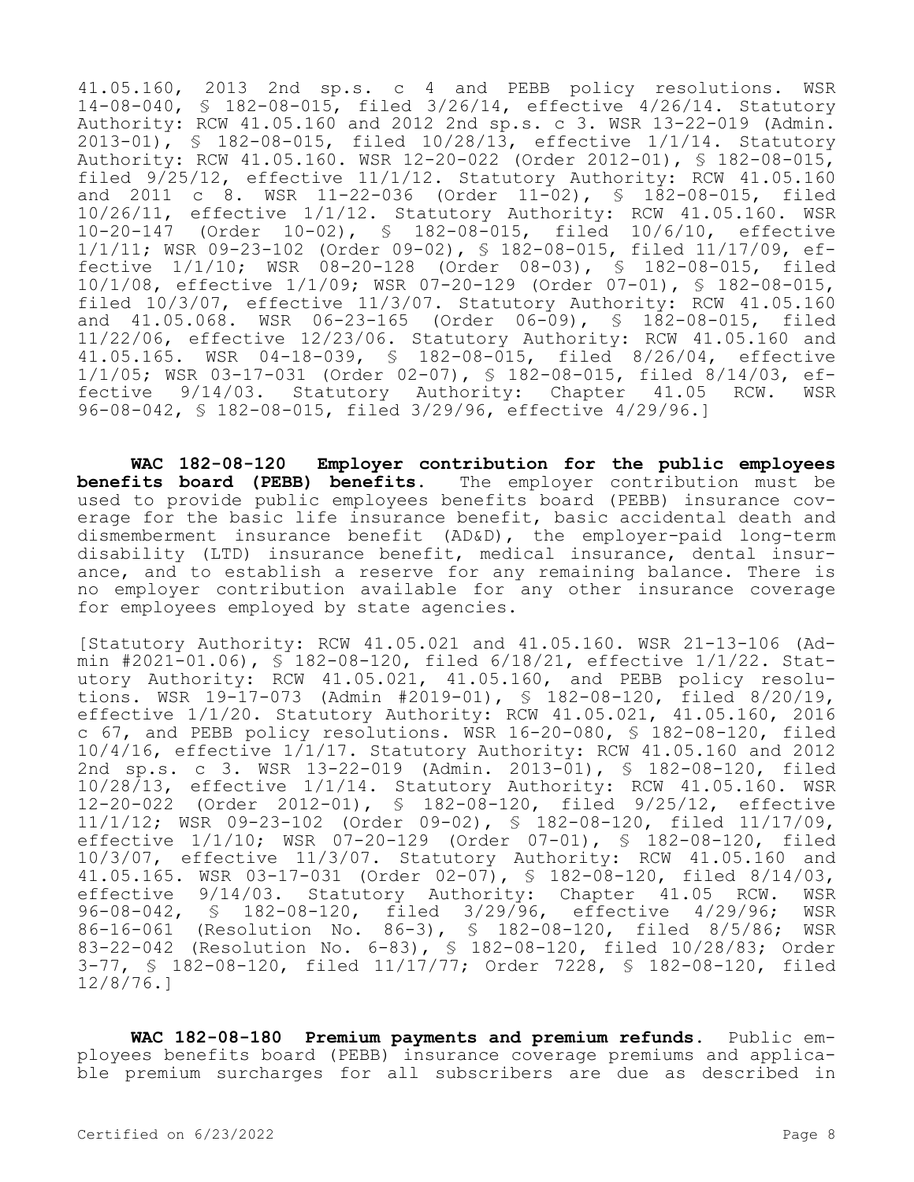41.05.160, 2013 2nd sp.s. c 4 and PEBB policy resolutions. WSR 14-08-040, § 182-08-015, filed 3/26/14, effective 4/26/14. Statutory Authority: RCW 41.05.160 and 2012 2nd sp.s. c 3. WSR 13-22-019 (Admin. 2013-01), § 182-08-015, filed 10/28/13, effective 1/1/14. Statutory Authority: RCW 41.05.160. WSR 12-20-022 (Order 2012-01), § 182-08-015, filed 9/25/12, effective 11/1/12. Statutory Authority: RCW 41.05.160 and 2011 c 8. WSR 11-22-036 (Order 11-02), § 182-08-015, filed 10/26/11, effective 1/1/12. Statutory Authority: RCW 41.05.160. WSR 10-20-147 (Order 10-02), § 182-08-015, filed 10/6/10, effective 1/1/11; WSR 09-23-102 (Order 09-02), § 182-08-015, filed 11/17/09, effective 1/1/10; WSR 08-20-128 (Order 08-03), § 182-08-015, filed 10/1/08, effective 1/1/09; WSR 07-20-129 (Order 07-01), § 182-08-015, filed 10/3/07, effective 11/3/07. Statutory Authority: RCW 41.05.160 and 41.05.068. WSR 06-23-165 (Order 06-09), § 182-08-015, filed 11/22/06, effective 12/23/06. Statutory Authority: RCW 41.05.160 and 41.05.165. WSR 04-18-039, § 182-08-015, filed 8/26/04, effective 1/1/05; WSR 03-17-031 (Order 02-07), § 182-08-015, filed 8/14/03, effective 9/14/03. Statutory Authority: Chapter 41.05 RCW. WSR 96-08-042, § 182-08-015, filed 3/29/96, effective 4/29/96.]

**WAC 182-08-120 Employer contribution for the public employees benefits board (PEBB) benefits.** The employer contribution must be used to provide public employees benefits board (PEBB) insurance coverage for the basic life insurance benefit, basic accidental death and dismemberment insurance benefit (AD&D), the employer-paid long-term disability (LTD) insurance benefit, medical insurance, dental insurance, and to establish a reserve for any remaining balance. There is no employer contribution available for any other insurance coverage for employees employed by state agencies.

[Statutory Authority: RCW 41.05.021 and 41.05.160. WSR 21-13-106 (Admin #2021-01.06), § 182-08-120, filed 6/18/21, effective 1/1/22. Statutory Authority: RCW 41.05.021, 41.05.160, and PEBB policy resolutions. WSR 19-17-073 (Admin #2019-01), § 182-08-120, filed 8/20/19, effective 1/1/20. Statutory Authority: RCW 41.05.021, 41.05.160, 2016 c 67, and PEBB policy resolutions. WSR 16-20-080, § 182-08-120, filed 10/4/16, effective 1/1/17. Statutory Authority: RCW 41.05.160 and 2012 2nd sp.s. c 3. WSR 13-22-019 (Admin. 2013-01), § 182-08-120, filed 10/28/13, effective 1/1/14. Statutory Authority: RCW 41.05.160. WSR 12-20-022 (Order 2012-01), § 182-08-120, filed 9/25/12, effective 11/1/12; WSR 09-23-102 (Order 09-02), § 182-08-120, filed 11/17/09, effective 1/1/10; WSR 07-20-129 (Order 07-01), § 182-08-120, filed 10/3/07, effective 11/3/07. Statutory Authority: RCW 41.05.160 and 41.05.165. WSR 03-17-031 (Order 02-07), § 182-08-120, filed 8/14/03, effective 9/14/03. Statutory Authority: Chapter 41.05 RCW. WSR 96-08-042, § 182-08-120, filed 3/29/96, effective 4/29/96; WSR 86-16-061 (Resolution No. 86-3), § 182-08-120, filed 8/5/86; WSR 83-22-042 (Resolution No. 6-83), § 182-08-120, filed 10/28/83; Order 3-77, § 182-08-120, filed 11/17/77; Order 7228, § 182-08-120, filed 12/8/76.]

**WAC 182-08-180 Premium payments and premium refunds.** Public employees benefits board (PEBB) insurance coverage premiums and applicable premium surcharges for all subscribers are due as described in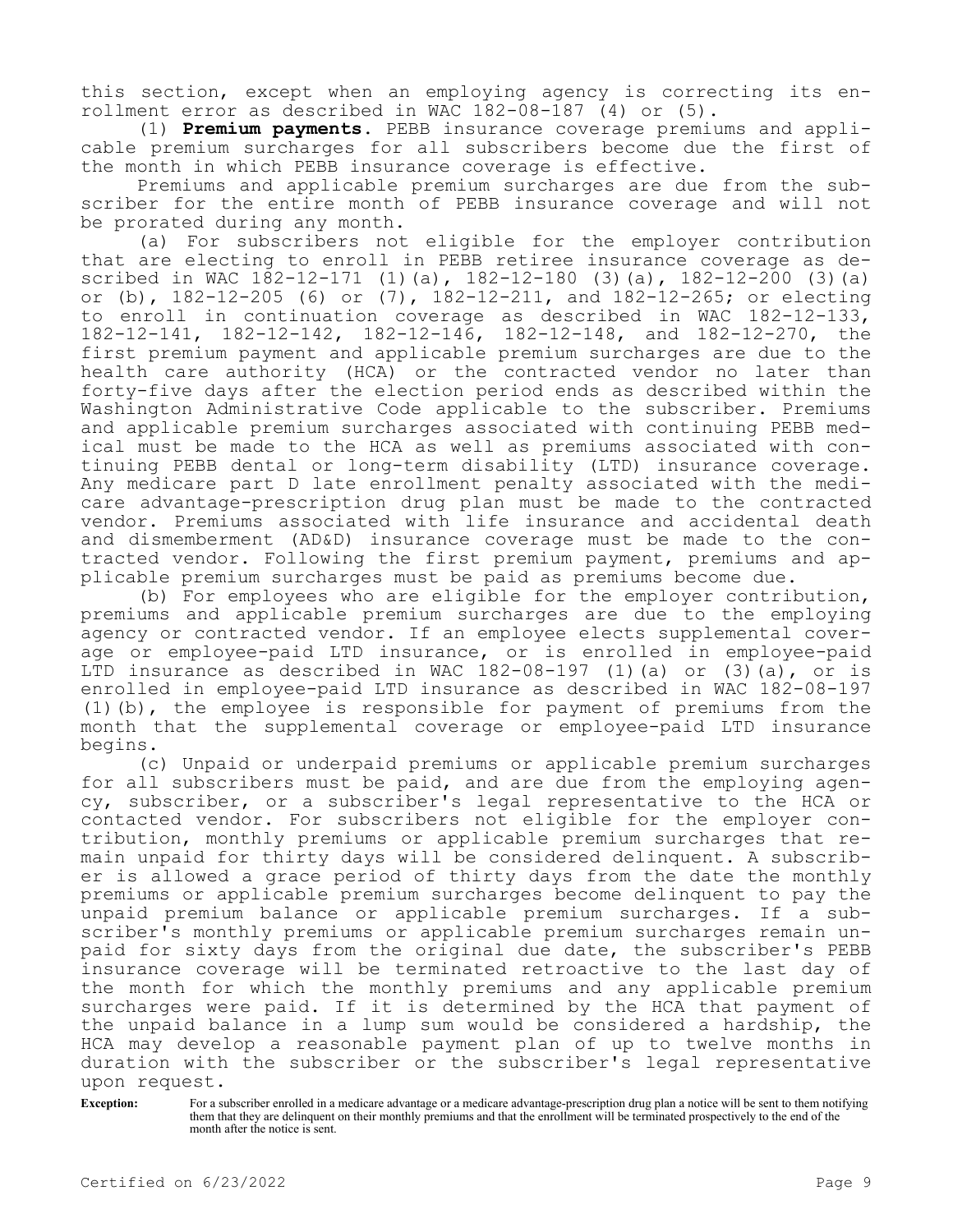this section, except when an employing agency is correcting its enrollment error as described in WAC 182-08-187 (4) or (5).

(1) **Premium payments.** PEBB insurance coverage premiums and applicable premium surcharges for all subscribers become due the first of the month in which PEBB insurance coverage is effective.

Premiums and applicable premium surcharges are due from the subscriber for the entire month of PEBB insurance coverage and will not be prorated during any month.

(a) For subscribers not eligible for the employer contribution that are electing to enroll in PEBB retiree insurance coverage as described in WAC 182-12-171 (1)(a), 182-12-180 (3)(a), 182-12-200 (3)(a) or (b), 182-12-205 (6) or (7), 182-12-211, and 182-12-265; or electing to enroll in continuation coverage as described in WAC 182-12-133, 182-12-141, 182-12-142, 182-12-146, 182-12-148, and 182-12-270, the first premium payment and applicable premium surcharges are due to the health care authority (HCA) or the contracted vendor no later than forty-five days after the election period ends as described within the Washington Administrative Code applicable to the subscriber. Premiums and applicable premium surcharges associated with continuing PEBB medical must be made to the HCA as well as premiums associated with continuing PEBB dental or long-term disability (LTD) insurance coverage. Any medicare part D late enrollment penalty associated with the medicare advantage-prescription drug plan must be made to the contracted vendor. Premiums associated with life insurance and accidental death and dismemberment (AD&D) insurance coverage must be made to the contracted vendor. Following the first premium payment, premiums and applicable premium surcharges must be paid as premiums become due.

(b) For employees who are eligible for the employer contribution, premiums and applicable premium surcharges are due to the employing agency or contracted vendor. If an employee elects supplemental coverage or employee-paid LTD insurance, or is enrolled in employee-paid LTD insurance as described in WAC 182-08-197 (1)(a) or (3)(a), or is enrolled in employee-paid LTD insurance as described in WAC 182-08-197 (1)(b), the employee is responsible for payment of premiums from the month that the supplemental coverage or employee-paid LTD insurance begins.

(c) Unpaid or underpaid premiums or applicable premium surcharges for all subscribers must be paid, and are due from the employing agency, subscriber, or a subscriber's legal representative to the HCA or contacted vendor. For subscribers not eligible for the employer contribution, monthly premiums or applicable premium surcharges that remain unpaid for thirty days will be considered delinquent. A subscriber is allowed a grace period of thirty days from the date the monthly premiums or applicable premium surcharges become delinquent to pay the unpaid premium balance or applicable premium surcharges. If a subscriber's monthly premiums or applicable premium surcharges remain unpaid for sixty days from the original due date, the subscriber's PEBB insurance coverage will be terminated retroactive to the last day of the month for which the monthly premiums and any applicable premium surcharges were paid. If it is determined by the HCA that payment of the unpaid balance in a lump sum would be considered a hardship, the HCA may develop a reasonable payment plan of up to twelve months in duration with the subscriber or the subscriber's legal representative upon request.

**Exception:** For a subscriber enrolled in a medicare advantage or a medicare advantage-prescription drug plan a notice will be sent to them notifying them that they are delinquent on their monthly premiums and that the enrollment will be terminated prospectively to the end of the month after the notice is sent.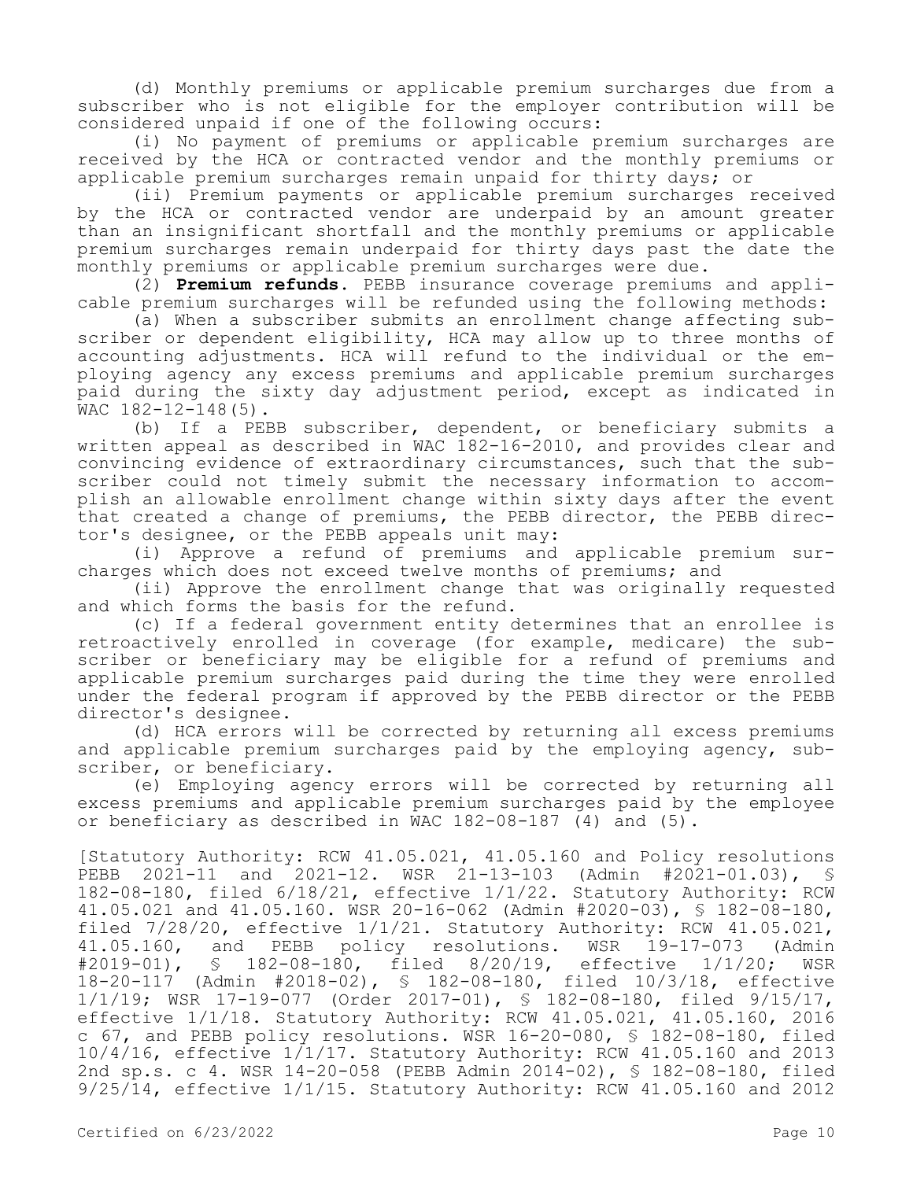(d) Monthly premiums or applicable premium surcharges due from a subscriber who is not eligible for the employer contribution will be considered unpaid if one of the following occurs:

(i) No payment of premiums or applicable premium surcharges are received by the HCA or contracted vendor and the monthly premiums or applicable premium surcharges remain unpaid for thirty days; or

(ii) Premium payments or applicable premium surcharges received by the HCA or contracted vendor are underpaid by an amount greater than an insignificant shortfall and the monthly premiums or applicable premium surcharges remain underpaid for thirty days past the date the monthly premiums or applicable premium surcharges were due.

(2) **Premium refunds.** PEBB insurance coverage premiums and applicable premium surcharges will be refunded using the following methods:

(a) When a subscriber submits an enrollment change affecting subscriber or dependent eligibility, HCA may allow up to three months of accounting adjustments. HCA will refund to the individual or the employing agency any excess premiums and applicable premium surcharges paid during the sixty day adjustment period, except as indicated in WAC 182-12-148(5).

(b) If a PEBB subscriber, dependent, or beneficiary submits a written appeal as described in WAC 182-16-2010, and provides clear and convincing evidence of extraordinary circumstances, such that the subscriber could not timely submit the necessary information to accomplish an allowable enrollment change within sixty days after the event that created a change of premiums, the PEBB director, the PEBB director's designee, or the PEBB appeals unit may:

(i) Approve a refund of premiums and applicable premium surcharges which does not exceed twelve months of premiums; and

(ii) Approve the enrollment change that was originally requested and which forms the basis for the refund.

(c) If a federal government entity determines that an enrollee is retroactively enrolled in coverage (for example, medicare) the subscriber or beneficiary may be eligible for a refund of premiums and applicable premium surcharges paid during the time they were enrolled under the federal program if approved by the PEBB director or the PEBB director's designee.

(d) HCA errors will be corrected by returning all excess premiums and applicable premium surcharges paid by the employing agency, subscriber, or beneficiary.

(e) Employing agency errors will be corrected by returning all excess premiums and applicable premium surcharges paid by the employee or beneficiary as described in WAC 182-08-187 (4) and (5).

[Statutory Authority: RCW 41.05.021, 41.05.160 and Policy resolutions PEBB 2021-11 and 2021-12. WSR 21-13-103 (Admin #2021-01.03), § 182-08-180, filed 6/18/21, effective 1/1/22. Statutory Authority: RCW 41.05.021 and 41.05.160. WSR 20-16-062 (Admin #2020-03), § 182-08-180, filed 7/28/20, effective 1/1/21. Statutory Authority: RCW 41.05.021, 41.05.160, and PEBB policy resolutions. WSR 19-17-073 (Admin #2019-01), § 182-08-180, filed 8/20/19, effective 1/1/20; WSR 18-20-117 (Admin #2018-02), § 182-08-180, filed 10/3/18, effective 1/1/19; WSR 17-19-077 (Order 2017-01), § 182-08-180, filed 9/15/17, effective 1/1/18. Statutory Authority: RCW 41.05.021, 41.05.160, 2016 c 67, and PEBB policy resolutions. WSR 16-20-080, § 182-08-180, filed 10/4/16, effective 1/1/17. Statutory Authority: RCW 41.05.160 and 2013 2nd sp.s. c 4. WSR 14-20-058 (PEBB Admin 2014-02), § 182-08-180, filed 9/25/14, effective 1/1/15. Statutory Authority: RCW 41.05.160 and 2012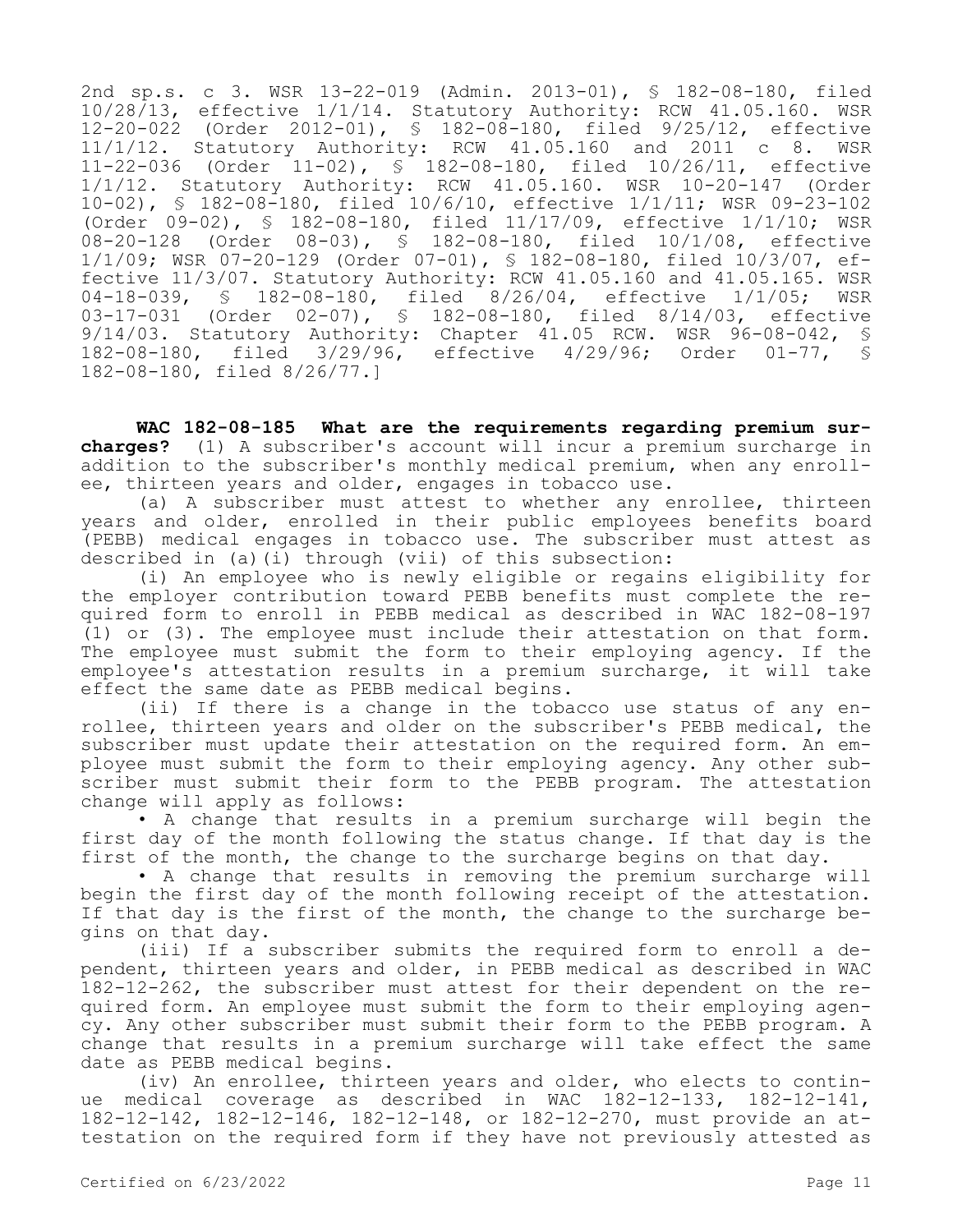2nd sp.s. c 3. WSR 13-22-019 (Admin. 2013-01), § 182-08-180, filed 10/28/13, effective 1/1/14. Statutory Authority: RCW 41.05.160. WSR 12-20-022 (Order 2012-01), § 182-08-180, filed 9/25/12, effective 11/1/12. Statutory Authority: RCW 41.05.160 and 2011 c 8. WSR 11-22-036 (Order 11-02), § 182-08-180, filed 10/26/11, effective 1/1/12. Statutory Authority: RCW 41.05.160. WSR 10-20-147 (Order 10-02), § 182-08-180, filed 10/6/10, effective 1/1/11; WSR 09-23-102 (Order 09-02), § 182-08-180, filed 11/17/09, effective 1/1/10; WSR 08-20-128 (Order 08-03), § 182-08-180, filed 10/1/08, effective 1/1/09; WSR 07-20-129 (Order 07-01), § 182-08-180, filed 10/3/07, effective 11/3/07. Statutory Authority: RCW 41.05.160 and 41.05.165. WSR 04-18-039, § 182-08-180, filed 8/26/04, effective 1/1/05; WSR 03-17-031 (Order 02-07), § 182-08-180, filed 8/14/03, effective 9/14/03. Statutory Authority: Chapter 41.05 RCW. WSR 96-08-042, § 182-08-180, filed 3/29/96, effective 4/29/96; Order 01-77, § 182-08-180, filed 8/26/77.]

**WAC 182-08-185 What are the requirements regarding premium surcharges?** (1) A subscriber's account will incur a premium surcharge in addition to the subscriber's monthly medical premium, when any enrollee, thirteen years and older, engages in tobacco use.

(a) A subscriber must attest to whether any enrollee, thirteen years and older, enrolled in their public employees benefits board (PEBB) medical engages in tobacco use. The subscriber must attest as described in (a)(i) through (vii) of this subsection:

(i) An employee who is newly eligible or regains eligibility for the employer contribution toward PEBB benefits must complete the required form to enroll in PEBB medical as described in WAC 182-08-197 (1) or (3). The employee must include their attestation on that form. The employee must submit the form to their employing agency. If the employee's attestation results in a premium surcharge, it will take effect the same date as PEBB medical begins.

(ii) If there is a change in the tobacco use status of any enrollee, thirteen years and older on the subscriber's PEBB medical, the subscriber must update their attestation on the required form. An employee must submit the form to their employing agency. Any other subscriber must submit their form to the PEBB program. The attestation change will apply as follows:

• A change that results in a premium surcharge will begin the first day of the month following the status change. If that day is the first of the month, the change to the surcharge begins on that day.

• A change that results in removing the premium surcharge will begin the first day of the month following receipt of the attestation. If that day is the first of the month, the change to the surcharge begins on that day.

(iii) If a subscriber submits the required form to enroll a dependent, thirteen years and older, in PEBB medical as described in WAC 182-12-262, the subscriber must attest for their dependent on the required form. An employee must submit the form to their employing agency. Any other subscriber must submit their form to the PEBB program. A change that results in a premium surcharge will take effect the same date as PEBB medical begins.

(iv) An enrollee, thirteen years and older, who elects to continue medical coverage as described in WAC 182-12-133, 182-12-141, 182-12-142, 182-12-146, 182-12-148, or 182-12-270, must provide an attestation on the required form if they have not previously attested as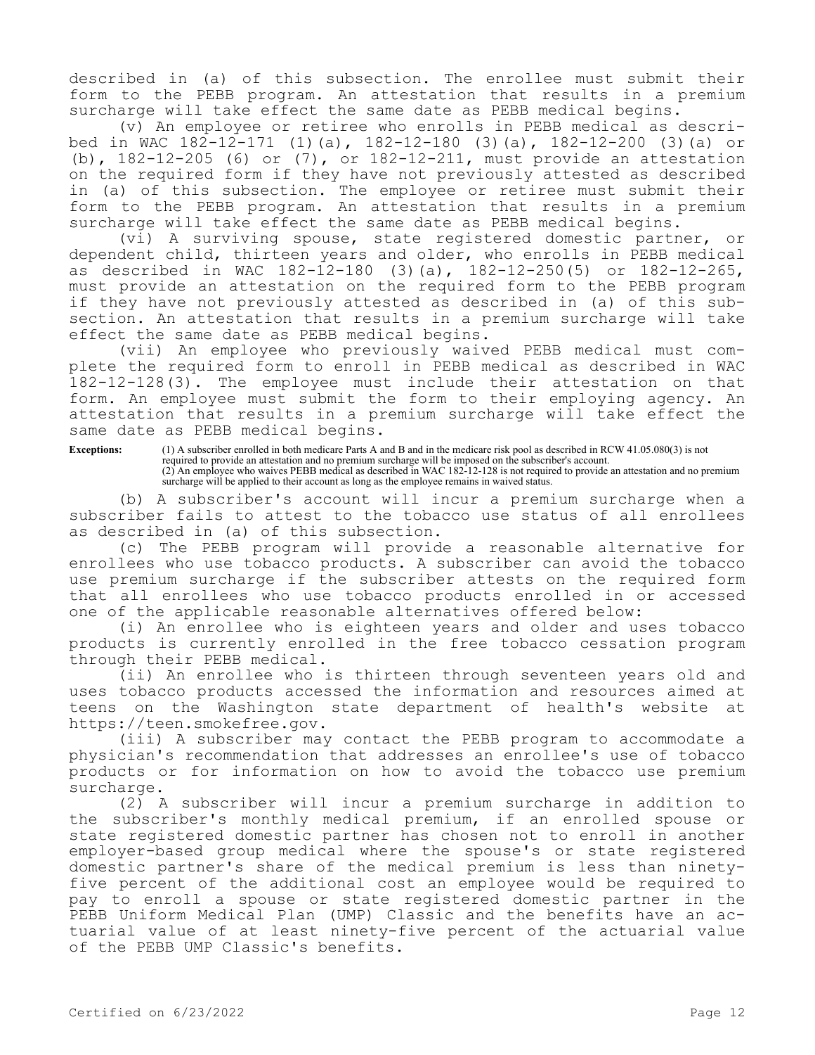described in (a) of this subsection. The enrollee must submit their form to the PEBB program. An attestation that results in a premium surcharge will take effect the same date as PEBB medical begins.

(v) An employee or retiree who enrolls in PEBB medical as described in WAC 182-12-171 (1)(a), 182-12-180 (3)(a), 182-12-200 (3)(a) or (b), 182-12-205 (6) or (7), or 182-12-211, must provide an attestation on the required form if they have not previously attested as described in (a) of this subsection. The employee or retiree must submit their form to the PEBB program. An attestation that results in a premium surcharge will take effect the same date as PEBB medical begins.

(vi) A surviving spouse, state registered domestic partner, or dependent child, thirteen years and older, who enrolls in PEBB medical as described in WAC 182-12-180 (3)(a), 182-12-250(5) or 182-12-265, must provide an attestation on the required form to the PEBB program if they have not previously attested as described in (a) of this subsection. An attestation that results in a premium surcharge will take effect the same date as PEBB medical begins.

(vii) An employee who previously waived PEBB medical must complete the required form to enroll in PEBB medical as described in WAC 182-12-128(3). The employee must include their attestation on that form. An employee must submit the form to their employing agency. An attestation that results in a premium surcharge will take effect the same date as PEBB medical begins.

**Exceptions:** (1) A subscriber enrolled in both medicare Parts A and B and in the medicare risk pool as described in RCW 41.05.080(3) is not required to provide an attestation and no premium surcharge will be imposed on the subscriber's account.
(2) An employee who waives PEBB medical as described in WAC 182-12-128 is not required to provide an attestation and no premium surcharge will be applied to their account as long as the employee remains in waived status.

(b) A subscriber's account will incur a premium surcharge when a subscriber fails to attest to the tobacco use status of all enrollees as described in (a) of this subsection.

(c) The PEBB program will provide a reasonable alternative for enrollees who use tobacco products. A subscriber can avoid the tobacco use premium surcharge if the subscriber attests on the required form that all enrollees who use tobacco products enrolled in or accessed one of the applicable reasonable alternatives offered below:

(i) An enrollee who is eighteen years and older and uses tobacco products is currently enrolled in the free tobacco cessation program through their PEBB medical.

(ii) An enrollee who is thirteen through seventeen years old and uses tobacco products accessed the information and resources aimed at teens on the Washington state department of health's website at https://teen.smokefree.gov.

(iii) A subscriber may contact the PEBB program to accommodate a physician's recommendation that addresses an enrollee's use of tobacco products or for information on how to avoid the tobacco use premium surcharge.

(2) A subscriber will incur a premium surcharge in addition to the subscriber's monthly medical premium, if an enrolled spouse or state registered domestic partner has chosen not to enroll in another employer-based group medical where the spouse's or state registered domestic partner's share of the medical premium is less than ninety-five percent of the additional cost an employee would be required to pay to enroll a spouse or state registered domestic partner in the PEBB Uniform Medical Plan (UMP) Classic and the benefits have an actuarial value of at least ninety-five percent of the actuarial value of the PEBB UMP Classic's benefits.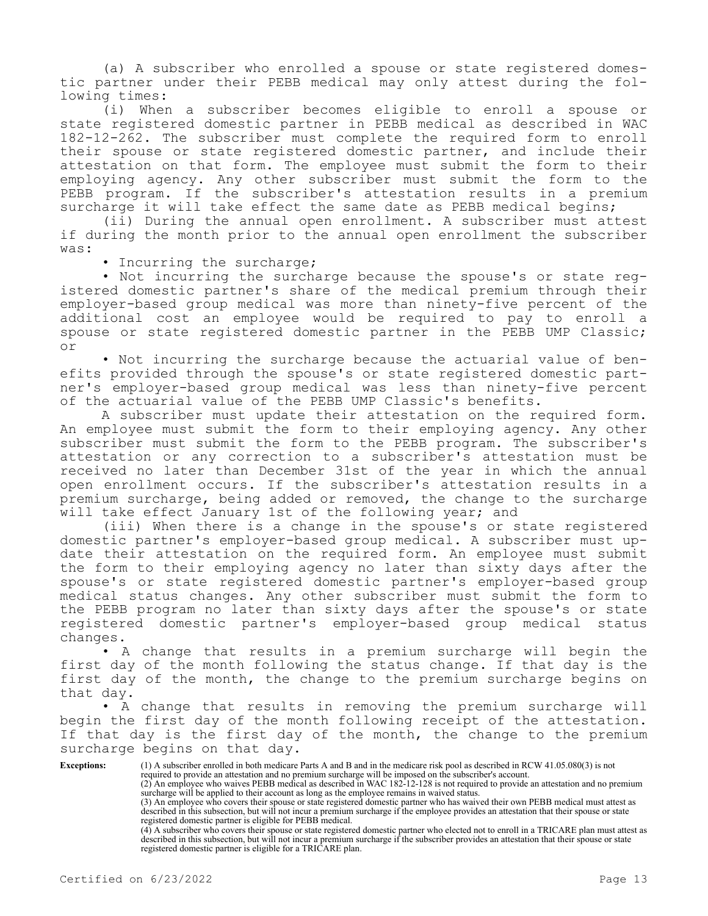(a) A subscriber who enrolled a spouse or state registered domestic partner under their PEBB medical may only attest during the following times:

(i) When a subscriber becomes eligible to enroll a spouse or state registered domestic partner in PEBB medical as described in WAC 182-12-262. The subscriber must complete the required form to enroll their spouse or state registered domestic partner, and include their attestation on that form. The employee must submit the form to their employing agency. Any other subscriber must submit the form to the PEBB program. If the subscriber's attestation results in a premium surcharge it will take effect the same date as PEBB medical begins;

(ii) During the annual open enrollment. A subscriber must attest if during the month prior to the annual open enrollment the subscriber was:

• Incurring the surcharge;

• Not incurring the surcharge because the spouse's or state registered domestic partner's share of the medical premium through their employer-based group medical was more than ninety-five percent of the additional cost an employee would be required to pay to enroll a spouse or state registered domestic partner in the PEBB UMP Classic; or

• Not incurring the surcharge because the actuarial value of benefits provided through the spouse's or state registered domestic partner's employer-based group medical was less than ninety-five percent of the actuarial value of the PEBB UMP Classic's benefits.

A subscriber must update their attestation on the required form. An employee must submit the form to their employing agency. Any other subscriber must submit the form to the PEBB program. The subscriber's attestation or any correction to a subscriber's attestation must be received no later than December 31st of the year in which the annual open enrollment occurs. If the subscriber's attestation results in a premium surcharge, being added or removed, the change to the surcharge will take effect January 1st of the following year; and

(iii) When there is a change in the spouse's or state registered domestic partner's employer-based group medical. A subscriber must update their attestation on the required form. An employee must submit the form to their employing agency no later than sixty days after the spouse's or state registered domestic partner's employer-based group medical status changes. Any other subscriber must submit the form to the PEBB program no later than sixty days after the spouse's or state registered domestic partner's employer-based group medical status changes.

• A change that results in a premium surcharge will begin the first day of the month following the status change. If that day is the first day of the month, the change to the premium surcharge begins on that day.

• A change that results in removing the premium surcharge will begin the first day of the month following receipt of the attestation. If that day is the first day of the month, the change to the premium surcharge begins on that day.

**Exceptions:**

(1) A subscriber enrolled in both medicare Parts A and B and in the medicare risk pool as described in RCW 41.05.080(3) is not required to provide an attestation and no premium surcharge will be imposed on the subscriber's account.

(2) An employee who waives PEBB medical as described in WAC 182-12-128 is not required to provide an attestation and no premium surcharge will be applied to their account as long as the employee remains in waived status.

(3) An employee who covers their spouse or state registered domestic partner who has waived their own PEBB medical must attest as described in this subsection, but will not incur a premium surcharge if the employee provides an attestation that their spouse or state registered domestic partner is eligible for PEBB medical.

(4) A subscriber who covers their spouse or state registered domestic partner who elected not to enroll in a TRICARE plan must attest as described in this subsection, but will not incur a premium surcharge if the subscriber provides an attestation that their spouse or state registered domestic partner is eligible for a TRICARE plan.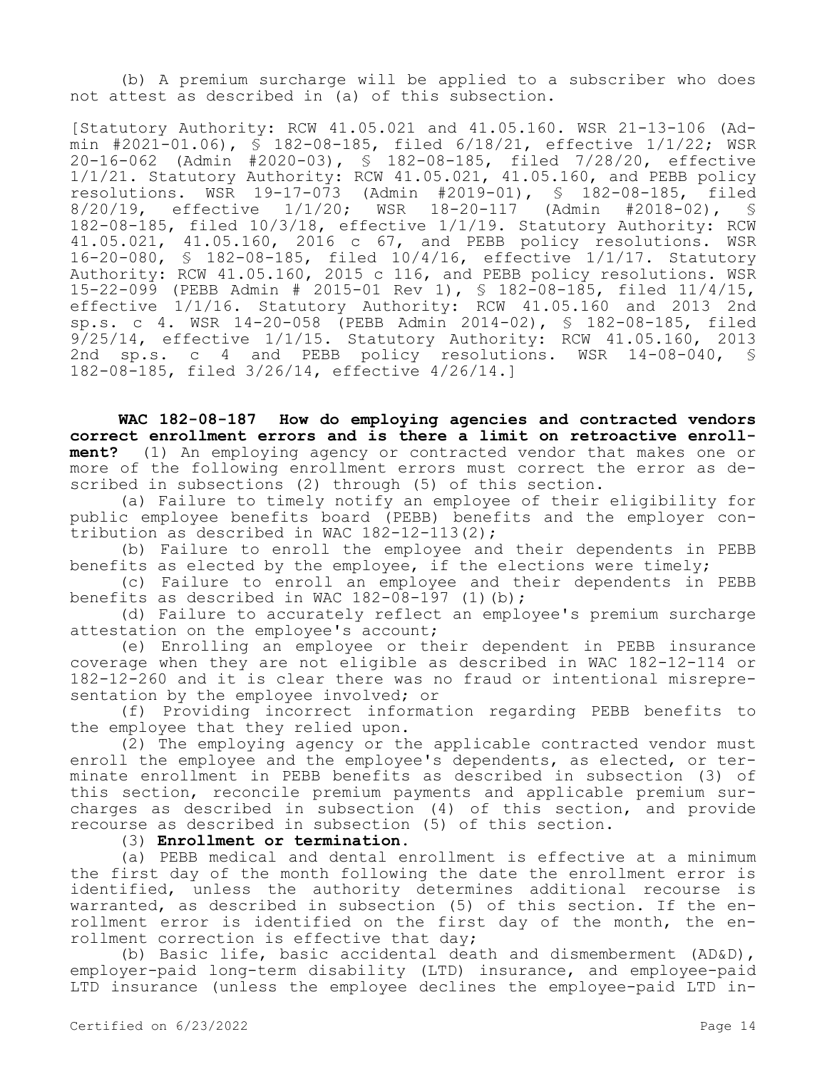(b) A premium surcharge will be applied to a subscriber who does not attest as described in (a) of this subsection.

[Statutory Authority: RCW 41.05.021 and 41.05.160. WSR 21-13-106 (Admin #2021-01.06), § 182-08-185, filed 6/18/21, effective 1/1/22; WSR 20-16-062 (Admin #2020-03), § 182-08-185, filed 7/28/20, effective 1/1/21. Statutory Authority: RCW 41.05.021, 41.05.160, and PEBB policy resolutions. WSR 19-17-073 (Admin #2019-01), § 182-08-185, filed 8/20/19, effective 1/1/20; WSR 18-20-117 (Admin #2018-02), § 182-08-185, filed 10/3/18, effective 1/1/19. Statutory Authority: RCW 41.05.021, 41.05.160, 2016 c 67, and PEBB policy resolutions. WSR 16-20-080, § 182-08-185, filed 10/4/16, effective 1/1/17. Statutory Authority: RCW 41.05.160, 2015 c 116, and PEBB policy resolutions. WSR 15-22-099 (PEBB Admin # 2015-01 Rev 1), § 182-08-185, filed 11/4/15, effective 1/1/16. Statutory Authority: RCW 41.05.160 and 2013 2nd sp.s. c 4. WSR 14-20-058 (PEBB Admin 2014-02), § 182-08-185, filed 9/25/14, effective 1/1/15. Statutory Authority: RCW 41.05.160, 2013 2nd sp.s. c 4 and PEBB policy resolutions. WSR 14-08-040, § 182-08-185, filed 3/26/14, effective 4/26/14.]

**WAC 182-08-187 How do employing agencies and contracted vendors correct enrollment errors and is there a limit on retroactive enrollment?** (1) An employing agency or contracted vendor that makes one or more of the following enrollment errors must correct the error as described in subsections (2) through (5) of this section.

(a) Failure to timely notify an employee of their eligibility for public employee benefits board (PEBB) benefits and the employer contribution as described in WAC 182-12-113(2);

(b) Failure to enroll the employee and their dependents in PEBB benefits as elected by the employee, if the elections were timely;

(c) Failure to enroll an employee and their dependents in PEBB benefits as described in WAC 182-08-197 (1)(b);

(d) Failure to accurately reflect an employee's premium surcharge attestation on the employee's account;

(e) Enrolling an employee or their dependent in PEBB insurance coverage when they are not eligible as described in WAC 182-12-114 or 182-12-260 and it is clear there was no fraud or intentional misrepresentation by the employee involved; or

(f) Providing incorrect information regarding PEBB benefits to the employee that they relied upon.

(2) The employing agency or the applicable contracted vendor must enroll the employee and the employee's dependents, as elected, or terminate enrollment in PEBB benefits as described in subsection (3) of this section, reconcile premium payments and applicable premium surcharges as described in subsection (4) of this section, and provide recourse as described in subsection (5) of this section.

(3) **Enrollment or termination.**

(a) PEBB medical and dental enrollment is effective at a minimum the first day of the month following the date the enrollment error is identified, unless the authority determines additional recourse is warranted, as described in subsection (5) of this section. If the enrollment error is identified on the first day of the month, the enrollment correction is effective that day;

(b) Basic life, basic accidental death and dismemberment (AD&D), employer-paid long-term disability (LTD) insurance, and employee-paid LTD insurance (unless the employee declines the employee-paid LTD in-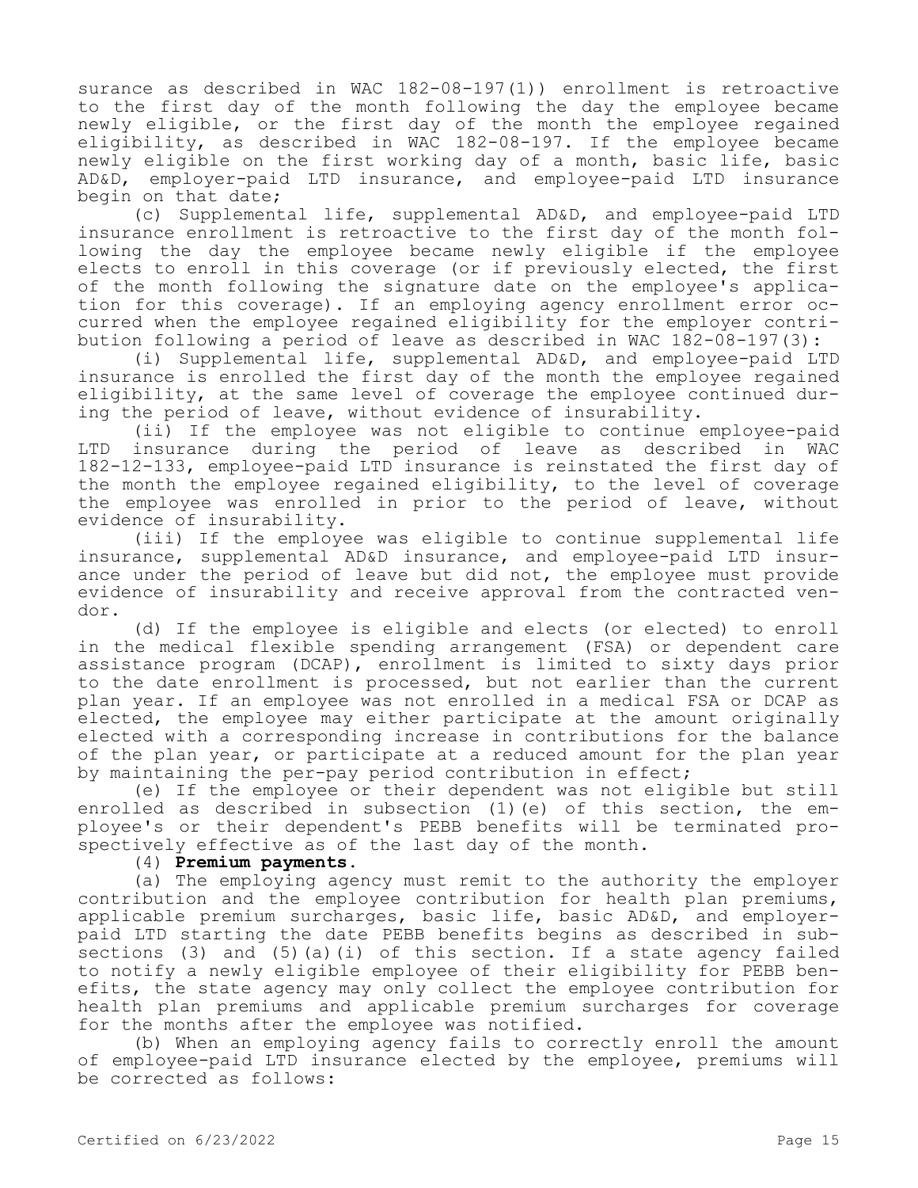surance as described in WAC 182-08-197(1)) enrollment is retroactive to the first day of the month following the day the employee became newly eligible, or the first day of the month the employee regained eligibility, as described in WAC 182-08-197. If the employee became newly eligible on the first working day of a month, basic life, basic AD&D, employer-paid LTD insurance, and employee-paid LTD insurance begin on that date;

(c) Supplemental life, supplemental AD&D, and employee-paid LTD insurance enrollment is retroactive to the first day of the month following the day the employee became newly eligible if the employee elects to enroll in this coverage (or if previously elected, the first of the month following the signature date on the employee's application for this coverage). If an employing agency enrollment error occurred when the employee regained eligibility for the employer contribution following a period of leave as described in WAC 182-08-197(3):

(i) Supplemental life, supplemental AD&D, and employee-paid LTD insurance is enrolled the first day of the month the employee regained eligibility, at the same level of coverage the employee continued during the period of leave, without evidence of insurability.

(ii) If the employee was not eligible to continue employee-paid LTD insurance during the period of leave as described in WAC 182-12-133, employee-paid LTD insurance is reinstated the first day of the month the employee regained eligibility, to the level of coverage the employee was enrolled in prior to the period of leave, without evidence of insurability.

(iii) If the employee was eligible to continue supplemental life insurance, supplemental AD&D insurance, and employee-paid LTD insurance under the period of leave but did not, the employee must provide evidence of insurability and receive approval from the contracted vendor.

(d) If the employee is eligible and elects (or elected) to enroll in the medical flexible spending arrangement (FSA) or dependent care assistance program (DCAP), enrollment is limited to sixty days prior to the date enrollment is processed, but not earlier than the current plan year. If an employee was not enrolled in a medical FSA or DCAP as elected, the employee may either participate at the amount originally elected with a corresponding increase in contributions for the balance of the plan year, or participate at a reduced amount for the plan year by maintaining the per-pay period contribution in effect;

(e) If the employee or their dependent was not eligible but still enrolled as described in subsection (1)(e) of this section, the employee's or their dependent's PEBB benefits will be terminated prospectively effective as of the last day of the month.

(4) **Premium payments.**

(a) The employing agency must remit to the authority the employer contribution and the employee contribution for health plan premiums, applicable premium surcharges, basic life, basic AD&D, and employer-paid LTD starting the date PEBB benefits begins as described in subsections (3) and (5)(a)(i) of this section. If a state agency failed to notify a newly eligible employee of their eligibility for PEBB benefits, the state agency may only collect the employee contribution for health plan premiums and applicable premium surcharges for coverage for the months after the employee was notified.

(b) When an employing agency fails to correctly enroll the amount of employee-paid LTD insurance elected by the employee, premiums will be corrected as follows: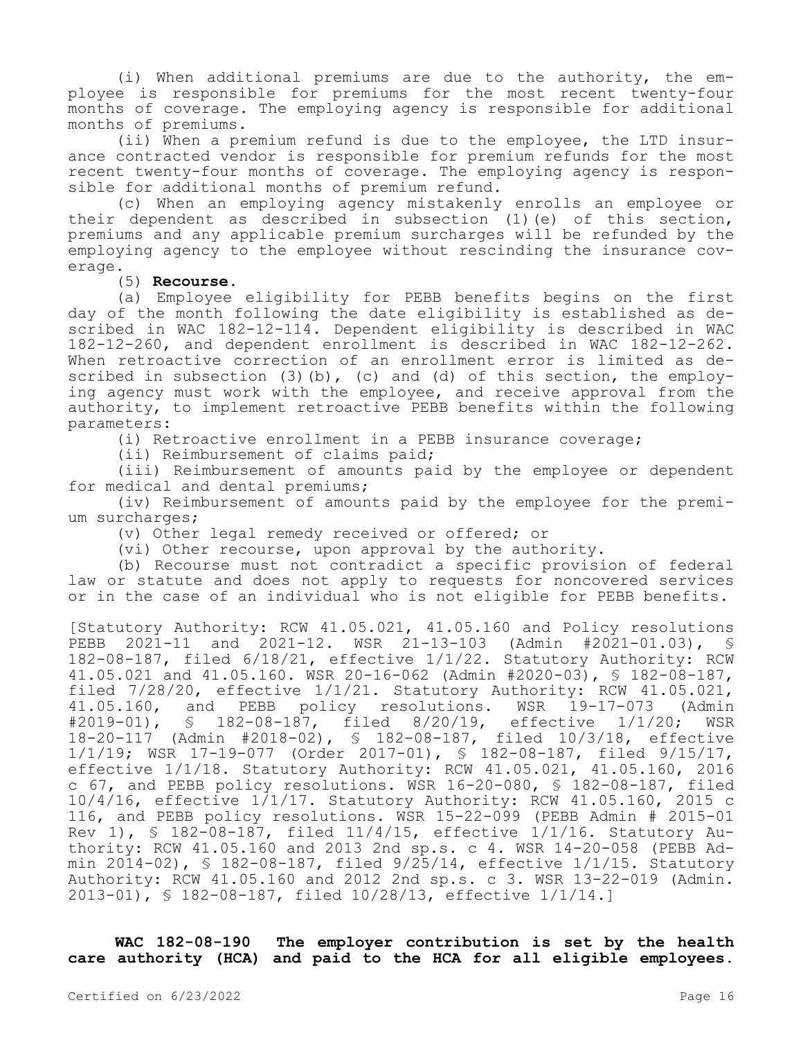(i) When additional premiums are due to the authority, the employee is responsible for premiums for the most recent twenty-four months of coverage. The employing agency is responsible for additional months of premiums.

(ii) When a premium refund is due to the employee, the LTD insurance contracted vendor is responsible for premium refunds for the most recent twenty-four months of coverage. The employing agency is responsible for additional months of premium refund.

(c) When an employing agency mistakenly enrolls an employee or their dependent as described in subsection (1)(e) of this section, premiums and any applicable premium surcharges will be refunded by the employing agency to the employee without rescinding the insurance coverage.

(5) **Recourse.**

(a) Employee eligibility for PEBB benefits begins on the first day of the month following the date eligibility is established as described in WAC 182-12-114. Dependent eligibility is described in WAC 182-12-260, and dependent enrollment is described in WAC 182-12-262. When retroactive correction of an enrollment error is limited as described in subsection (3)(b), (c) and (d) of this section, the employing agency must work with the employee, and receive approval from the authority, to implement retroactive PEBB benefits within the following parameters:

(i) Retroactive enrollment in a PEBB insurance coverage;

(ii) Reimbursement of claims paid;

(iii) Reimbursement of amounts paid by the employee or dependent for medical and dental premiums;

(iv) Reimbursement of amounts paid by the employee for the premium surcharges;

(v) Other legal remedy received or offered; or

(vi) Other recourse, upon approval by the authority.

(b) Recourse must not contradict a specific provision of federal law or statute and does not apply to requests for noncovered services or in the case of an individual who is not eligible for PEBB benefits.

[Statutory Authority: RCW 41.05.021, 41.05.160 and Policy resolutions PEBB 2021-11 and 2021-12. WSR 21-13-103 (Admin #2021-01.03), § 182-08-187, filed 6/18/21, effective 1/1/22. Statutory Authority: RCW 41.05.021 and 41.05.160. WSR 20-16-062 (Admin #2020-03), § 182-08-187, filed 7/28/20, effective 1/1/21. Statutory Authority: RCW 41.05.021, 41.05.160, and PEBB policy resolutions. WSR 19-17-073 (Admin #2019-01), § 182-08-187, filed 8/20/19, effective 1/1/20; WSR 18-20-117 (Admin #2018-02), § 182-08-187, filed 10/3/18, effective 1/1/19; WSR 17-19-077 (Order 2017-01), § 182-08-187, filed 9/15/17, effective 1/1/18. Statutory Authority: RCW 41.05.021, 41.05.160, 2016 c 67, and PEBB policy resolutions. WSR 16-20-080, § 182-08-187, filed 10/4/16, effective 1/1/17. Statutory Authority: RCW 41.05.160, 2015 c 116, and PEBB policy resolutions. WSR 15-22-099 (PEBB Admin # 2015-01 Rev 1), § 182-08-187, filed 11/4/15, effective 1/1/16. Statutory Authority: RCW 41.05.160 and 2013 2nd sp.s. c 4. WSR 14-20-058 (PEBB Admin 2014-02), § 182-08-187, filed 9/25/14, effective 1/1/15. Statutory Authority: RCW 41.05.160 and 2012 2nd sp.s. c 3. WSR 13-22-019 (Admin. 2013-01), § 182-08-187, filed 10/28/13, effective 1/1/14.]

**WAC 182-08-190 The employer contribution is set by the health care authority (HCA) and paid to the HCA for all eligible employees.**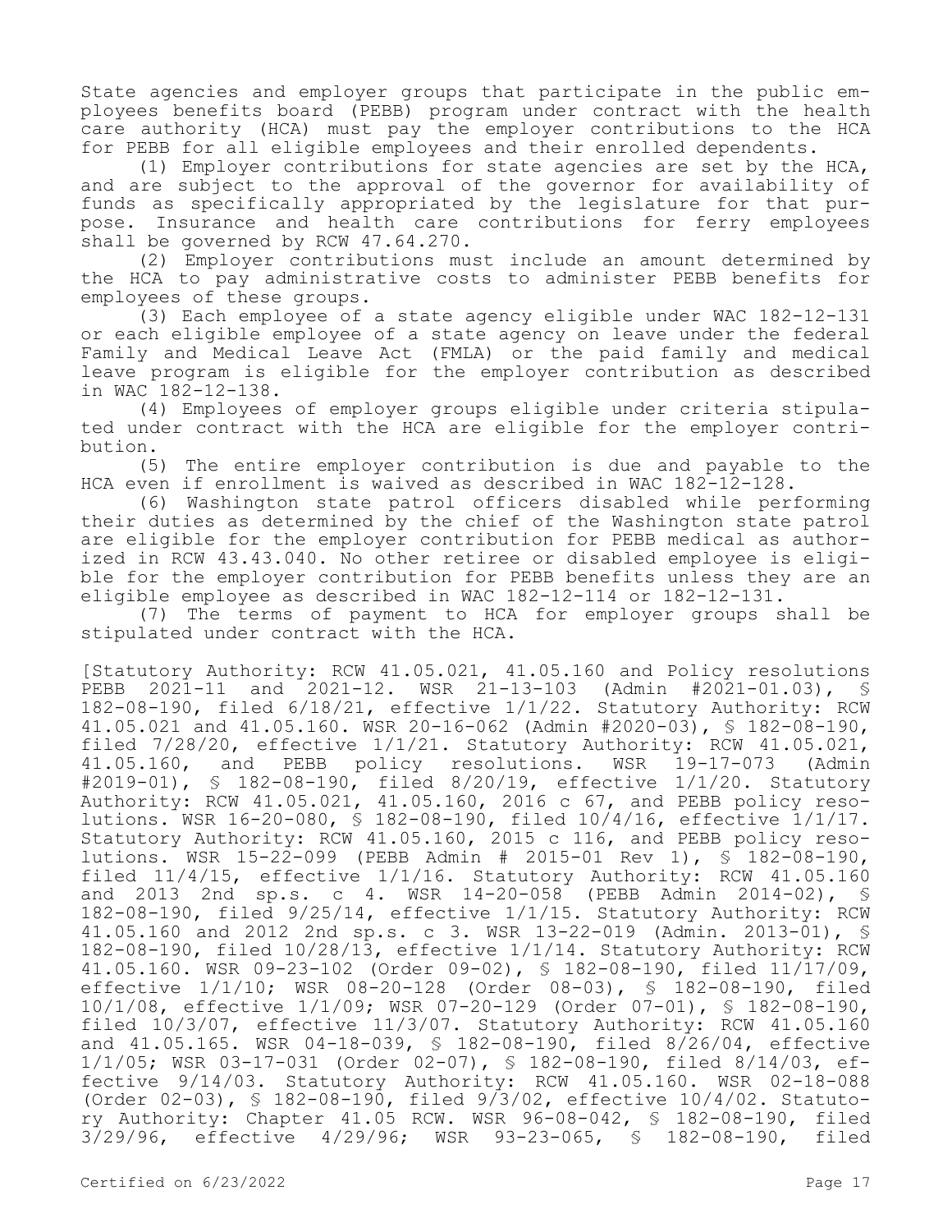State agencies and employer groups that participate in the public employees benefits board (PEBB) program under contract with the health care authority (HCA) must pay the employer contributions to the HCA for PEBB for all eligible employees and their enrolled dependents.

(1) Employer contributions for state agencies are set by the HCA, and are subject to the approval of the governor for availability of funds as specifically appropriated by the legislature for that purpose. Insurance and health care contributions for ferry employees shall be governed by RCW 47.64.270.

(2) Employer contributions must include an amount determined by the HCA to pay administrative costs to administer PEBB benefits for employees of these groups.

(3) Each employee of a state agency eligible under WAC 182-12-131 or each eligible employee of a state agency on leave under the federal Family and Medical Leave Act (FMLA) or the paid family and medical leave program is eligible for the employer contribution as described in WAC 182-12-138.

(4) Employees of employer groups eligible under criteria stipulated under contract with the HCA are eligible for the employer contribution.

(5) The entire employer contribution is due and payable to the HCA even if enrollment is waived as described in WAC 182-12-128.

(6) Washington state patrol officers disabled while performing their duties as determined by the chief of the Washington state patrol are eligible for the employer contribution for PEBB medical as authorized in RCW 43.43.040. No other retiree or disabled employee is eligible for the employer contribution for PEBB benefits unless they are an eligible employee as described in WAC 182-12-114 or 182-12-131.

(7) The terms of payment to HCA for employer groups shall be stipulated under contract with the HCA.

[Statutory Authority: RCW 41.05.021, 41.05.160 and Policy resolutions PEBB 2021-11 and 2021-12. WSR 21-13-103 (Admin #2021-01.03), § 182-08-190, filed 6/18/21, effective 1/1/22. Statutory Authority: RCW 41.05.021 and 41.05.160. WSR 20-16-062 (Admin #2020-03), § 182-08-190, filed 7/28/20, effective 1/1/21. Statutory Authority: RCW 41.05.021, 41.05.160, and PEBB policy resolutions. WSR 19-17-073 (Admin #2019-01), § 182-08-190, filed 8/20/19, effective 1/1/20. Statutory Authority: RCW 41.05.021, 41.05.160, 2016 c 67, and PEBB policy resolutions. WSR 16-20-080, § 182-08-190, filed 10/4/16, effective 1/1/17. Statutory Authority: RCW 41.05.160, 2015 c 116, and PEBB policy resolutions. WSR 15-22-099 (PEBB Admin # 2015-01 Rev 1), § 182-08-190, filed 11/4/15, effective 1/1/16. Statutory Authority: RCW 41.05.160 and 2013 2nd sp.s. c 4. WSR 14-20-058 (PEBB Admin 2014-02), § 182-08-190, filed 9/25/14, effective 1/1/15. Statutory Authority: RCW 41.05.160 and 2012 2nd sp.s. c 3. WSR 13-22-019 (Admin. 2013-01), § 182-08-190, filed 10/28/13, effective 1/1/14. Statutory Authority: RCW 41.05.160. WSR 09-23-102 (Order 09-02), § 182-08-190, filed 11/17/09, effective 1/1/10; WSR 08-20-128 (Order 08-03), § 182-08-190, filed 10/1/08, effective 1/1/09; WSR 07-20-129 (Order 07-01), § 182-08-190, filed 10/3/07, effective 11/3/07. Statutory Authority: RCW 41.05.160 and 41.05.165. WSR 04-18-039, § 182-08-190, filed 8/26/04, effective 1/1/05; WSR 03-17-031 (Order 02-07), § 182-08-190, filed 8/14/03, effective 9/14/03. Statutory Authority: RCW 41.05.160. WSR 02-18-088 (Order 02-03), § 182-08-190, filed 9/3/02, effective 10/4/02. Statutory Authority: Chapter 41.05 RCW. WSR 96-08-042, § 182-08-190, filed 3/29/96, effective 4/29/96; WSR 93-23-065, § 182-08-190, filed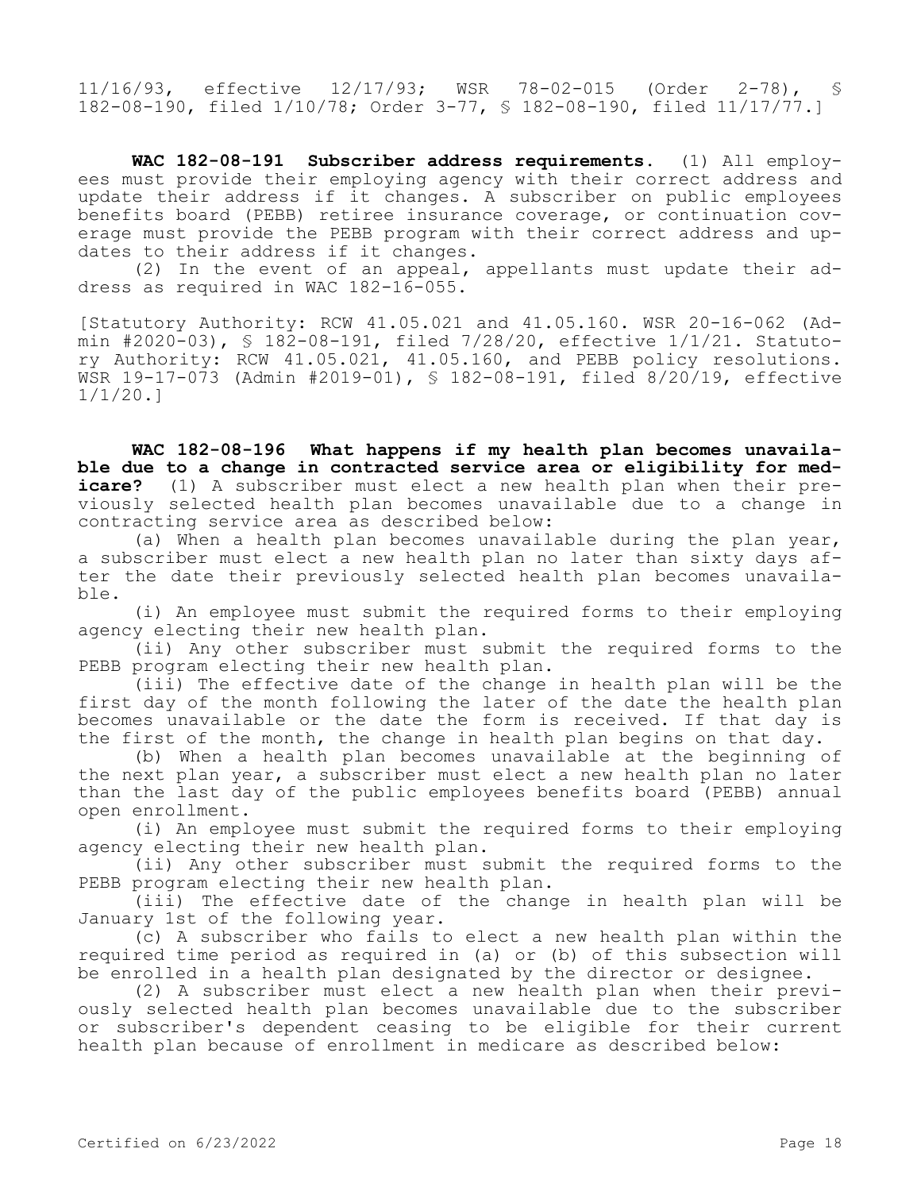11/16/93, effective 12/17/93; WSR 78-02-015 (Order 2-78), § 182-08-190, filed 1/10/78; Order 3-77, § 182-08-190, filed 11/17/77.]

**WAC 182-08-191 Subscriber address requirements.** (1) All employees must provide their employing agency with their correct address and update their address if it changes. A subscriber on public employees benefits board (PEBB) retiree insurance coverage, or continuation coverage must provide the PEBB program with their correct address and updates to their address if it changes.

(2) In the event of an appeal, appellants must update their address as required in WAC 182-16-055.

[Statutory Authority: RCW 41.05.021 and 41.05.160. WSR 20-16-062 (Admin #2020-03), § 182-08-191, filed 7/28/20, effective 1/1/21. Statutory Authority: RCW 41.05.021, 41.05.160, and PEBB policy resolutions. WSR 19-17-073 (Admin #2019-01), § 182-08-191, filed 8/20/19, effective 1/1/20.]

**WAC 182-08-196 What happens if my health plan becomes unavailable due to a change in contracted service area or eligibility for medicare?** (1) A subscriber must elect a new health plan when their previously selected health plan becomes unavailable due to a change in contracting service area as described below:

(a) When a health plan becomes unavailable during the plan year, a subscriber must elect a new health plan no later than sixty days after the date their previously selected health plan becomes unavailable.

(i) An employee must submit the required forms to their employing agency electing their new health plan.

(ii) Any other subscriber must submit the required forms to the PEBB program electing their new health plan.

(iii) The effective date of the change in health plan will be the first day of the month following the later of the date the health plan becomes unavailable or the date the form is received. If that day is the first of the month, the change in health plan begins on that day.

(b) When a health plan becomes unavailable at the beginning of the next plan year, a subscriber must elect a new health plan no later than the last day of the public employees benefits board (PEBB) annual open enrollment.

(i) An employee must submit the required forms to their employing agency electing their new health plan.

(ii) Any other subscriber must submit the required forms to the PEBB program electing their new health plan.

(iii) The effective date of the change in health plan will be January 1st of the following year.

(c) A subscriber who fails to elect a new health plan within the required time period as required in (a) or (b) of this subsection will be enrolled in a health plan designated by the director or designee.

(2) A subscriber must elect a new health plan when their previously selected health plan becomes unavailable due to the subscriber or subscriber's dependent ceasing to be eligible for their current health plan because of enrollment in medicare as described below: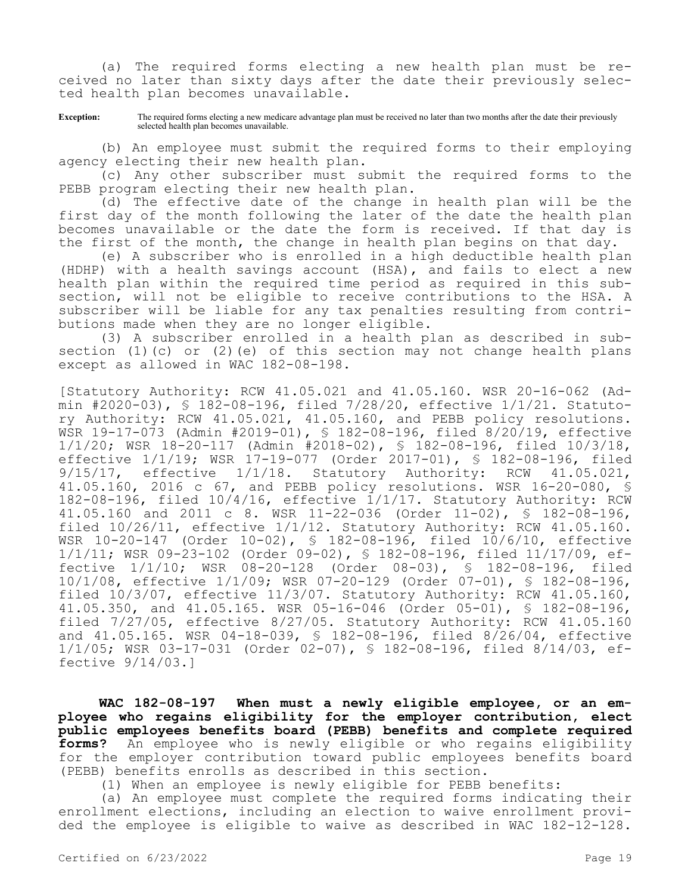(a) The required forms electing a new health plan must be received no later than sixty days after the date their previously selected health plan becomes unavailable.

**Exception:** The required forms electing a new medicare advantage plan must be received no later than two months after the date their previously selected health plan becomes unavailable.

(b) An employee must submit the required forms to their employing agency electing their new health plan.

(c) Any other subscriber must submit the required forms to the PEBB program electing their new health plan.

(d) The effective date of the change in health plan will be the first day of the month following the later of the date the health plan becomes unavailable or the date the form is received. If that day is the first of the month, the change in health plan begins on that day.

(e) A subscriber who is enrolled in a high deductible health plan (HDHP) with a health savings account (HSA), and fails to elect a new health plan within the required time period as required in this subsection, will not be eligible to receive contributions to the HSA. A subscriber will be liable for any tax penalties resulting from contributions made when they are no longer eligible.

(3) A subscriber enrolled in a health plan as described in subsection (1)(c) or (2)(e) of this section may not change health plans except as allowed in WAC 182-08-198.

[Statutory Authority: RCW 41.05.021 and 41.05.160. WSR 20-16-062 (Admin #2020-03), § 182-08-196, filed 7/28/20, effective 1/1/21. Statutory Authority: RCW 41.05.021, 41.05.160, and PEBB policy resolutions. WSR 19-17-073 (Admin #2019-01), § 182-08-196, filed 8/20/19, effective 1/1/20; WSR 18-20-117 (Admin #2018-02), § 182-08-196, filed 10/3/18, effective 1/1/19; WSR 17-19-077 (Order 2017-01), § 182-08-196, filed 9/15/17, effective 1/1/18. Statutory Authority: RCW 41.05.021, 41.05.160, 2016 c 67, and PEBB policy resolutions. WSR 16-20-080, § 182-08-196, filed 10/4/16, effective 1/1/17. Statutory Authority: RCW 41.05.160 and 2011 c 8. WSR 11-22-036 (Order 11-02), § 182-08-196, filed 10/26/11, effective 1/1/12. Statutory Authority: RCW 41.05.160. WSR 10-20-147 (Order 10-02), § 182-08-196, filed 10/6/10, effective 1/1/11; WSR 09-23-102 (Order 09-02), § 182-08-196, filed 11/17/09, effective 1/1/10; WSR 08-20-128 (Order 08-03), § 182-08-196, filed 10/1/08, effective 1/1/09; WSR 07-20-129 (Order 07-01), § 182-08-196, filed 10/3/07, effective 11/3/07. Statutory Authority: RCW 41.05.160, 41.05.350, and 41.05.165. WSR 05-16-046 (Order 05-01), § 182-08-196, filed 7/27/05, effective 8/27/05. Statutory Authority: RCW 41.05.160 and 41.05.165. WSR 04-18-039, § 182-08-196, filed 8/26/04, effective 1/1/05; WSR 03-17-031 (Order 02-07), § 182-08-196, filed 8/14/03, effective 9/14/03.]

**WAC 182-08-197 When must a newly eligible employee, or an employee who regains eligibility for the employer contribution, elect public employees benefits board (PEBB) benefits and complete required forms?** An employee who is newly eligible or who regains eligibility for the employer contribution toward public employees benefits board (PEBB) benefits enrolls as described in this section.

(1) When an employee is newly eligible for PEBB benefits:

(a) An employee must complete the required forms indicating their enrollment elections, including an election to waive enrollment provided the employee is eligible to waive as described in WAC 182-12-128.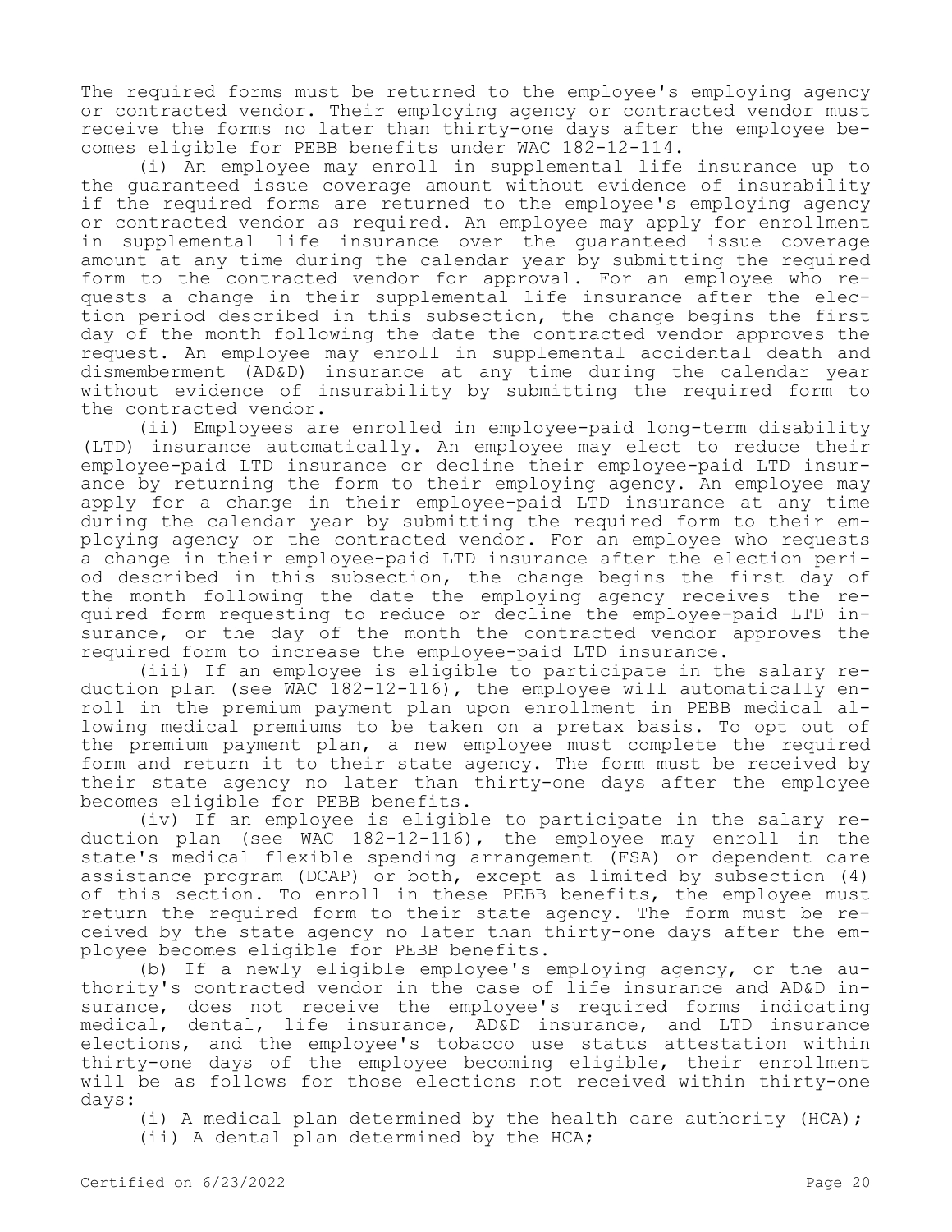The required forms must be returned to the employee's employing agency or contracted vendor. Their employing agency or contracted vendor must receive the forms no later than thirty-one days after the employee becomes eligible for PEBB benefits under WAC 182-12-114.

(i) An employee may enroll in supplemental life insurance up to the guaranteed issue coverage amount without evidence of insurability if the required forms are returned to the employee's employing agency or contracted vendor as required. An employee may apply for enrollment in supplemental life insurance over the guaranteed issue coverage amount at any time during the calendar year by submitting the required form to the contracted vendor for approval. For an employee who requests a change in their supplemental life insurance after the election period described in this subsection, the change begins the first day of the month following the date the contracted vendor approves the request. An employee may enroll in supplemental accidental death and dismemberment (AD&D) insurance at any time during the calendar year without evidence of insurability by submitting the required form to the contracted vendor.

(ii) Employees are enrolled in employee-paid long-term disability (LTD) insurance automatically. An employee may elect to reduce their employee-paid LTD insurance or decline their employee-paid LTD insurance by returning the form to their employing agency. An employee may apply for a change in their employee-paid LTD insurance at any time during the calendar year by submitting the required form to their employing agency or the contracted vendor. For an employee who requests a change in their employee-paid LTD insurance after the election period described in this subsection, the change begins the first day of the month following the date the employing agency receives the required form requesting to reduce or decline the employee-paid LTD insurance, or the day of the month the contracted vendor approves the required form to increase the employee-paid LTD insurance.

(iii) If an employee is eligible to participate in the salary reduction plan (see WAC 182-12-116), the employee will automatically enroll in the premium payment plan upon enrollment in PEBB medical allowing medical premiums to be taken on a pretax basis. To opt out of the premium payment plan, a new employee must complete the required form and return it to their state agency. The form must be received by their state agency no later than thirty-one days after the employee becomes eligible for PEBB benefits.

(iv) If an employee is eligible to participate in the salary reduction plan (see WAC 182-12-116), the employee may enroll in the state's medical flexible spending arrangement (FSA) or dependent care assistance program (DCAP) or both, except as limited by subsection (4) of this section. To enroll in these PEBB benefits, the employee must return the required form to their state agency. The form must be received by the state agency no later than thirty-one days after the employee becomes eligible for PEBB benefits.

(b) If a newly eligible employee's employing agency, or the authority's contracted vendor in the case of life insurance and AD&D insurance, does not receive the employee's required forms indicating medical, dental, life insurance, AD&D insurance, and LTD insurance elections, and the employee's tobacco use status attestation within thirty-one days of the employee becoming eligible, their enrollment will be as follows for those elections not received within thirty-one days:

(i) A medical plan determined by the health care authority (HCA);

(ii) A dental plan determined by the HCA;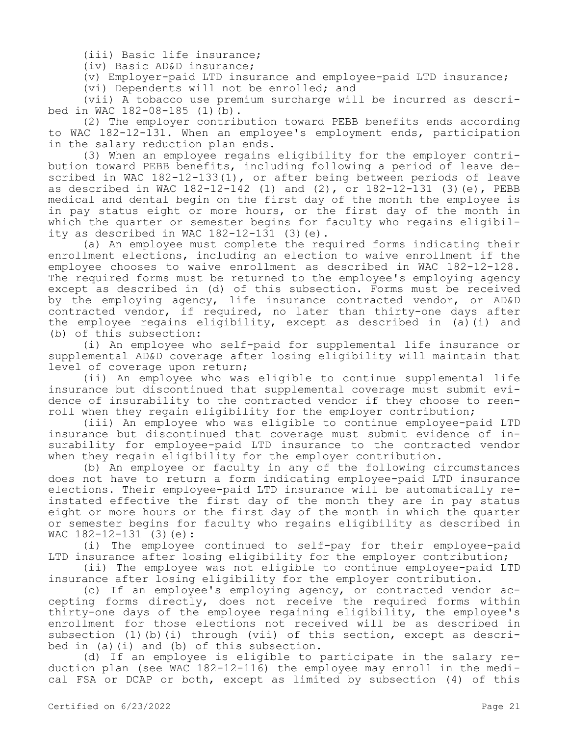(iii) Basic life insurance;

(iv) Basic AD&D insurance;

(v) Employer-paid LTD insurance and employee-paid LTD insurance;

(vi) Dependents will not be enrolled; and

(vii) A tobacco use premium surcharge will be incurred as described in WAC 182-08-185 (1)(b).

(2) The employer contribution toward PEBB benefits ends according to WAC 182-12-131. When an employee's employment ends, participation in the salary reduction plan ends.

(3) When an employee regains eligibility for the employer contribution toward PEBB benefits, including following a period of leave described in WAC 182-12-133(1), or after being between periods of leave as described in WAC 182-12-142 (1) and (2), or 182-12-131 (3)(e), PEBB medical and dental begin on the first day of the month the employee is in pay status eight or more hours, or the first day of the month in which the quarter or semester begins for faculty who regains eligibility as described in WAC 182-12-131 (3)(e).

(a) An employee must complete the required forms indicating their enrollment elections, including an election to waive enrollment if the employee chooses to waive enrollment as described in WAC 182-12-128. The required forms must be returned to the employee's employing agency except as described in (d) of this subsection. Forms must be received by the employing agency, life insurance contracted vendor, or AD&D contracted vendor, if required, no later than thirty-one days after the employee regains eligibility, except as described in (a)(i) and (b) of this subsection:

(i) An employee who self-paid for supplemental life insurance or supplemental AD&D coverage after losing eligibility will maintain that level of coverage upon return;

(ii) An employee who was eligible to continue supplemental life insurance but discontinued that supplemental coverage must submit evidence of insurability to the contracted vendor if they choose to reenroll when they regain eligibility for the employer contribution;

(iii) An employee who was eligible to continue employee-paid LTD insurance but discontinued that coverage must submit evidence of insurability for employee-paid LTD insurance to the contracted vendor when they regain eligibility for the employer contribution.

(b) An employee or faculty in any of the following circumstances does not have to return a form indicating employee-paid LTD insurance elections. Their employee-paid LTD insurance will be automatically reinstated effective the first day of the month they are in pay status eight or more hours or the first day of the month in which the quarter or semester begins for faculty who regains eligibility as described in WAC 182-12-131 (3)(e):

(i) The employee continued to self-pay for their employee-paid LTD insurance after losing eligibility for the employer contribution;

(ii) The employee was not eligible to continue employee-paid LTD insurance after losing eligibility for the employer contribution.

(c) If an employee's employing agency, or contracted vendor accepting forms directly, does not receive the required forms within thirty-one days of the employee regaining eligibility, the employee's enrollment for those elections not received will be as described in subsection (1)(b)(i) through (vii) of this section, except as described in (a)(i) and (b) of this subsection.

(d) If an employee is eligible to participate in the salary reduction plan (see WAC 182-12-116) the employee may enroll in the medical FSA or DCAP or both, except as limited by subsection (4) of this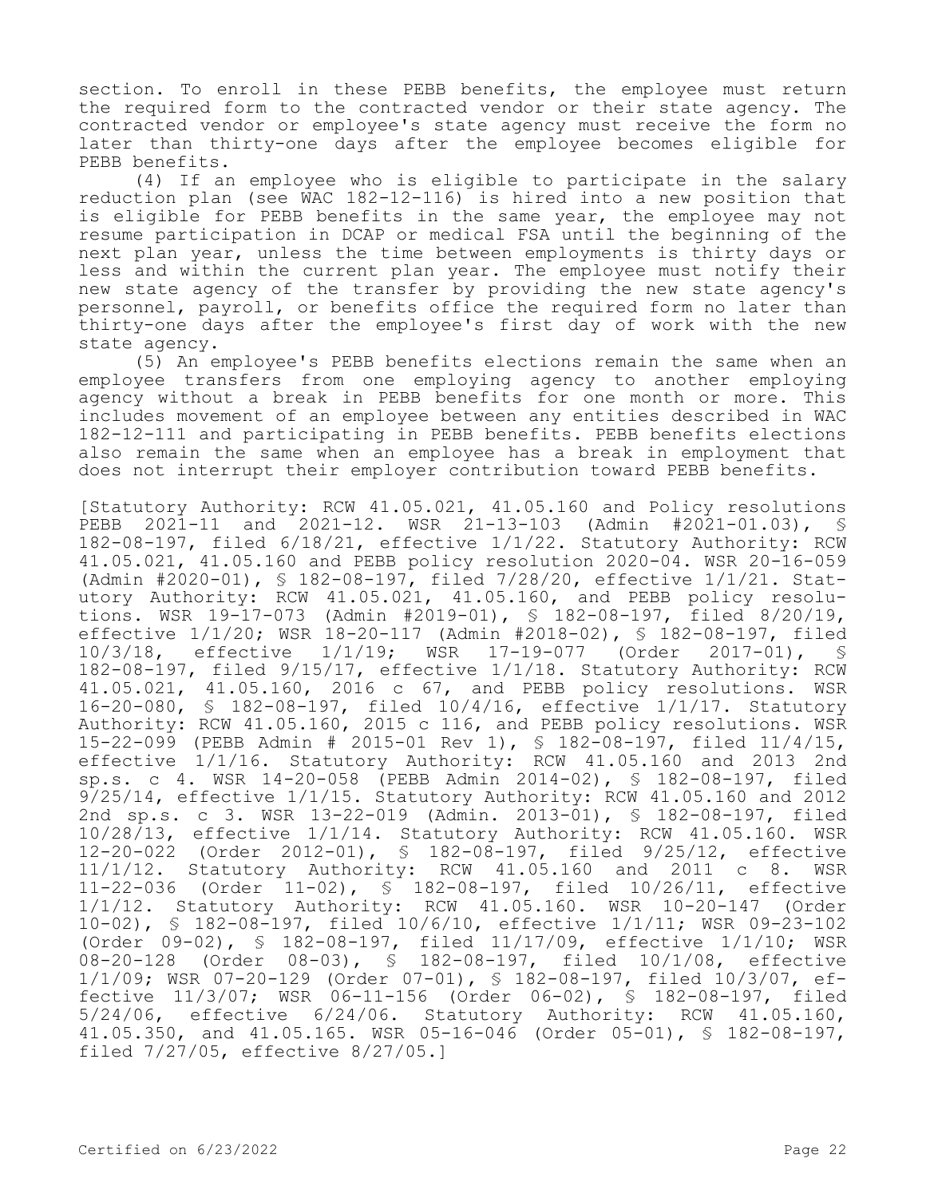section. To enroll in these PEBB benefits, the employee must return the required form to the contracted vendor or their state agency. The contracted vendor or employee's state agency must receive the form no later than thirty-one days after the employee becomes eligible for PEBB benefits.

(4) If an employee who is eligible to participate in the salary reduction plan (see WAC 182-12-116) is hired into a new position that is eligible for PEBB benefits in the same year, the employee may not resume participation in DCAP or medical FSA until the beginning of the next plan year, unless the time between employments is thirty days or less and within the current plan year. The employee must notify their new state agency of the transfer by providing the new state agency's personnel, payroll, or benefits office the required form no later than thirty-one days after the employee's first day of work with the new state agency.

(5) An employee's PEBB benefits elections remain the same when an employee transfers from one employing agency to another employing agency without a break in PEBB benefits for one month or more. This includes movement of an employee between any entities described in WAC 182-12-111 and participating in PEBB benefits. PEBB benefits elections also remain the same when an employee has a break in employment that does not interrupt their employer contribution toward PEBB benefits.

[Statutory Authority: RCW 41.05.021, 41.05.160 and Policy resolutions PEBB 2021-11 and 2021-12. WSR 21-13-103 (Admin #2021-01.03), § 182-08-197, filed 6/18/21, effective 1/1/22. Statutory Authority: RCW 41.05.021, 41.05.160 and PEBB policy resolution 2020-04. WSR 20-16-059 (Admin #2020-01), § 182-08-197, filed 7/28/20, effective 1/1/21. Statutory Authority: RCW 41.05.021, 41.05.160, and PEBB policy resolutions. WSR 19-17-073 (Admin #2019-01), § 182-08-197, filed 8/20/19, effective 1/1/20; WSR 18-20-117 (Admin #2018-02), § 182-08-197, filed 10/3/18, effective 1/1/19; WSR 17-19-077 (Order 2017-01), § 182-08-197, filed 9/15/17, effective 1/1/18. Statutory Authority: RCW 41.05.021, 41.05.160, 2016 c 67, and PEBB policy resolutions. WSR 16-20-080, § 182-08-197, filed 10/4/16, effective 1/1/17. Statutory Authority: RCW 41.05.160, 2015 c 116, and PEBB policy resolutions. WSR 15-22-099 (PEBB Admin # 2015-01 Rev 1), § 182-08-197, filed 11/4/15, effective 1/1/16. Statutory Authority: RCW 41.05.160 and 2013 2nd sp.s. c 4. WSR 14-20-058 (PEBB Admin 2014-02), § 182-08-197, filed 9/25/14, effective 1/1/15. Statutory Authority: RCW 41.05.160 and 2012 2nd sp.s. c 3. WSR 13-22-019 (Admin. 2013-01), § 182-08-197, filed 10/28/13, effective 1/1/14. Statutory Authority: RCW 41.05.160. WSR 12-20-022 (Order 2012-01), § 182-08-197, filed 9/25/12, effective 11/1/12. Statutory Authority: RCW 41.05.160 and 2011 c 8. WSR 11-22-036 (Order 11-02), § 182-08-197, filed 10/26/11, effective 1/1/12. Statutory Authority: RCW 41.05.160. WSR 10-20-147 (Order 10-02), § 182-08-197, filed 10/6/10, effective 1/1/11; WSR 09-23-102 (Order 09-02), § 182-08-197, filed 11/17/09, effective 1/1/10; WSR 08-20-128 (Order 08-03), § 182-08-197, filed 10/1/08, effective 1/1/09; WSR 07-20-129 (Order 07-01), § 182-08-197, filed 10/3/07, effective 11/3/07; WSR 06-11-156 (Order 06-02), § 182-08-197, filed 5/24/06, effective 6/24/06. Statutory Authority: RCW 41.05.160, 41.05.350, and 41.05.165. WSR 05-16-046 (Order 05-01), § 182-08-197, filed 7/27/05, effective 8/27/05.]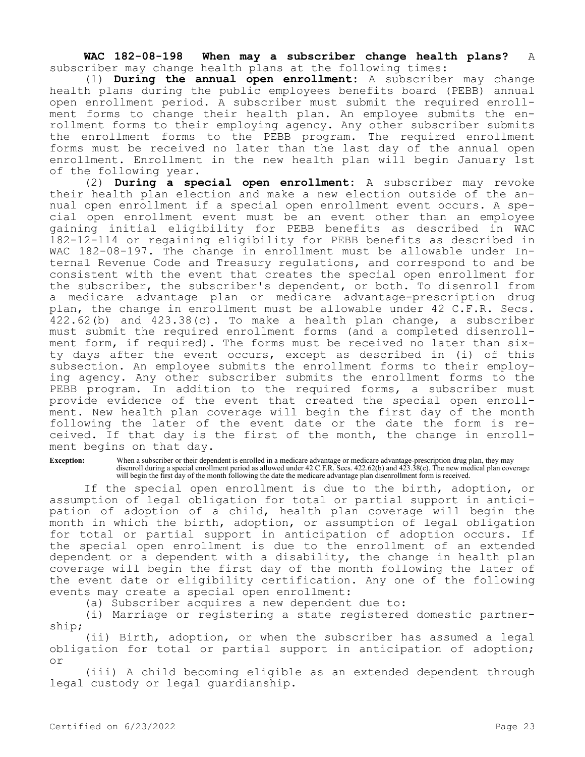**WAC 182-08-198 When may a subscriber change health plans?** A subscriber may change health plans at the following times:

(1) **During the annual open enrollment**: A subscriber may change health plans during the public employees benefits board (PEBB) annual open enrollment period. A subscriber must submit the required enrollment forms to change their health plan. An employee submits the enrollment forms to their employing agency. Any other subscriber submits the enrollment forms to the PEBB program. The required enrollment forms must be received no later than the last day of the annual open enrollment. Enrollment in the new health plan will begin January 1st of the following year.

(2) **During a special open enrollment**: A subscriber may revoke their health plan election and make a new election outside of the annual open enrollment if a special open enrollment event occurs. A special open enrollment event must be an event other than an employee gaining initial eligibility for PEBB benefits as described in WAC 182-12-114 or regaining eligibility for PEBB benefits as described in WAC 182-08-197. The change in enrollment must be allowable under Internal Revenue Code and Treasury regulations, and correspond to and be consistent with the event that creates the special open enrollment for the subscriber, the subscriber's dependent, or both. To disenroll from a medicare advantage plan or medicare advantage-prescription drug plan, the change in enrollment must be allowable under 42 C.F.R. Secs. 422.62(b) and 423.38(c). To make a health plan change, a subscriber must submit the required enrollment forms (and a completed disenrollment form, if required). The forms must be received no later than sixty days after the event occurs, except as described in (i) of this subsection. An employee submits the enrollment forms to their employing agency. Any other subscriber submits the enrollment forms to the PEBB program. In addition to the required forms, a subscriber must provide evidence of the event that created the special open enrollment. New health plan coverage will begin the first day of the month following the later of the event date or the date the form is received. If that day is the first of the month, the change in enrollment begins on that day.

**Exception:** When a subscriber or their dependent is enrolled in a medicare advantage or medicare advantage-prescription drug plan, they may disenroll during a special enrollment period as allowed under 42 C.F.R. Secs. 422.62(b) and 423.38(c). The new medical plan coverage will begin the first day of the month following the date the medicare advantage plan disenrollment form is received.

If the special open enrollment is due to the birth, adoption, or assumption of legal obligation for total or partial support in anticipation of adoption of a child, health plan coverage will begin the month in which the birth, adoption, or assumption of legal obligation for total or partial support in anticipation of adoption occurs. If the special open enrollment is due to the enrollment of an extended dependent or a dependent with a disability, the change in health plan coverage will begin the first day of the month following the later of the event date or eligibility certification. Any one of the following events may create a special open enrollment:

(a) Subscriber acquires a new dependent due to:

(i) Marriage or registering a state registered domestic partnership;

(ii) Birth, adoption, or when the subscriber has assumed a legal obligation for total or partial support in anticipation of adoption; or

(iii) A child becoming eligible as an extended dependent through legal custody or legal guardianship.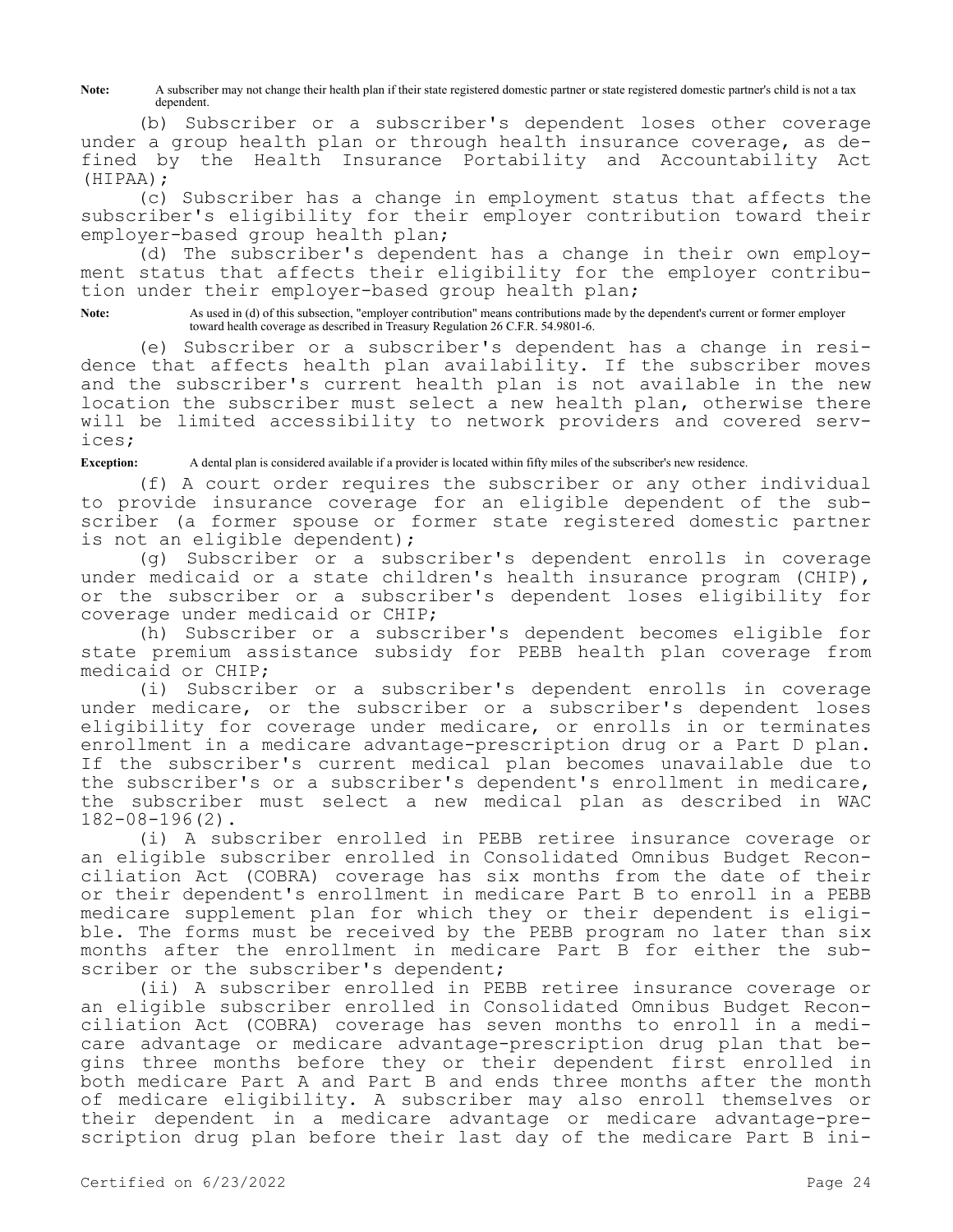**Note:** A subscriber may not change their health plan if their state registered domestic partner or state registered domestic partner's child is not a tax dependent.

(b) Subscriber or a subscriber's dependent loses other coverage under a group health plan or through health insurance coverage, as defined by the Health Insurance Portability and Accountability Act (HIPAA);

(c) Subscriber has a change in employment status that affects the subscriber's eligibility for their employer contribution toward their employer-based group health plan;

(d) The subscriber's dependent has a change in their own employment status that affects their eligibility for the employer contribution under their employer-based group health plan;

**Note:** As used in (d) of this subsection, "employer contribution" means contributions made by the dependent's current or former employer toward health coverage as described in Treasury Regulation 26 C.F.R. 54.9801-6.

(e) Subscriber or a subscriber's dependent has a change in residence that affects health plan availability. If the subscriber moves and the subscriber's current health plan is not available in the new location the subscriber must select a new health plan, otherwise there will be limited accessibility to network providers and covered services;

**Exception:** A dental plan is considered available if a provider is located within fifty miles of the subscriber's new residence.

(f) A court order requires the subscriber or any other individual to provide insurance coverage for an eligible dependent of the subscriber (a former spouse or former state registered domestic partner is not an eligible dependent);

(g) Subscriber or a subscriber's dependent enrolls in coverage under medicaid or a state children's health insurance program (CHIP), or the subscriber or a subscriber's dependent loses eligibility for coverage under medicaid or CHIP;

(h) Subscriber or a subscriber's dependent becomes eligible for state premium assistance subsidy for PEBB health plan coverage from medicaid or CHIP;

(i) Subscriber or a subscriber's dependent enrolls in coverage under medicare, or the subscriber or a subscriber's dependent loses eligibility for coverage under medicare, or enrolls in or terminates enrollment in a medicare advantage-prescription drug or a Part D plan. If the subscriber's current medical plan becomes unavailable due to the subscriber's or a subscriber's dependent's enrollment in medicare, the subscriber must select a new medical plan as described in WAC 182-08-196(2).

(i) A subscriber enrolled in PEBB retiree insurance coverage or an eligible subscriber enrolled in Consolidated Omnibus Budget Reconciliation Act (COBRA) coverage has six months from the date of their or their dependent's enrollment in medicare Part B to enroll in a PEBB medicare supplement plan for which they or their dependent is eligible. The forms must be received by the PEBB program no later than six months after the enrollment in medicare Part B for either the subscriber or the subscriber's dependent;

(ii) A subscriber enrolled in PEBB retiree insurance coverage or an eligible subscriber enrolled in Consolidated Omnibus Budget Reconciliation Act (COBRA) coverage has seven months to enroll in a medicare advantage or medicare advantage-prescription drug plan that begins three months before they or their dependent first enrolled in both medicare Part A and Part B and ends three months after the month of medicare eligibility. A subscriber may also enroll themselves or their dependent in a medicare advantage or medicare advantage-prescription drug plan before their last day of the medicare Part B ini-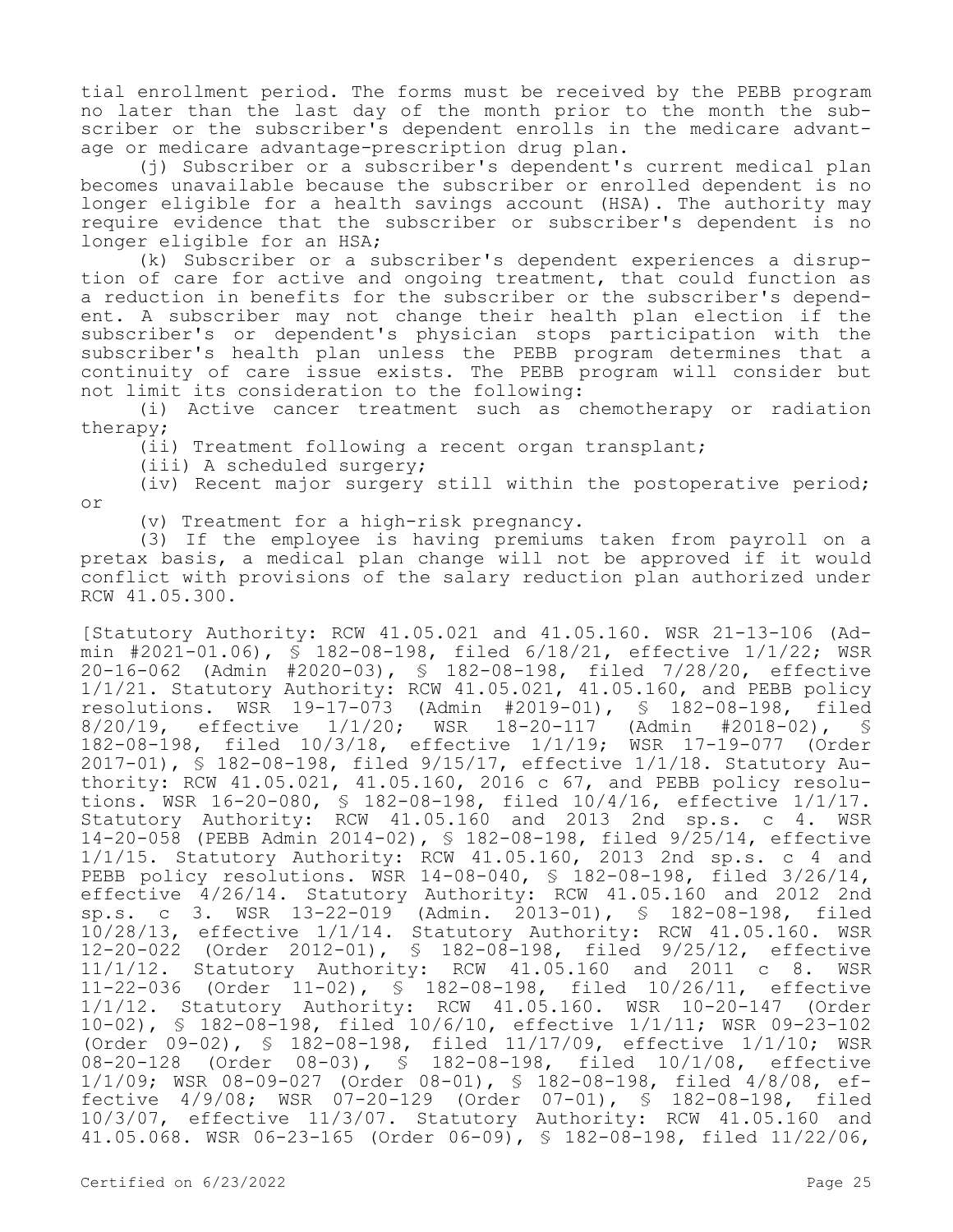tial enrollment period. The forms must be received by the PEBB program no later than the last day of the month prior to the month the subscriber or the subscriber's dependent enrolls in the medicare advantage or medicare advantage-prescription drug plan.

(j) Subscriber or a subscriber's dependent's current medical plan becomes unavailable because the subscriber or enrolled dependent is no longer eligible for a health savings account (HSA). The authority may require evidence that the subscriber or subscriber's dependent is no longer eligible for an HSA;

(k) Subscriber or a subscriber's dependent experiences a disruption of care for active and ongoing treatment, that could function as a reduction in benefits for the subscriber or the subscriber's dependent. A subscriber may not change their health plan election if the subscriber's or dependent's physician stops participation with the subscriber's health plan unless the PEBB program determines that a continuity of care issue exists. The PEBB program will consider but not limit its consideration to the following:

(i) Active cancer treatment such as chemotherapy or radiation therapy;

(ii) Treatment following a recent organ transplant;

(iii) A scheduled surgery;

(iv) Recent major surgery still within the postoperative period; or

(v) Treatment for a high-risk pregnancy.

(3) If the employee is having premiums taken from payroll on a pretax basis, a medical plan change will not be approved if it would conflict with provisions of the salary reduction plan authorized under RCW 41.05.300.

[Statutory Authority: RCW 41.05.021 and 41.05.160. WSR 21-13-106 (Admin #2021-01.06), § 182-08-198, filed 6/18/21, effective 1/1/22; WSR 20-16-062 (Admin #2020-03), § 182-08-198, filed 7/28/20, effective 1/1/21. Statutory Authority: RCW 41.05.021, 41.05.160, and PEBB policy resolutions. WSR 19-17-073 (Admin #2019-01), § 182-08-198, filed 8/20/19, effective 1/1/20; WSR 18-20-117 (Admin #2018-02), § 182-08-198, filed 10/3/18, effective 1/1/19; WSR 17-19-077 (Order 2017-01), § 182-08-198, filed 9/15/17, effective 1/1/18. Statutory Authority: RCW 41.05.021, 41.05.160, 2016 c 67, and PEBB policy resolutions. WSR 16-20-080, § 182-08-198, filed 10/4/16, effective 1/1/17. Statutory Authority: RCW 41.05.160 and 2013 2nd sp.s. c 4. WSR 14-20-058 (PEBB Admin 2014-02), § 182-08-198, filed 9/25/14, effective 1/1/15. Statutory Authority: RCW 41.05.160, 2013 2nd sp.s. c 4 and PEBB policy resolutions. WSR 14-08-040, § 182-08-198, filed 3/26/14, effective 4/26/14. Statutory Authority: RCW 41.05.160 and 2012 2nd sp.s. c 3. WSR 13-22-019 (Admin. 2013-01), § 182-08-198, filed 10/28/13, effective 1/1/14. Statutory Authority: RCW 41.05.160. WSR 12-20-022 (Order 2012-01), § 182-08-198, filed 9/25/12, effective 11/1/12. Statutory Authority: RCW 41.05.160 and 2011 c 8. WSR 11-22-036 (Order 11-02), § 182-08-198, filed 10/26/11, effective 1/1/12. Statutory Authority: RCW 41.05.160. WSR 10-20-147 (Order 10-02), § 182-08-198, filed 10/6/10, effective 1/1/11; WSR 09-23-102 (Order 09-02), § 182-08-198, filed 11/17/09, effective 1/1/10; WSR 08-20-128 (Order 08-03), § 182-08-198, filed 10/1/08, effective 1/1/09; WSR 08-09-027 (Order 08-01), § 182-08-198, filed 4/8/08, effective 4/9/08; WSR 07-20-129 (Order 07-01), § 182-08-198, filed 10/3/07, effective 11/3/07. Statutory Authority: RCW 41.05.160 and 41.05.068. WSR 06-23-165 (Order 06-09), § 182-08-198, filed 11/22/06,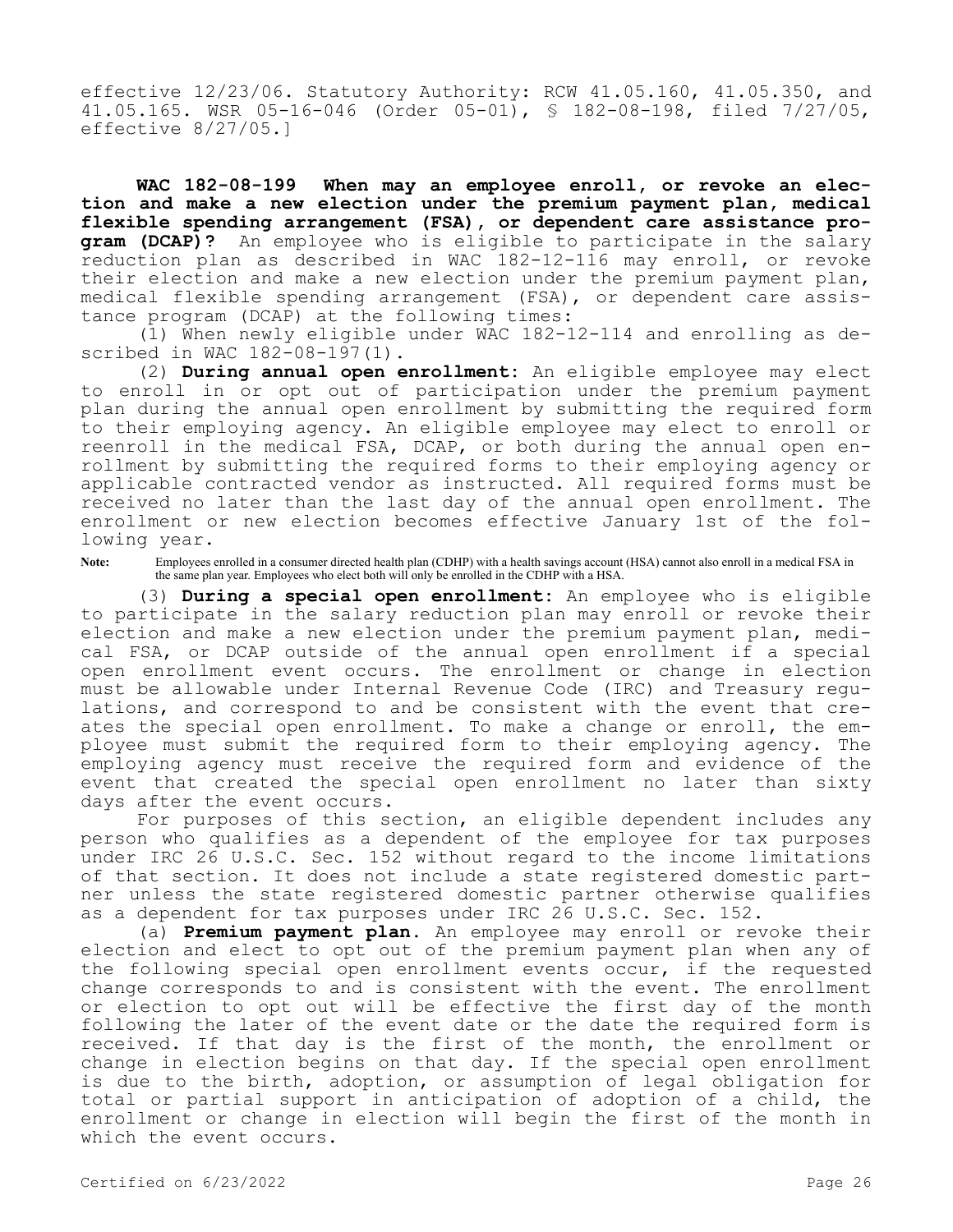effective 12/23/06. Statutory Authority: RCW 41.05.160, 41.05.350, and 41.05.165. WSR 05-16-046 (Order 05-01), § 182-08-198, filed 7/27/05, effective 8/27/05.]

**WAC 182-08-199 When may an employee enroll, or revoke an election and make a new election under the premium payment plan, medical flexible spending arrangement (FSA), or dependent care assistance program (DCAP)?** An employee who is eligible to participate in the salary reduction plan as described in WAC 182-12-116 may enroll, or revoke their election and make a new election under the premium payment plan, medical flexible spending arrangement (FSA), or dependent care assistance program (DCAP) at the following times:

(1) When newly eligible under WAC 182-12-114 and enrolling as described in WAC 182-08-197(1).

(2) **During annual open enrollment:** An eligible employee may elect to enroll in or opt out of participation under the premium payment plan during the annual open enrollment by submitting the required form to their employing agency. An eligible employee may elect to enroll or reenroll in the medical FSA, DCAP, or both during the annual open enrollment by submitting the required forms to their employing agency or applicable contracted vendor as instructed. All required forms must be received no later than the last day of the annual open enrollment. The enrollment or new election becomes effective January 1st of the following year.

**Note:** Employees enrolled in a consumer directed health plan (CDHP) with a health savings account (HSA) cannot also enroll in a medical FSA in the same plan year. Employees who elect both will only be enrolled in the CDHP with a HSA.

(3) **During a special open enrollment:** An employee who is eligible to participate in the salary reduction plan may enroll or revoke their election and make a new election under the premium payment plan, medical FSA, or DCAP outside of the annual open enrollment if a special open enrollment event occurs. The enrollment or change in election must be allowable under Internal Revenue Code (IRC) and Treasury regulations, and correspond to and be consistent with the event that creates the special open enrollment. To make a change or enroll, the employee must submit the required form to their employing agency. The employing agency must receive the required form and evidence of the event that created the special open enrollment no later than sixty days after the event occurs.

For purposes of this section, an eligible dependent includes any person who qualifies as a dependent of the employee for tax purposes under IRC 26 U.S.C. Sec. 152 without regard to the income limitations of that section. It does not include a state registered domestic partner unless the state registered domestic partner otherwise qualifies as a dependent for tax purposes under IRC 26 U.S.C. Sec. 152.

(a) **Premium payment plan.** An employee may enroll or revoke their election and elect to opt out of the premium payment plan when any of the following special open enrollment events occur, if the requested change corresponds to and is consistent with the event. The enrollment or election to opt out will be effective the first day of the month following the later of the event date or the date the required form is received. If that day is the first of the month, the enrollment or change in election begins on that day. If the special open enrollment is due to the birth, adoption, or assumption of legal obligation for total or partial support in anticipation of adoption of a child, the enrollment or change in election will begin the first of the month in which the event occurs.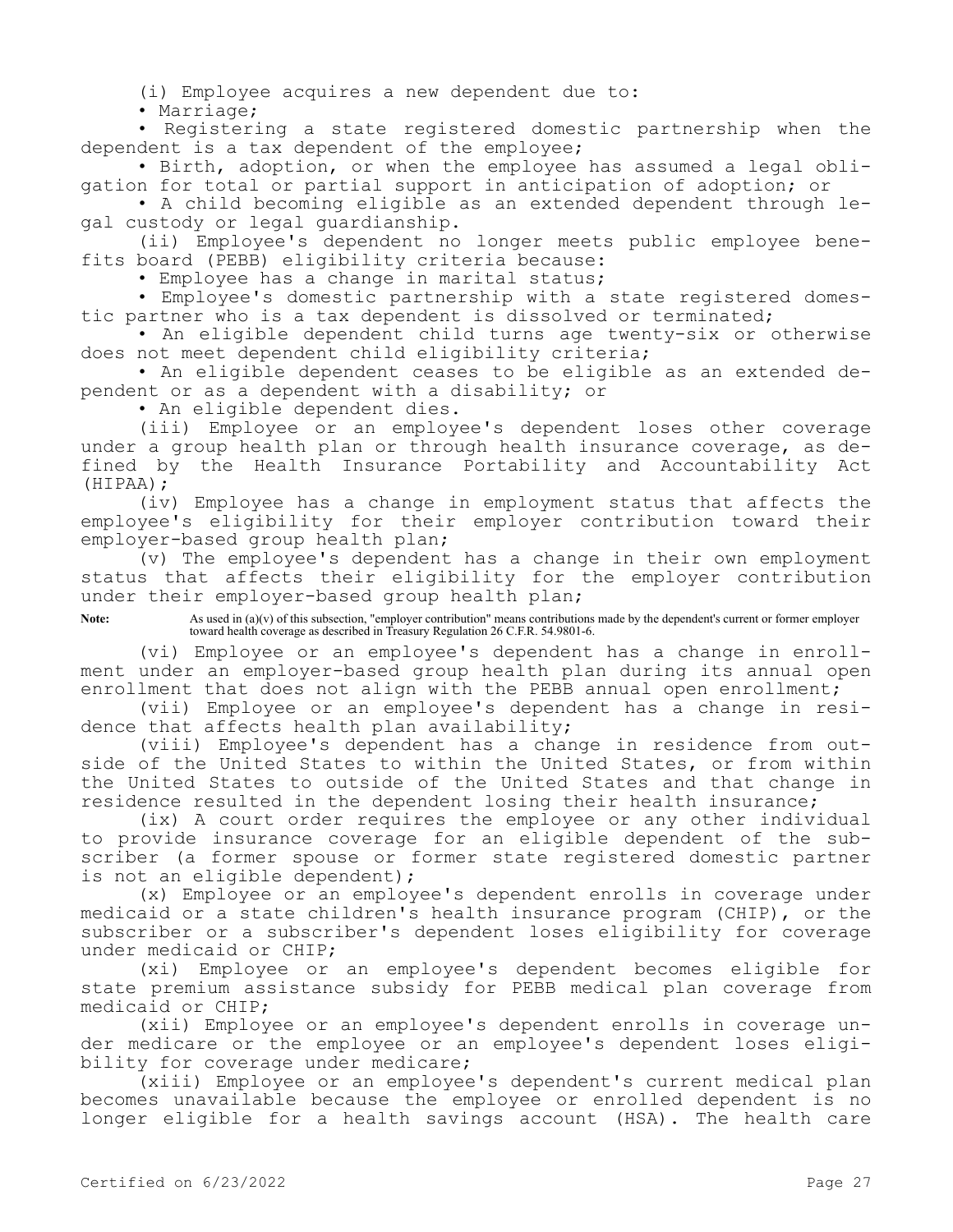(i) Employee acquires a new dependent due to:

- Marriage;
- Registering a state registered domestic partnership when the dependent is a tax dependent of the employee;
- Birth, adoption, or when the employee has assumed a legal obligation for total or partial support in anticipation of adoption; or
- A child becoming eligible as an extended dependent through legal custody or legal guardianship.

(ii) Employee's dependent no longer meets public employee benefits board (PEBB) eligibility criteria because:

- Employee has a change in marital status;
- Employee's domestic partnership with a state registered domestic partner who is a tax dependent is dissolved or terminated;
- An eligible dependent child turns age twenty-six or otherwise does not meet dependent child eligibility criteria;
- An eligible dependent ceases to be eligible as an extended dependent or as a dependent with a disability; or
- An eligible dependent dies.

(iii) Employee or an employee's dependent loses other coverage under a group health plan or through health insurance coverage, as defined by the Health Insurance Portability and Accountability Act (HIPAA);

(iv) Employee has a change in employment status that affects the employee's eligibility for their employer contribution toward their employer-based group health plan;

(v) The employee's dependent has a change in their own employment status that affects their eligibility for the employer contribution under their employer-based group health plan;

**Note:** As used in (a)(v) of this subsection, "employer contribution" means contributions made by the dependent's current or former employer toward health coverage as described in Treasury Regulation 26 C.F.R. 54.9801-6.

(vi) Employee or an employee's dependent has a change in enrollment under an employer-based group health plan during its annual open enrollment that does not align with the PEBB annual open enrollment;

(vii) Employee or an employee's dependent has a change in residence that affects health plan availability;

(viii) Employee's dependent has a change in residence from outside of the United States to within the United States, or from within the United States to outside of the United States and that change in residence resulted in the dependent losing their health insurance;

(ix) A court order requires the employee or any other individual to provide insurance coverage for an eligible dependent of the subscriber (a former spouse or former state registered domestic partner is not an eligible dependent);

(x) Employee or an employee's dependent enrolls in coverage under medicaid or a state children's health insurance program (CHIP), or the subscriber or a subscriber's dependent loses eligibility for coverage under medicaid or CHIP;

(xi) Employee or an employee's dependent becomes eligible for state premium assistance subsidy for PEBB medical plan coverage from medicaid or CHIP;

(xii) Employee or an employee's dependent enrolls in coverage under medicare or the employee or an employee's dependent loses eligibility for coverage under medicare;

(xiii) Employee or an employee's dependent's current medical plan becomes unavailable because the employee or enrolled dependent is no longer eligible for a health savings account (HSA). The health care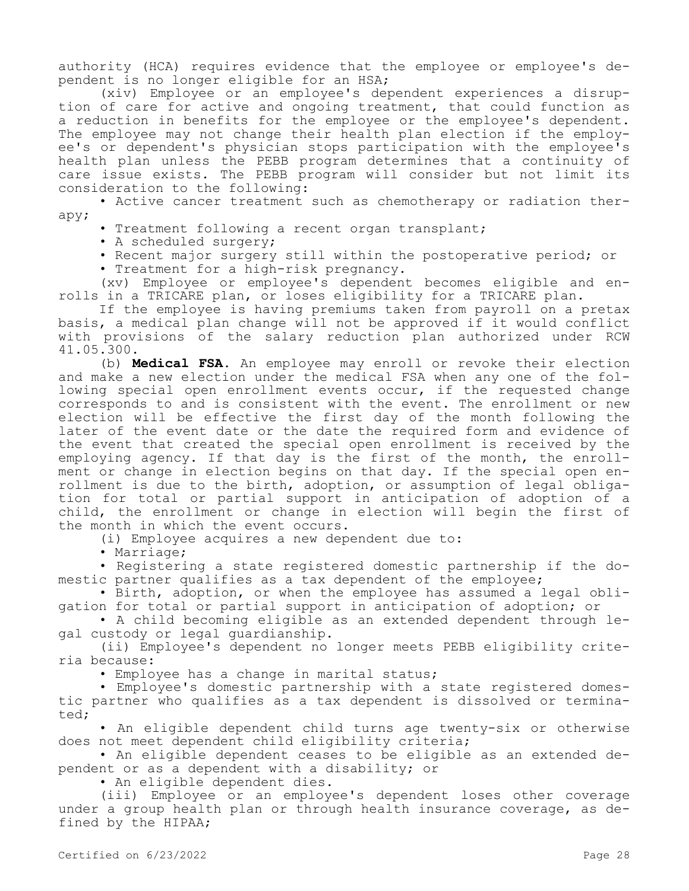authority (HCA) requires evidence that the employee or employee's dependent is no longer eligible for an HSA;

(xiv) Employee or an employee's dependent experiences a disruption of care for active and ongoing treatment, that could function as a reduction in benefits for the employee or the employee's dependent. The employee may not change their health plan election if the employee's or dependent's physician stops participation with the employee's health plan unless the PEBB program determines that a continuity of care issue exists. The PEBB program will consider but not limit its consideration to the following:

- Active cancer treatment such as chemotherapy or radiation therapy;
- Treatment following a recent organ transplant;
- A scheduled surgery;
- Recent major surgery still within the postoperative period; or
- Treatment for a high-risk pregnancy.

(xv) Employee or employee's dependent becomes eligible and enrolls in a TRICARE plan, or loses eligibility for a TRICARE plan.

If the employee is having premiums taken from payroll on a pretax basis, a medical plan change will not be approved if it would conflict with provisions of the salary reduction plan authorized under RCW 41.05.300.

(b) **Medical FSA.** An employee may enroll or revoke their election and make a new election under the medical FSA when any one of the following special open enrollment events occur, if the requested change corresponds to and is consistent with the event. The enrollment or new election will be effective the first day of the month following the later of the event date or the date the required form and evidence of the event that created the special open enrollment is received by the employing agency. If that day is the first of the month, the enrollment or change in election begins on that day. If the special open enrollment is due to the birth, adoption, or assumption of legal obligation for total or partial support in anticipation of adoption of a child, the enrollment or change in election will begin the first of the month in which the event occurs.

(i) Employee acquires a new dependent due to:

- Marriage;
- Registering a state registered domestic partnership if the domestic partner qualifies as a tax dependent of the employee;
- Birth, adoption, or when the employee has assumed a legal obligation for total or partial support in anticipation of adoption; or
- A child becoming eligible as an extended dependent through legal custody or legal guardianship.

(ii) Employee's dependent no longer meets PEBB eligibility criteria because:

- Employee has a change in marital status;
- Employee's domestic partnership with a state registered domestic partner who qualifies as a tax dependent is dissolved or terminated;
- An eligible dependent child turns age twenty-six or otherwise does not meet dependent child eligibility criteria;
- An eligible dependent ceases to be eligible as an extended dependent or as a dependent with a disability; or
- An eligible dependent dies.

(iii) Employee or an employee's dependent loses other coverage under a group health plan or through health insurance coverage, as defined by the HIPAA;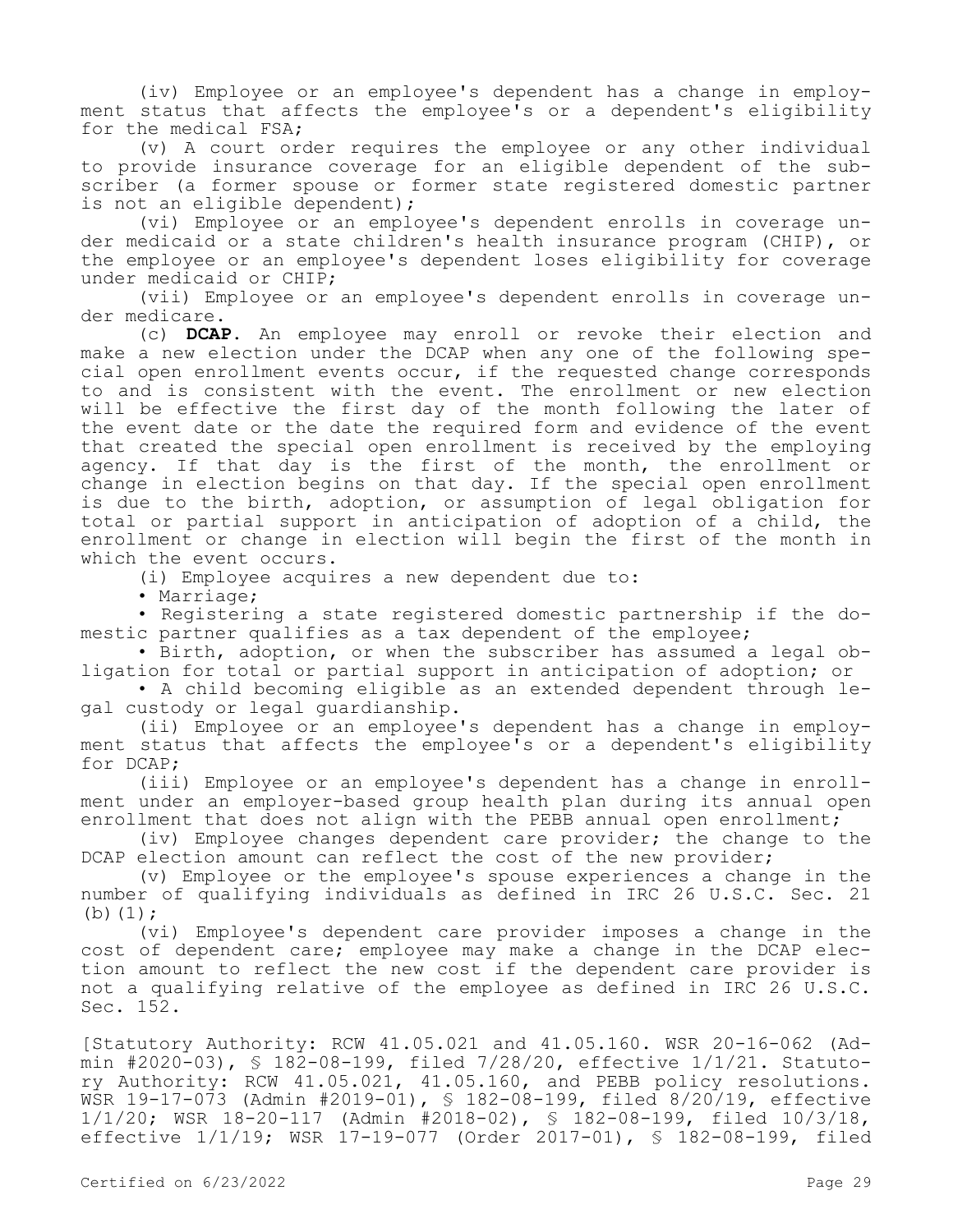(iv) Employee or an employee's dependent has a change in employment status that affects the employee's or a dependent's eligibility for the medical FSA;

(v) A court order requires the employee or any other individual to provide insurance coverage for an eligible dependent of the subscriber (a former spouse or former state registered domestic partner is not an eligible dependent);

(vi) Employee or an employee's dependent enrolls in coverage under medicaid or a state children's health insurance program (CHIP), or the employee or an employee's dependent loses eligibility for coverage under medicaid or CHIP;

(vii) Employee or an employee's dependent enrolls in coverage under medicare.

(c) **DCAP.** An employee may enroll or revoke their election and make a new election under the DCAP when any one of the following special open enrollment events occur, if the requested change corresponds to and is consistent with the event. The enrollment or new election will be effective the first day of the month following the later of the event date or the date the required form and evidence of the event that created the special open enrollment is received by the employing agency. If that day is the first of the month, the enrollment or change in election begins on that day. If the special open enrollment is due to the birth, adoption, or assumption of legal obligation for total or partial support in anticipation of adoption of a child, the enrollment or change in election will begin the first of the month in which the event occurs.

(i) Employee acquires a new dependent due to:

- Marriage;
- Registering a state registered domestic partnership if the domestic partner qualifies as a tax dependent of the employee;
- Birth, adoption, or when the subscriber has assumed a legal obligation for total or partial support in anticipation of adoption; or
- A child becoming eligible as an extended dependent through legal custody or legal guardianship.

(ii) Employee or an employee's dependent has a change in employment status that affects the employee's or a dependent's eligibility for DCAP;

(iii) Employee or an employee's dependent has a change in enrollment under an employer-based group health plan during its annual open enrollment that does not align with the PEBB annual open enrollment;

(iv) Employee changes dependent care provider; the change to the DCAP election amount can reflect the cost of the new provider;

(v) Employee or the employee's spouse experiences a change in the number of qualifying individuals as defined in IRC 26 U.S.C. Sec. 21 (b)(1);

(vi) Employee's dependent care provider imposes a change in the cost of dependent care; employee may make a change in the DCAP election amount to reflect the new cost if the dependent care provider is not a qualifying relative of the employee as defined in IRC 26 U.S.C. Sec. 152.

[Statutory Authority: RCW 41.05.021 and 41.05.160. WSR 20-16-062 (Admin #2020-03), § 182-08-199, filed 7/28/20, effective 1/1/21. Statutory Authority: RCW 41.05.021, 41.05.160, and PEBB policy resolutions. WSR 19-17-073 (Admin #2019-01), § 182-08-199, filed 8/20/19, effective 1/1/20; WSR 18-20-117 (Admin #2018-02), § 182-08-199, filed 10/3/18, effective 1/1/19; WSR 17-19-077 (Order 2017-01), § 182-08-199, filed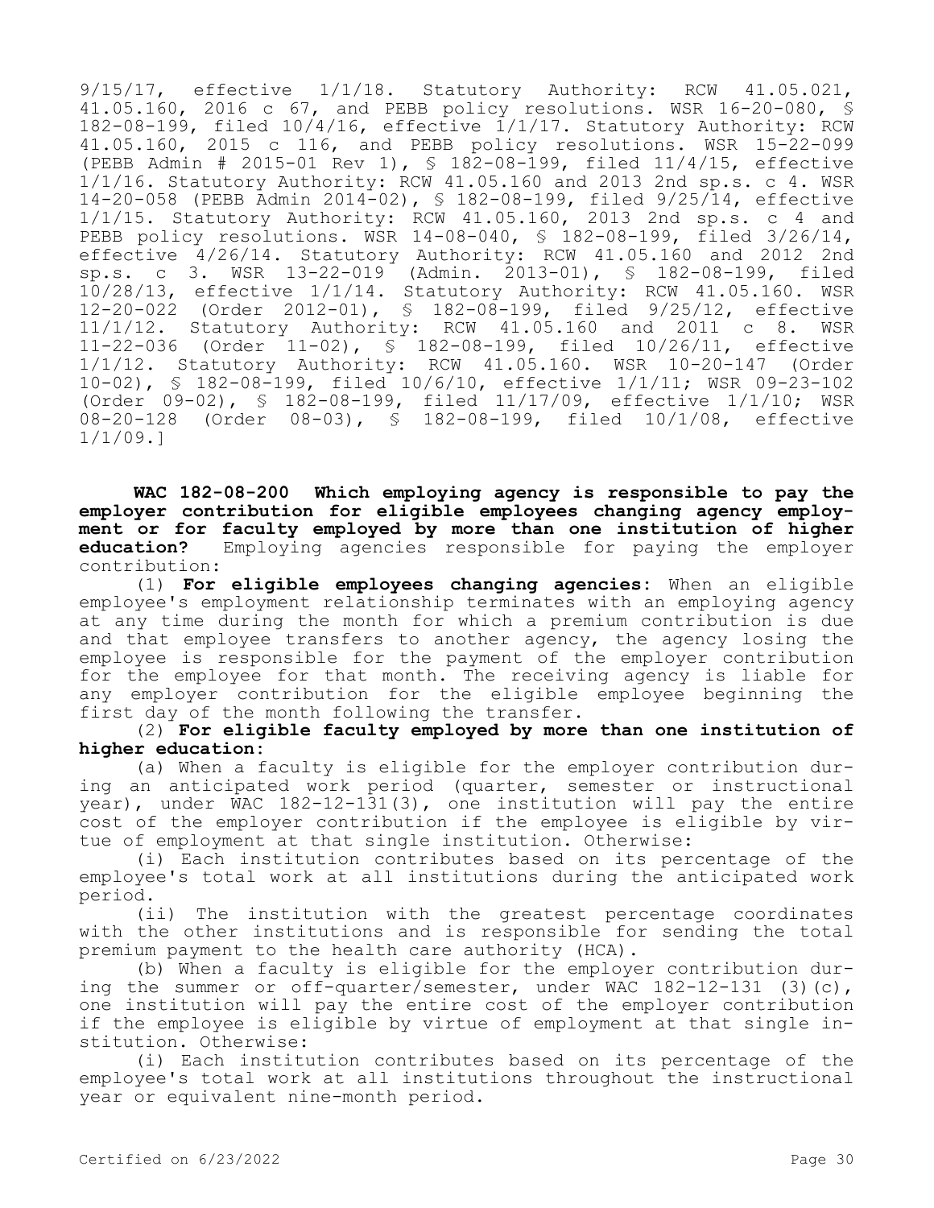9/15/17, effective 1/1/18. Statutory Authority: RCW 41.05.021, 41.05.160, 2016 c 67, and PEBB policy resolutions. WSR 16-20-080, § 182-08-199, filed 10/4/16, effective 1/1/17. Statutory Authority: RCW 41.05.160, 2015 c 116, and PEBB policy resolutions. WSR 15-22-099 (PEBB Admin # 2015-01 Rev 1), § 182-08-199, filed 11/4/15, effective 1/1/16. Statutory Authority: RCW 41.05.160 and 2013 2nd sp.s. c 4. WSR 14-20-058 (PEBB Admin 2014-02), § 182-08-199, filed 9/25/14, effective 1/1/15. Statutory Authority: RCW 41.05.160, 2013 2nd sp.s. c 4 and PEBB policy resolutions. WSR 14-08-040, § 182-08-199, filed 3/26/14, effective 4/26/14. Statutory Authority: RCW 41.05.160 and 2012 2nd sp.s. c 3. WSR 13-22-019 (Admin. 2013-01), § 182-08-199, filed 10/28/13, effective 1/1/14. Statutory Authority: RCW 41.05.160. WSR 12-20-022 (Order 2012-01), § 182-08-199, filed 9/25/12, effective 11/1/12. Statutory Authority: RCW 41.05.160 and 2011 c 8. WSR 11-22-036 (Order 11-02), § 182-08-199, filed 10/26/11, effective 1/1/12. Statutory Authority: RCW 41.05.160. WSR 10-20-147 (Order 10-02), § 182-08-199, filed 10/6/10, effective 1/1/11; WSR 09-23-102 (Order 09-02), § 182-08-199, filed 11/17/09, effective 1/1/10; WSR 08-20-128 (Order 08-03), § 182-08-199, filed 10/1/08, effective 1/1/09.]

**WAC 182-08-200 Which employing agency is responsible to pay the employer contribution for eligible employees changing agency employment or for faculty employed by more than one institution of higher education?** Employing agencies responsible for paying the employer contribution:

(1) **For eligible employees changing agencies**: When an eligible employee's employment relationship terminates with an employing agency at any time during the month for which a premium contribution is due and that employee transfers to another agency, the agency losing the employee is responsible for the payment of the employer contribution for the employee for that month. The receiving agency is liable for any employer contribution for the eligible employee beginning the first day of the month following the transfer.

(2) **For eligible faculty employed by more than one institution of higher education**:

(a) When a faculty is eligible for the employer contribution during an anticipated work period (quarter, semester or instructional year), under WAC 182-12-131(3), one institution will pay the entire cost of the employer contribution if the employee is eligible by virtue of employment at that single institution. Otherwise:

(i) Each institution contributes based on its percentage of the employee's total work at all institutions during the anticipated work period.

(ii) The institution with the greatest percentage coordinates with the other institutions and is responsible for sending the total premium payment to the health care authority (HCA).

(b) When a faculty is eligible for the employer contribution during the summer or off-quarter/semester, under WAC 182-12-131 (3)(c), one institution will pay the entire cost of the employer contribution if the employee is eligible by virtue of employment at that single institution. Otherwise:

(i) Each institution contributes based on its percentage of the employee's total work at all institutions throughout the instructional year or equivalent nine-month period.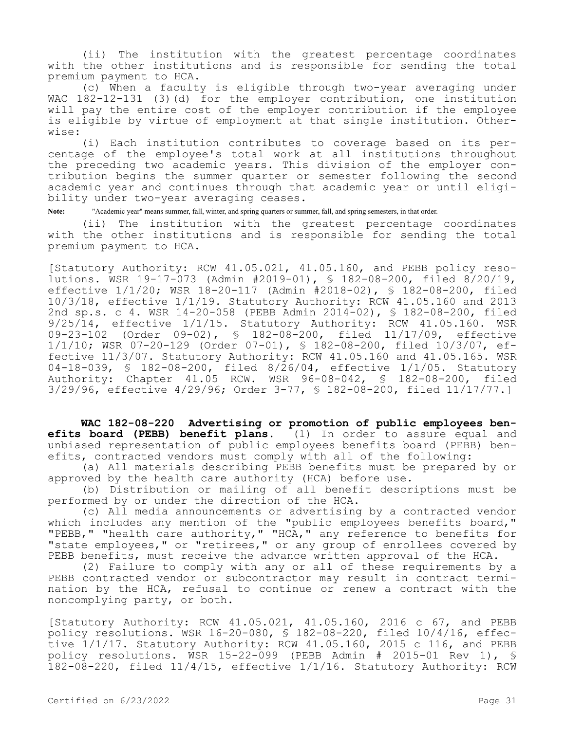(ii) The institution with the greatest percentage coordinates with the other institutions and is responsible for sending the total premium payment to HCA.

(c) When a faculty is eligible through two-year averaging under WAC 182-12-131 (3)(d) for the employer contribution, one institution will pay the entire cost of the employer contribution if the employee is eligible by virtue of employment at that single institution. Otherwise:

(i) Each institution contributes to coverage based on its percentage of the employee's total work at all institutions throughout the preceding two academic years. This division of the employer contribution begins the summer quarter or semester following the second academic year and continues through that academic year or until eligibility under two-year averaging ceases.

**Note:** "Academic year" means summer, fall, winter, and spring quarters or summer, fall, and spring semesters, in that order.

(ii) The institution with the greatest percentage coordinates with the other institutions and is responsible for sending the total premium payment to HCA.

[Statutory Authority: RCW 41.05.021, 41.05.160, and PEBB policy resolutions. WSR 19-17-073 (Admin #2019-01), § 182-08-200, filed 8/20/19, effective 1/1/20; WSR 18-20-117 (Admin #2018-02), § 182-08-200, filed 10/3/18, effective 1/1/19. Statutory Authority: RCW 41.05.160 and 2013 2nd sp.s. c 4. WSR 14-20-058 (PEBB Admin 2014-02), § 182-08-200, filed 9/25/14, effective 1/1/15. Statutory Authority: RCW 41.05.160. WSR 09-23-102 (Order 09-02), § 182-08-200, filed 11/17/09, effective 1/1/10; WSR 07-20-129 (Order 07-01), § 182-08-200, filed 10/3/07, effective 11/3/07. Statutory Authority: RCW 41.05.160 and 41.05.165. WSR 04-18-039, § 182-08-200, filed 8/26/04, effective 1/1/05. Statutory Authority: Chapter 41.05 RCW. WSR 96-08-042, § 182-08-200, filed 3/29/96, effective 4/29/96; Order 3-77, § 182-08-200, filed 11/17/77.]

**WAC 182-08-220 Advertising or promotion of public employees benefits board (PEBB) benefit plans.** (1) In order to assure equal and unbiased representation of public employees benefits board (PEBB) benefits, contracted vendors must comply with all of the following:

(a) All materials describing PEBB benefits must be prepared by or approved by the health care authority (HCA) before use.

(b) Distribution or mailing of all benefit descriptions must be performed by or under the direction of the HCA.

(c) All media announcements or advertising by a contracted vendor which includes any mention of the "public employees benefits board," "PEBB," "health care authority," "HCA," any reference to benefits for "state employees," or "retirees," or any group of enrollees covered by PEBB benefits, must receive the advance written approval of the HCA.

(2) Failure to comply with any or all of these requirements by a PEBB contracted vendor or subcontractor may result in contract termination by the HCA, refusal to continue or renew a contract with the noncomplying party, or both.

[Statutory Authority: RCW 41.05.021, 41.05.160, 2016 c 67, and PEBB policy resolutions. WSR 16-20-080, § 182-08-220, filed 10/4/16, effective 1/1/17. Statutory Authority: RCW 41.05.160, 2015 c 116, and PEBB policy resolutions. WSR 15-22-099 (PEBB Admin # 2015-01 Rev 1), § 182-08-220, filed 11/4/15, effective 1/1/16. Statutory Authority: RCW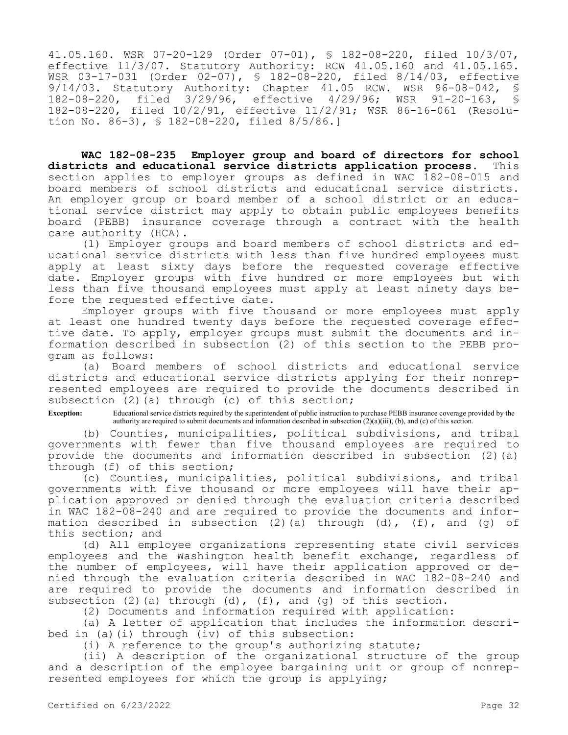41.05.160. WSR 07-20-129 (Order 07-01), § 182-08-220, filed 10/3/07, effective 11/3/07. Statutory Authority: RCW 41.05.160 and 41.05.165. WSR 03-17-031 (Order 02-07), § 182-08-220, filed 8/14/03, effective 9/14/03. Statutory Authority: Chapter 41.05 RCW. WSR 96-08-042, § 182-08-220, filed 3/29/96, effective 4/29/96; WSR 91-20-163, § 182-08-220, filed 10/2/91, effective 11/2/91; WSR 86-16-061 (Resolution No. 86-3), § 182-08-220, filed 8/5/86.]

**WAC 182-08-235 Employer group and board of directors for school districts and educational service districts application process.** This section applies to employer groups as defined in WAC 182-08-015 and board members of school districts and educational service districts. An employer group or board member of a school district or an educational service district may apply to obtain public employees benefits board (PEBB) insurance coverage through a contract with the health care authority (HCA).

(1) Employer groups and board members of school districts and educational service districts with less than five hundred employees must apply at least sixty days before the requested coverage effective date. Employer groups with five hundred or more employees but with less than five thousand employees must apply at least ninety days before the requested effective date.

Employer groups with five thousand or more employees must apply at least one hundred twenty days before the requested coverage effective date. To apply, employer groups must submit the documents and information described in subsection (2) of this section to the PEBB program as follows:

(a) Board members of school districts and educational service districts and educational service districts applying for their nonrepresented employees are required to provide the documents described in subsection (2)(a) through (c) of this section;

**Exception:** Educational service districts required by the superintendent of public instruction to purchase PEBB insurance coverage provided by the authority are required to submit documents and information described in subsection (2)(a)(iii), (b), and (c) of this section.

(b) Counties, municipalities, political subdivisions, and tribal governments with fewer than five thousand employees are required to provide the documents and information described in subsection (2)(a) through (f) of this section;

(c) Counties, municipalities, political subdivisions, and tribal governments with five thousand or more employees will have their application approved or denied through the evaluation criteria described in WAC 182-08-240 and are required to provide the documents and information described in subsection (2)(a) through (d), (f), and (g) of this section; and

(d) All employee organizations representing state civil services employees and the Washington health benefit exchange, regardless of the number of employees, will have their application approved or denied through the evaluation criteria described in WAC 182-08-240 and are required to provide the documents and information described in subsection (2)(a) through (d), (f), and (g) of this section.

(2) Documents and information required with application:

(a) A letter of application that includes the information described in (a)(i) through (iv) of this subsection:

(i) A reference to the group's authorizing statute;

(ii) A description of the organizational structure of the group and a description of the employee bargaining unit or group of nonrepresented employees for which the group is applying;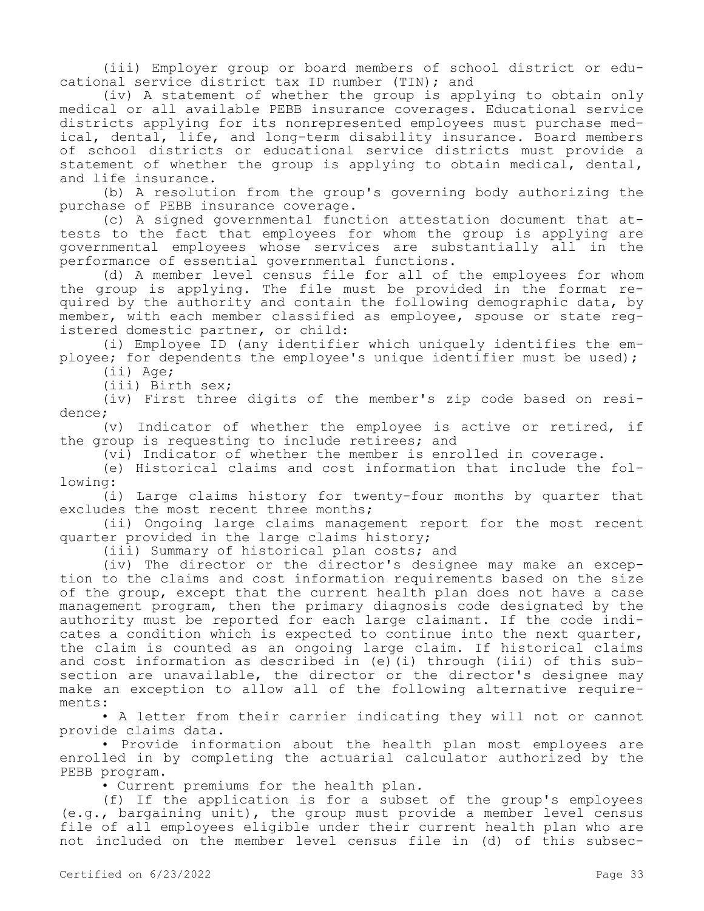(iii) Employer group or board members of school district or educational service district tax ID number (TIN); and

(iv) A statement of whether the group is applying to obtain only medical or all available PEBB insurance coverages. Educational service districts applying for its nonrepresented employees must purchase medical, dental, life, and long-term disability insurance. Board members of school districts or educational service districts must provide a statement of whether the group is applying to obtain medical, dental, and life insurance.

(b) A resolution from the group's governing body authorizing the purchase of PEBB insurance coverage.

(c) A signed governmental function attestation document that attests to the fact that employees for whom the group is applying are governmental employees whose services are substantially all in the performance of essential governmental functions.

(d) A member level census file for all of the employees for whom the group is applying. The file must be provided in the format required by the authority and contain the following demographic data, by member, with each member classified as employee, spouse or state registered domestic partner, or child:

(i) Employee ID (any identifier which uniquely identifies the employee; for dependents the employee's unique identifier must be used);

(ii) Age;

(iii) Birth sex;

(iv) First three digits of the member's zip code based on residence;

(v) Indicator of whether the employee is active or retired, if the group is requesting to include retirees; and

(vi) Indicator of whether the member is enrolled in coverage.

(e) Historical claims and cost information that include the following:

(i) Large claims history for twenty-four months by quarter that excludes the most recent three months;

(ii) Ongoing large claims management report for the most recent quarter provided in the large claims history;

(iii) Summary of historical plan costs; and

(iv) The director or the director's designee may make an exception to the claims and cost information requirements based on the size of the group, except that the current health plan does not have a case management program, then the primary diagnosis code designated by the authority must be reported for each large claimant. If the code indicates a condition which is expected to continue into the next quarter, the claim is counted as an ongoing large claim. If historical claims and cost information as described in (e)(i) through (iii) of this subsection are unavailable, the director or the director's designee may make an exception to allow all of the following alternative requirements:

• A letter from their carrier indicating they will not or cannot provide claims data.

• Provide information about the health plan most employees are enrolled in by completing the actuarial calculator authorized by the PEBB program.

• Current premiums for the health plan.

(f) If the application is for a subset of the group's employees (e.g., bargaining unit), the group must provide a member level census file of all employees eligible under their current health plan who are not included on the member level census file in (d) of this subsec-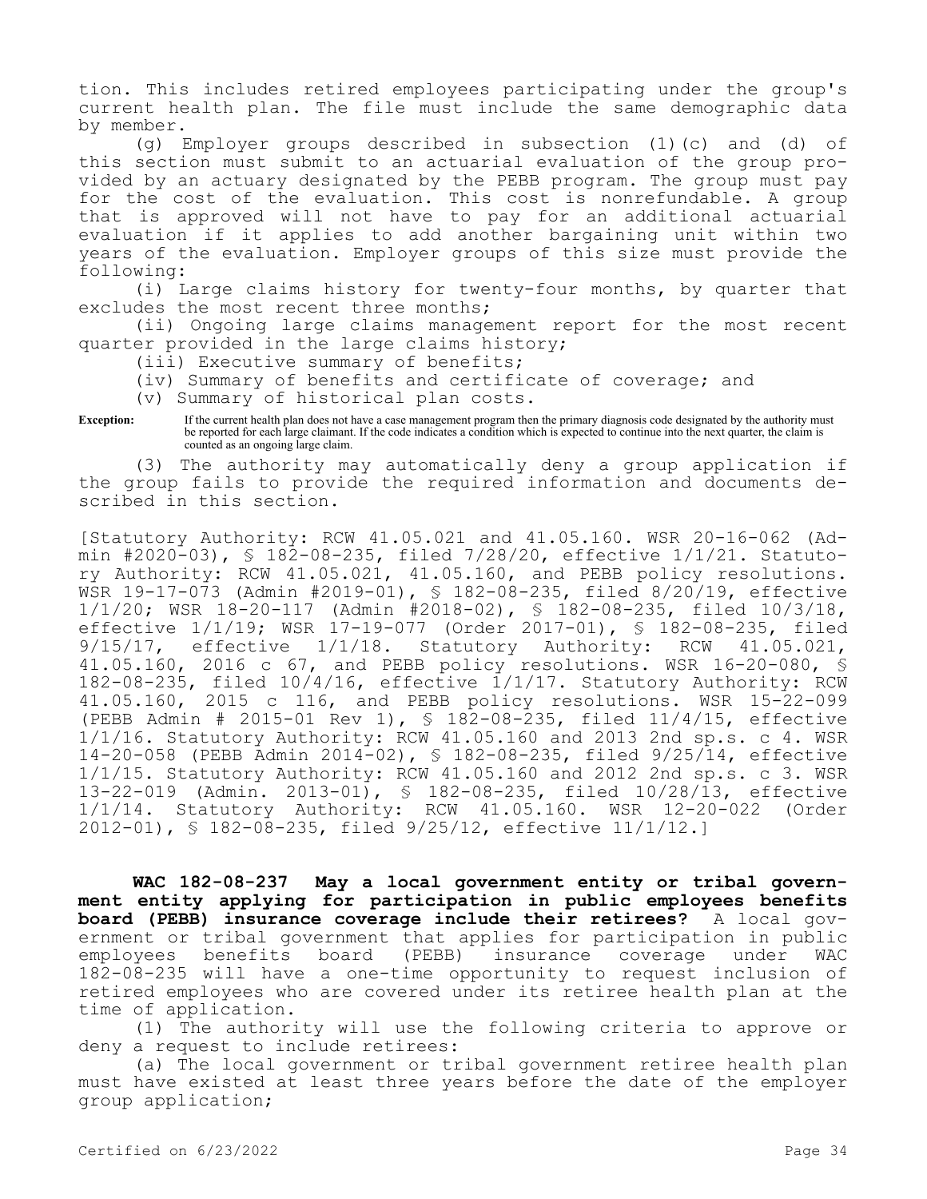tion. This includes retired employees participating under the group's current health plan. The file must include the same demographic data by member.

(g) Employer groups described in subsection (1)(c) and (d) of this section must submit to an actuarial evaluation of the group provided by an actuary designated by the PEBB program. The group must pay for the cost of the evaluation. This cost is nonrefundable. A group that is approved will not have to pay for an additional actuarial evaluation if it applies to add another bargaining unit within two years of the evaluation. Employer groups of this size must provide the following:

(i) Large claims history for twenty-four months, by quarter that excludes the most recent three months;

(ii) Ongoing large claims management report for the most recent quarter provided in the large claims history;

(iii) Executive summary of benefits;

(iv) Summary of benefits and certificate of coverage; and

(v) Summary of historical plan costs.

**Exception:** If the current health plan does not have a case management program then the primary diagnosis code designated by the authority must be reported for each large claimant. If the code indicates a condition which is expected to continue into the next quarter, the claim is counted as an ongoing large claim.

(3) The authority may automatically deny a group application if the group fails to provide the required information and documents described in this section.

[Statutory Authority: RCW 41.05.021 and 41.05.160. WSR 20-16-062 (Admin #2020-03), § 182-08-235, filed 7/28/20, effective 1/1/21. Statutory Authority: RCW 41.05.021, 41.05.160, and PEBB policy resolutions. WSR 19-17-073 (Admin #2019-01), § 182-08-235, filed 8/20/19, effective 1/1/20; WSR 18-20-117 (Admin #2018-02), § 182-08-235, filed 10/3/18, effective 1/1/19; WSR 17-19-077 (Order 2017-01), § 182-08-235, filed 9/15/17, effective 1/1/18. Statutory Authority: RCW 41.05.021, 41.05.160, 2016 c 67, and PEBB policy resolutions. WSR 16-20-080, § 182-08-235, filed 10/4/16, effective 1/1/17. Statutory Authority: RCW 41.05.160, 2015 c 116, and PEBB policy resolutions. WSR 15-22-099 (PEBB Admin # 2015-01 Rev 1), § 182-08-235, filed 11/4/15, effective 1/1/16. Statutory Authority: RCW 41.05.160 and 2013 2nd sp.s. c 4. WSR 14-20-058 (PEBB Admin 2014-02), § 182-08-235, filed 9/25/14, effective 1/1/15. Statutory Authority: RCW 41.05.160 and 2012 2nd sp.s. c 3. WSR 13-22-019 (Admin. 2013-01), § 182-08-235, filed 10/28/13, effective 1/1/14. Statutory Authority: RCW 41.05.160. WSR 12-20-022 (Order 2012-01), § 182-08-235, filed 9/25/12, effective 11/1/12.]

**WAC 182-08-237 May a local government entity or tribal government entity applying for participation in public employees benefits board (PEBB) insurance coverage include their retirees?** A local government or tribal government that applies for participation in public employees benefits board (PEBB) insurance coverage under WAC 182-08-235 will have a one-time opportunity to request inclusion of retired employees who are covered under its retiree health plan at the time of application.

(1) The authority will use the following criteria to approve or deny a request to include retirees:

(a) The local government or tribal government retiree health plan must have existed at least three years before the date of the employer group application;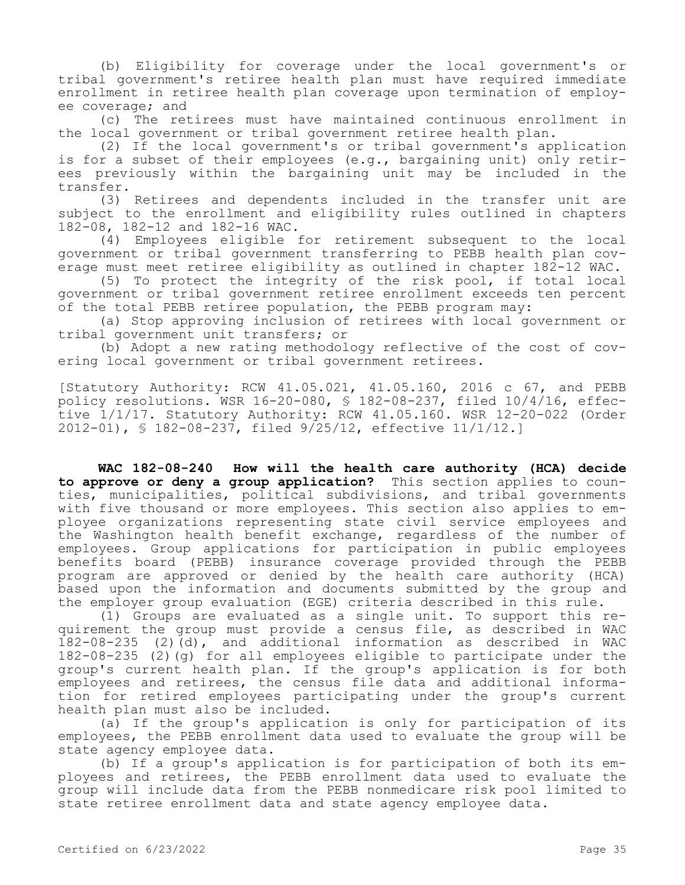(b) Eligibility for coverage under the local government's or tribal government's retiree health plan must have required immediate enrollment in retiree health plan coverage upon termination of employee coverage; and

(c) The retirees must have maintained continuous enrollment in the local government or tribal government retiree health plan.

(2) If the local government's or tribal government's application is for a subset of their employees (e.g., bargaining unit) only retirees previously within the bargaining unit may be included in the transfer.

(3) Retirees and dependents included in the transfer unit are subject to the enrollment and eligibility rules outlined in chapters 182-08, 182-12 and 182-16 WAC.

(4) Employees eligible for retirement subsequent to the local government or tribal government transferring to PEBB health plan coverage must meet retiree eligibility as outlined in chapter 182-12 WAC.

(5) To protect the integrity of the risk pool, if total local government or tribal government retiree enrollment exceeds ten percent of the total PEBB retiree population, the PEBB program may:

(a) Stop approving inclusion of retirees with local government or tribal government unit transfers; or

(b) Adopt a new rating methodology reflective of the cost of covering local government or tribal government retirees.

[Statutory Authority: RCW 41.05.021, 41.05.160, 2016 c 67, and PEBB policy resolutions. WSR 16-20-080, § 182-08-237, filed 10/4/16, effective 1/1/17. Statutory Authority: RCW 41.05.160. WSR 12-20-022 (Order 2012-01), § 182-08-237, filed 9/25/12, effective 11/1/12.]

**WAC 182-08-240 How will the health care authority (HCA) decide to approve or deny a group application?** This section applies to counties, municipalities, political subdivisions, and tribal governments with five thousand or more employees. This section also applies to employee organizations representing state civil service employees and the Washington health benefit exchange, regardless of the number of employees. Group applications for participation in public employees benefits board (PEBB) insurance coverage provided through the PEBB program are approved or denied by the health care authority (HCA) based upon the information and documents submitted by the group and the employer group evaluation (EGE) criteria described in this rule.

(1) Groups are evaluated as a single unit. To support this requirement the group must provide a census file, as described in WAC 182-08-235 (2)(d), and additional information as described in WAC 182-08-235 (2)(g) for all employees eligible to participate under the group's current health plan. If the group's application is for both employees and retirees, the census file data and additional information for retired employees participating under the group's current health plan must also be included.

(a) If the group's application is only for participation of its employees, the PEBB enrollment data used to evaluate the group will be state agency employee data.

(b) If a group's application is for participation of both its employees and retirees, the PEBB enrollment data used to evaluate the group will include data from the PEBB nonmedicare risk pool limited to state retiree enrollment data and state agency employee data.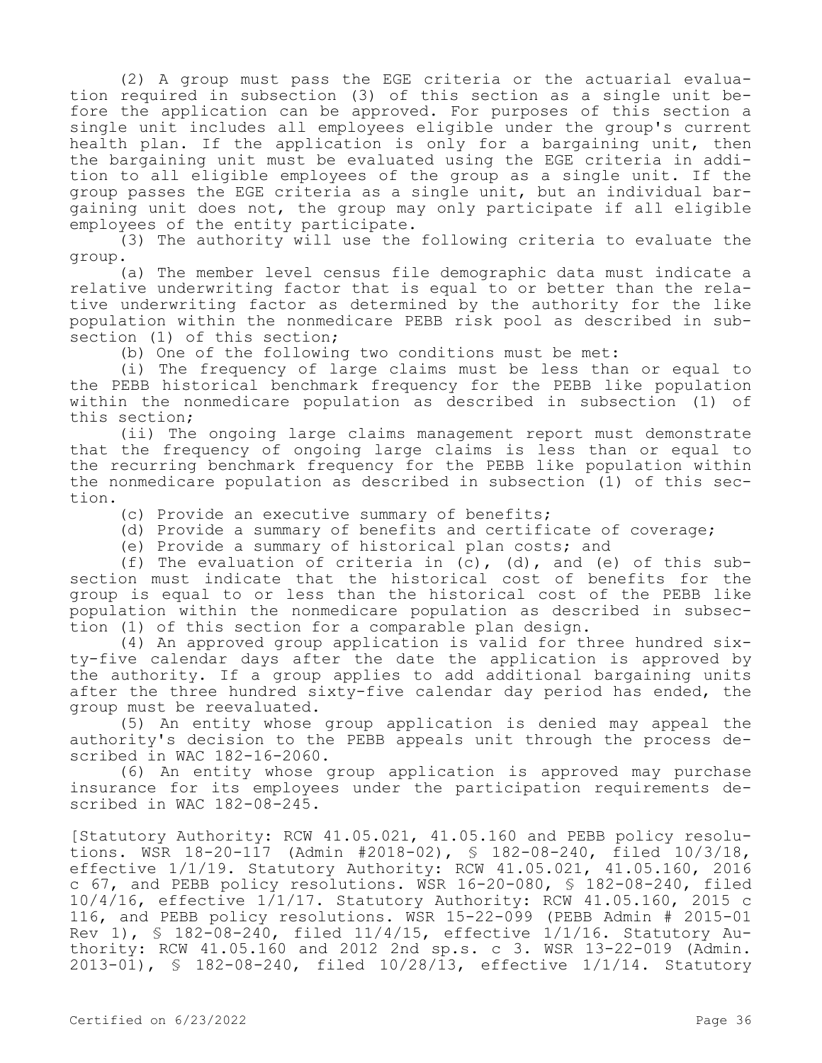(2) A group must pass the EGE criteria or the actuarial evaluation required in subsection (3) of this section as a single unit before the application can be approved. For purposes of this section a single unit includes all employees eligible under the group's current health plan. If the application is only for a bargaining unit, then the bargaining unit must be evaluated using the EGE criteria in addition to all eligible employees of the group as a single unit. If the group passes the EGE criteria as a single unit, but an individual bargaining unit does not, the group may only participate if all eligible employees of the entity participate.

(3) The authority will use the following criteria to evaluate the group.

(a) The member level census file demographic data must indicate a relative underwriting factor that is equal to or better than the relative underwriting factor as determined by the authority for the like population within the nonmedicare PEBB risk pool as described in subsection (1) of this section;

(b) One of the following two conditions must be met:

(i) The frequency of large claims must be less than or equal to the PEBB historical benchmark frequency for the PEBB like population within the nonmedicare population as described in subsection (1) of this section;

(ii) The ongoing large claims management report must demonstrate that the frequency of ongoing large claims is less than or equal to the recurring benchmark frequency for the PEBB like population within the nonmedicare population as described in subsection (1) of this section.

(c) Provide an executive summary of benefits;

(d) Provide a summary of benefits and certificate of coverage;

(e) Provide a summary of historical plan costs; and

(f) The evaluation of criteria in (c), (d), and (e) of this subsection must indicate that the historical cost of benefits for the group is equal to or less than the historical cost of the PEBB like population within the nonmedicare population as described in subsection (1) of this section for a comparable plan design.

(4) An approved group application is valid for three hundred sixty-five calendar days after the date the application is approved by the authority. If a group applies to add additional bargaining units after the three hundred sixty-five calendar day period has ended, the group must be reevaluated.

(5) An entity whose group application is denied may appeal the authority's decision to the PEBB appeals unit through the process described in WAC 182-16-2060.

(6) An entity whose group application is approved may purchase insurance for its employees under the participation requirements described in WAC 182-08-245.

[Statutory Authority: RCW 41.05.021, 41.05.160 and PEBB policy resolutions. WSR 18-20-117 (Admin #2018-02), § 182-08-240, filed 10/3/18, effective 1/1/19. Statutory Authority: RCW 41.05.021, 41.05.160, 2016 c 67, and PEBB policy resolutions. WSR 16-20-080, § 182-08-240, filed 10/4/16, effective 1/1/17. Statutory Authority: RCW 41.05.160, 2015 c 116, and PEBB policy resolutions. WSR 15-22-099 (PEBB Admin # 2015-01 Rev 1), § 182-08-240, filed 11/4/15, effective 1/1/16. Statutory Authority: RCW 41.05.160 and 2012 2nd sp.s. c 3. WSR 13-22-019 (Admin. 2013-01), § 182-08-240, filed 10/28/13, effective 1/1/14. Statutory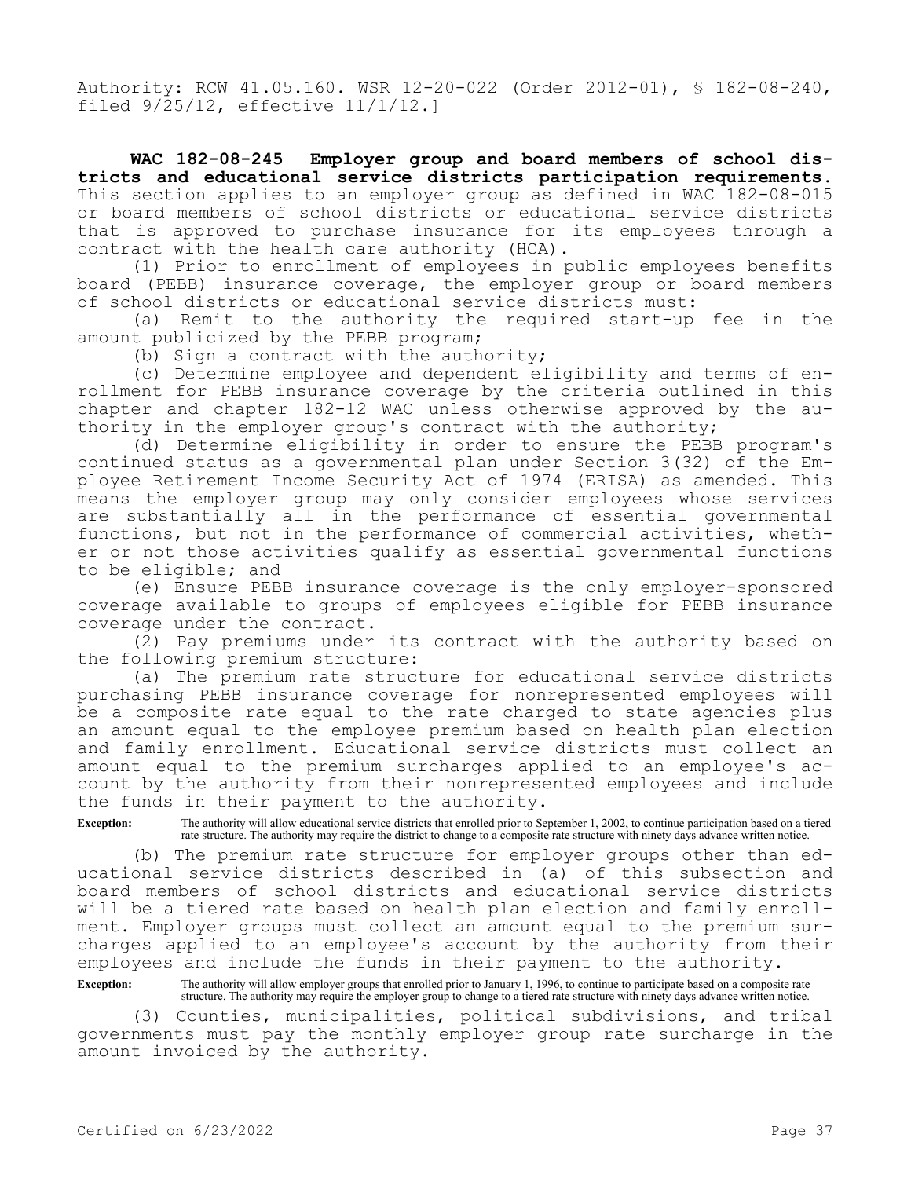Authority: RCW 41.05.160. WSR 12-20-022 (Order 2012-01), § 182-08-240, filed 9/25/12, effective 11/1/12.]

**WAC 182-08-245 Employer group and board members of school districts and educational service districts participation requirements.** This section applies to an employer group as defined in WAC 182-08-015 or board members of school districts or educational service districts that is approved to purchase insurance for its employees through a contract with the health care authority (HCA).

(1) Prior to enrollment of employees in public employees benefits board (PEBB) insurance coverage, the employer group or board members of school districts or educational service districts must:

(a) Remit to the authority the required start-up fee in the amount publicized by the PEBB program;

(b) Sign a contract with the authority;

(c) Determine employee and dependent eligibility and terms of enrollment for PEBB insurance coverage by the criteria outlined in this chapter and chapter 182-12 WAC unless otherwise approved by the authority in the employer group's contract with the authority;

(d) Determine eligibility in order to ensure the PEBB program's continued status as a governmental plan under Section 3(32) of the Employee Retirement Income Security Act of 1974 (ERISA) as amended. This means the employer group may only consider employees whose services are substantially all in the performance of essential governmental functions, but not in the performance of commercial activities, whether or not those activities qualify as essential governmental functions to be eligible; and

(e) Ensure PEBB insurance coverage is the only employer-sponsored coverage available to groups of employees eligible for PEBB insurance coverage under the contract.

(2) Pay premiums under its contract with the authority based on the following premium structure:

(a) The premium rate structure for educational service districts purchasing PEBB insurance coverage for nonrepresented employees will be a composite rate equal to the rate charged to state agencies plus an amount equal to the employee premium based on health plan election and family enrollment. Educational service districts must collect an amount equal to the premium surcharges applied to an employee's account by the authority from their nonrepresented employees and include the funds in their payment to the authority.

**Exception:** The authority will allow educational service districts that enrolled prior to September 1, 2002, to continue participation based on a tiered rate structure. The authority may require the district to change to a composite rate structure with ninety days advance written notice.

(b) The premium rate structure for employer groups other than educational service districts described in (a) of this subsection and board members of school districts and educational service districts will be a tiered rate based on health plan election and family enrollment. Employer groups must collect an amount equal to the premium surcharges applied to an employee's account by the authority from their employees and include the funds in their payment to the authority.

**Exception:** The authority will allow employer groups that enrolled prior to January 1, 1996, to continue to participate based on a composite rate structure. The authority may require the employer group to change to a tiered rate structure with ninety days advance written notice.

(3) Counties, municipalities, political subdivisions, and tribal governments must pay the monthly employer group rate surcharge in the amount invoiced by the authority.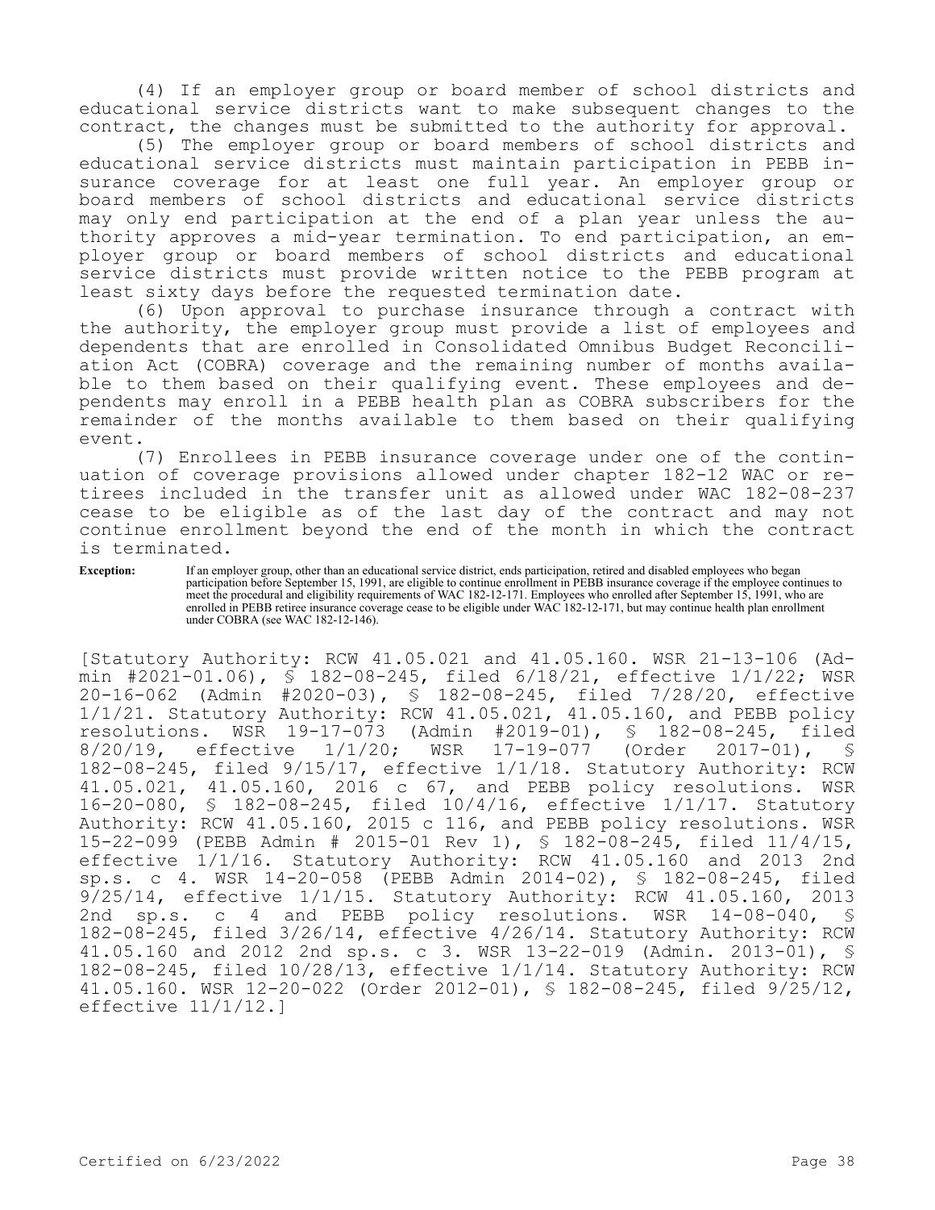(4) If an employer group or board member of school districts and educational service districts want to make subsequent changes to the contract, the changes must be submitted to the authority for approval.

(5) The employer group or board members of school districts and educational service districts must maintain participation in PEBB insurance coverage for at least one full year. An employer group or board members of school districts and educational service districts may only end participation at the end of a plan year unless the authority approves a mid-year termination. To end participation, an employer group or board members of school districts and educational service districts must provide written notice to the PEBB program at least sixty days before the requested termination date.

(6) Upon approval to purchase insurance through a contract with the authority, the employer group must provide a list of employees and dependents that are enrolled in Consolidated Omnibus Budget Reconciliation Act (COBRA) coverage and the remaining number of months available to them based on their qualifying event. These employees and dependents may enroll in a PEBB health plan as COBRA subscribers for the remainder of the months available to them based on their qualifying event.

(7) Enrollees in PEBB insurance coverage under one of the continuation of coverage provisions allowed under chapter 182-12 WAC or retirees included in the transfer unit as allowed under WAC 182-08-237 cease to be eligible as of the last day of the contract and may not continue enrollment beyond the end of the month in which the contract is terminated.

**Exception:** If an employer group, other than an educational service district, ends participation, retired and disabled employees who began participation before September 15, 1991, are eligible to continue enrollment in PEBB insurance coverage if the employee continues to meet the procedural and eligibility requirements of WAC 182-12-171. Employees who enrolled after September 15, 1991, who are enrolled in PEBB retiree insurance coverage cease to be eligible under WAC 182-12-171, but may continue health plan enrollment under COBRA (see WAC 182-12-146).

[Statutory Authority: RCW 41.05.021 and 41.05.160. WSR 21-13-106 (Admin #2021-01.06), § 182-08-245, filed 6/18/21, effective 1/1/22; WSR 20-16-062 (Admin #2020-03), § 182-08-245, filed 7/28/20, effective 1/1/21. Statutory Authority: RCW 41.05.021, 41.05.160, and PEBB policy resolutions. WSR 19-17-073 (Admin #2019-01), § 182-08-245, filed 8/20/19, effective 1/1/20; WSR 17-19-077 (Order 2017-01), § 182-08-245, filed 9/15/17, effective 1/1/18. Statutory Authority: RCW 41.05.021, 41.05.160, 2016 c 67, and PEBB policy resolutions. WSR 16-20-080, § 182-08-245, filed 10/4/16, effective 1/1/17. Statutory Authority: RCW 41.05.160, 2015 c 116, and PEBB policy resolutions. WSR 15-22-099 (PEBB Admin # 2015-01 Rev 1), § 182-08-245, filed 11/4/15, effective 1/1/16. Statutory Authority: RCW 41.05.160 and 2013 2nd sp.s. c 4. WSR 14-20-058 (PEBB Admin 2014-02), § 182-08-245, filed 9/25/14, effective 1/1/15. Statutory Authority: RCW 41.05.160, 2013 2nd sp.s. c 4 and PEBB policy resolutions. WSR 14-08-040, § 182-08-245, filed 3/26/14, effective 4/26/14. Statutory Authority: RCW 41.05.160 and 2012 2nd sp.s. c 3. WSR 13-22-019 (Admin. 2013-01), § 182-08-245, filed 10/28/13, effective 1/1/14. Statutory Authority: RCW 41.05.160. WSR 12-20-022 (Order 2012-01), § 182-08-245, filed 9/25/12, effective 11/1/12.]

Certified on 6/23/2022